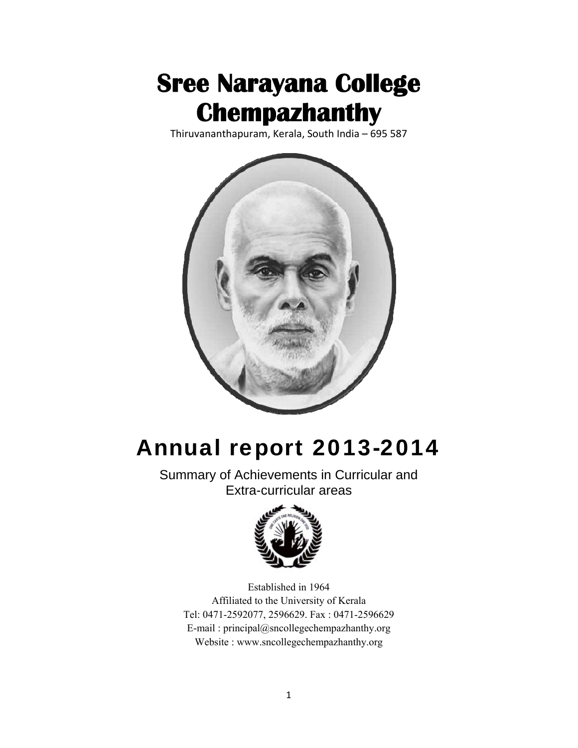# Sree Narayana College Chempazhanthy

Thiruvananthapuram, Kerala, South India – 695 587

# Annual report 2013-2014

Summary of Achievements in Curricular and Extra-curricular areas

Established in 1964

Affiliated to the University of Kerala

Tel: 0471-2592077, 2596629. Fax : 0471-2596629

E-mail : principal@sncollegechempazhanthy.org

Website : www.sncollegechempazhanthy.org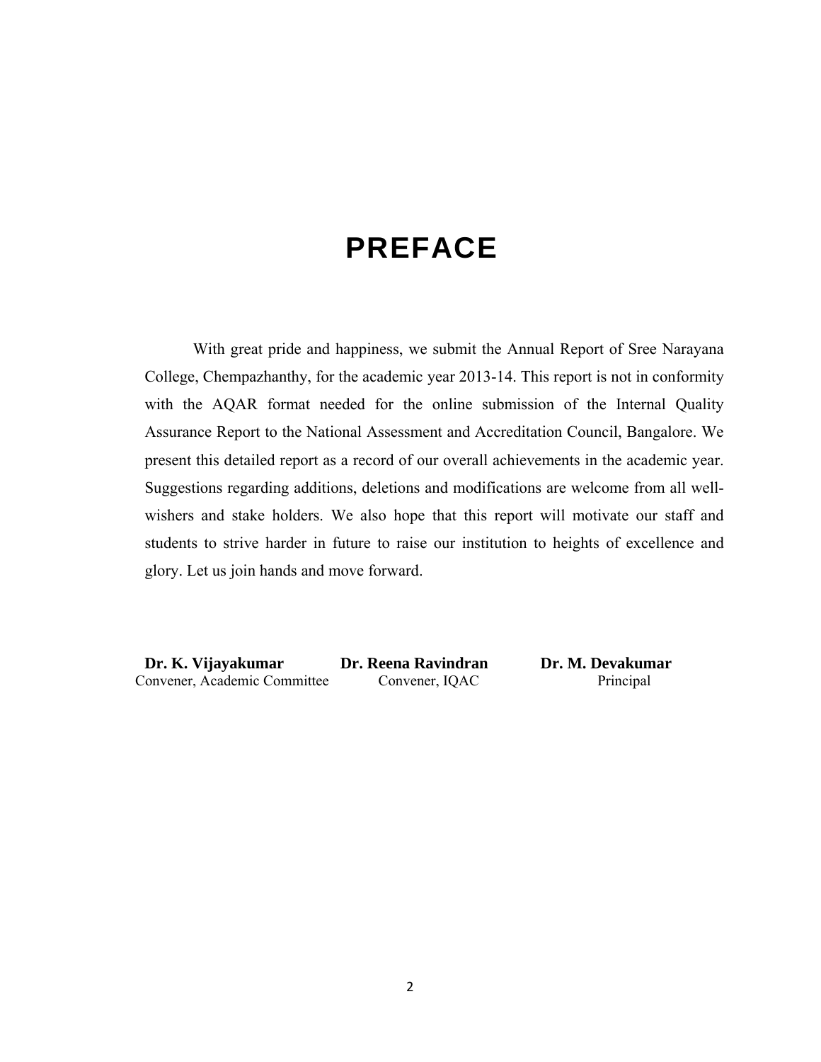# PREFACE

With great pride and happiness, we submit the Annual Report of Sree Narayana College, Chempazhanthy, for the academic year 2013-14. This report is not in conformity with the AQAR format needed for the online submission of the Internal Quality Assurance Report to the National Assessment and Accreditation Council, Bangalore. We present this detailed report as a record of our overall achievements in the academic year. Suggestions regarding additions, deletions and modifications are welcome from all well-wishers and stake holders. We also hope that this report will motivate our staff and students to strive harder in future to raise our institution to heights of excellence and glory. Let us join hands and move forward.

| **Dr. K. Vijayakumar** | **Dr. Reena Ravindran** | **Dr. M. Devakumar** |
|---|---|---|
| Convener, Academic Committee | Convener, IQAC | Principal |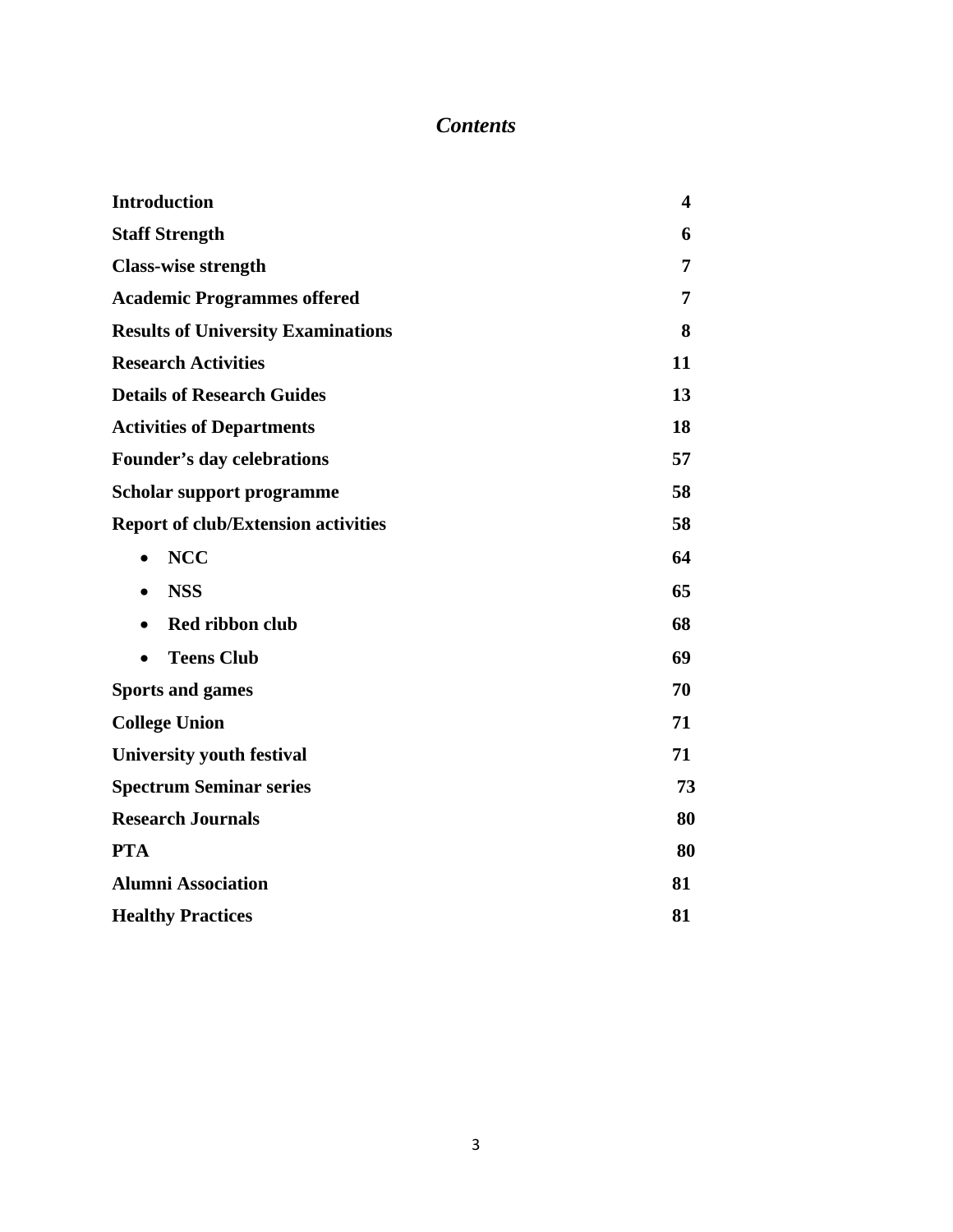# *Contents*

| | |
|---|---|
| **Introduction** | **4** |
| **Staff Strength** | **6** |
| **Class-wise strength** | **7** |
| **Academic Programmes offered** | **7** |
| **Results of University Examinations** | **8** |
| **Research Activities** | **11** |
| **Details of Research Guides** | **13** |
| **Activities of Departments** | **18** |
| **Founder's day celebrations** | **57** |
| **Scholar support programme** | **58** |
| **Report of club/Extension activities** | **58** |
| • **NCC** | **64** |
| • **NSS** | **65** |
| • **Red ribbon club** | **68** |
| • **Teens Club** | **69** |
| **Sports and games** | **70** |
| **College Union** | **71** |
| **University youth festival** | **71** |
| **Spectrum Seminar series** | **73** |
| **Research Journals** | **80** |
| **PTA** | **80** |
| **Alumni Association** | **81** |
| **Healthy Practices** | **81** |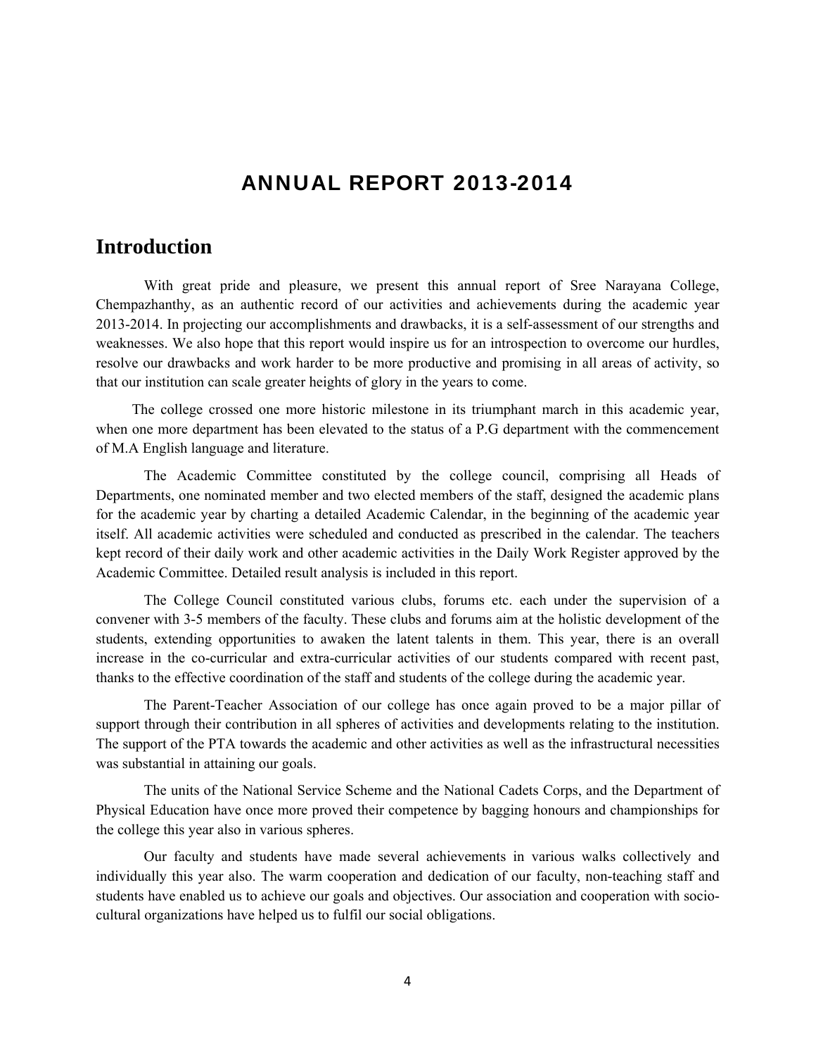# ANNUAL REPORT 2013-2014

## Introduction

With great pride and pleasure, we present this annual report of Sree Narayana College, Chempazhanthy, as an authentic record of our activities and achievements during the academic year 2013-2014. In projecting our accomplishments and drawbacks, it is a self-assessment of our strengths and weaknesses. We also hope that this report would inspire us for an introspection to overcome our hurdles, resolve our drawbacks and work harder to be more productive and promising in all areas of activity, so that our institution can scale greater heights of glory in the years to come.

The college crossed one more historic milestone in its triumphant march in this academic year, when one more department has been elevated to the status of a P.G department with the commencement of M.A English language and literature.

The Academic Committee constituted by the college council, comprising all Heads of Departments, one nominated member and two elected members of the staff, designed the academic plans for the academic year by charting a detailed Academic Calendar, in the beginning of the academic year itself. All academic activities were scheduled and conducted as prescribed in the calendar. The teachers kept record of their daily work and other academic activities in the Daily Work Register approved by the Academic Committee. Detailed result analysis is included in this report.

The College Council constituted various clubs, forums etc. each under the supervision of a convener with 3-5 members of the faculty. These clubs and forums aim at the holistic development of the students, extending opportunities to awaken the latent talents in them. This year, there is an overall increase in the co-curricular and extra-curricular activities of our students compared with recent past, thanks to the effective coordination of the staff and students of the college during the academic year.

The Parent-Teacher Association of our college has once again proved to be a major pillar of support through their contribution in all spheres of activities and developments relating to the institution. The support of the PTA towards the academic and other activities as well as the infrastructural necessities was substantial in attaining our goals.

The units of the National Service Scheme and the National Cadets Corps, and the Department of Physical Education have once more proved their competence by bagging honours and championships for the college this year also in various spheres.

Our faculty and students have made several achievements in various walks collectively and individually this year also. The warm cooperation and dedication of our faculty, non-teaching staff and students have enabled us to achieve our goals and objectives. Our association and cooperation with socio-cultural organizations have helped us to fulfil our social obligations.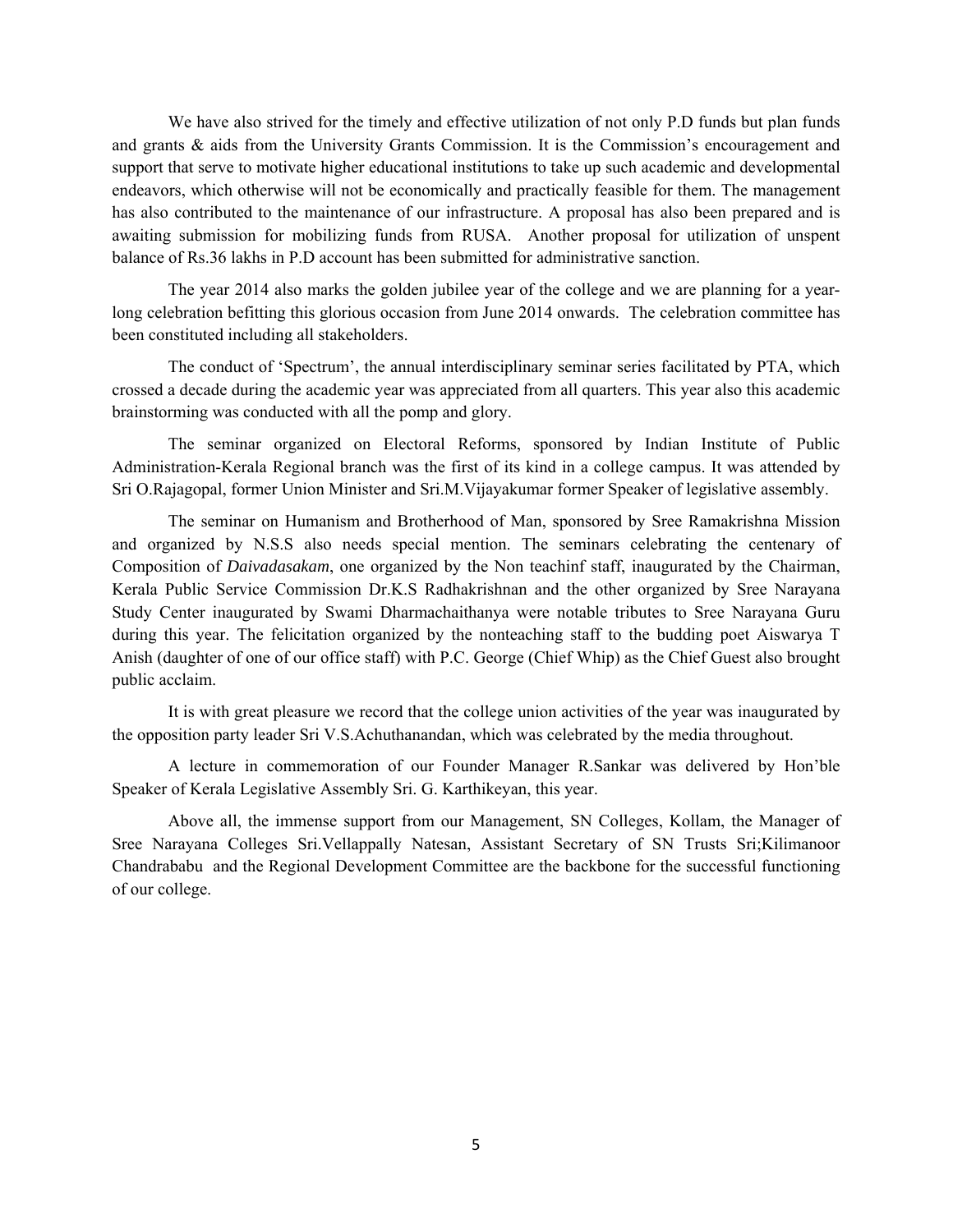We have also strived for the timely and effective utilization of not only P.D funds but plan funds and grants & aids from the University Grants Commission. It is the Commission's encouragement and support that serve to motivate higher educational institutions to take up such academic and developmental endeavors, which otherwise will not be economically and practically feasible for them. The management has also contributed to the maintenance of our infrastructure. A proposal has also been prepared and is awaiting submission for mobilizing funds from RUSA. Another proposal for utilization of unspent balance of Rs.36 lakhs in P.D account has been submitted for administrative sanction.

The year 2014 also marks the golden jubilee year of the college and we are planning for a year-long celebration befitting this glorious occasion from June 2014 onwards. The celebration committee has been constituted including all stakeholders.

The conduct of 'Spectrum', the annual interdisciplinary seminar series facilitated by PTA, which crossed a decade during the academic year was appreciated from all quarters. This year also this academic brainstorming was conducted with all the pomp and glory.

The seminar organized on Electoral Reforms, sponsored by Indian Institute of Public Administration-Kerala Regional branch was the first of its kind in a college campus. It was attended by Sri O.Rajagopal, former Union Minister and Sri.M.Vijayakumar former Speaker of legislative assembly.

The seminar on Humanism and Brotherhood of Man, sponsored by Sree Ramakrishna Mission and organized by N.S.S also needs special mention. The seminars celebrating the centenary of Composition of *Daivadasakam*, one organized by the Non teachinf staff, inaugurated by the Chairman, Kerala Public Service Commission Dr.K.S Radhakrishnan and the other organized by Sree Narayana Study Center inaugurated by Swami Dharmachaithanya were notable tributes to Sree Narayana Guru during this year. The felicitation organized by the nonteaching staff to the budding poet Aiswarya T Anish (daughter of one of our office staff) with P.C. George (Chief Whip) as the Chief Guest also brought public acclaim.

It is with great pleasure we record that the college union activities of the year was inaugurated by the opposition party leader Sri V.S.Achuthanandan, which was celebrated by the media throughout.

A lecture in commemoration of our Founder Manager R.Sankar was delivered by Hon'ble Speaker of Kerala Legislative Assembly Sri. G. Karthikeyan, this year.

Above all, the immense support from our Management, SN Colleges, Kollam, the Manager of Sree Narayana Colleges Sri.Vellappally Natesan, Assistant Secretary of SN Trusts Sri;Kilimanoor Chandrababu and the Regional Development Committee are the backbone for the successful functioning of our college.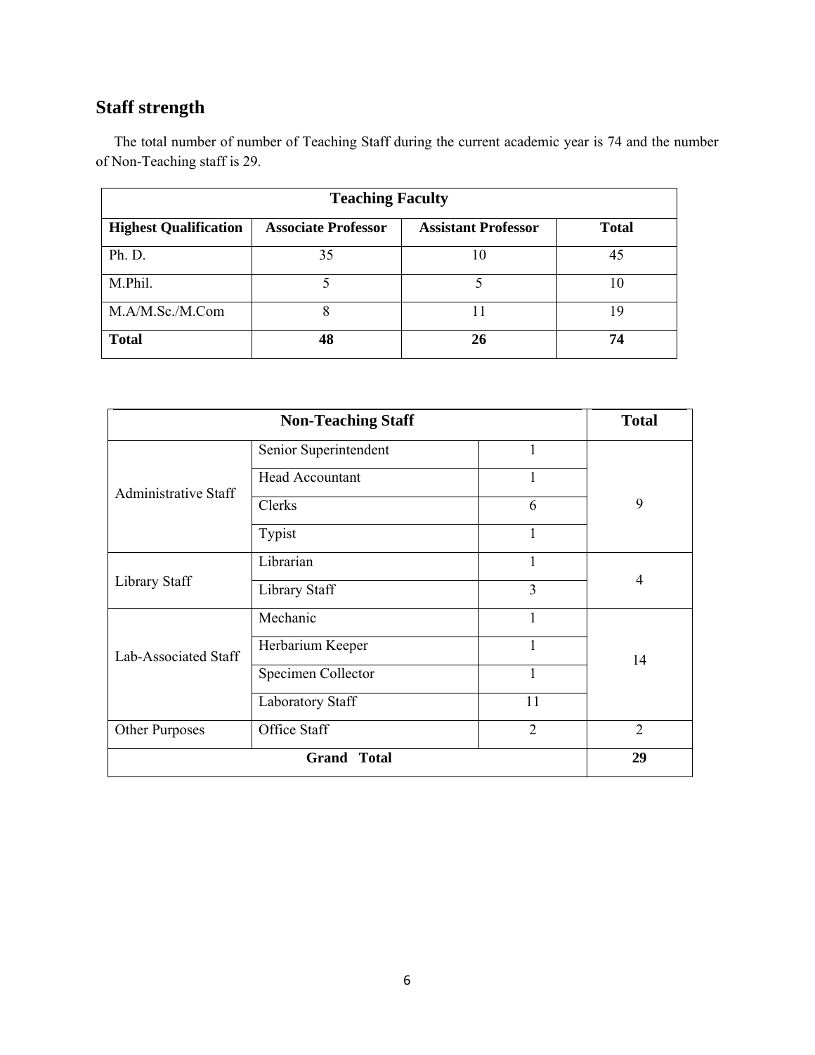## Staff strength

The total number of number of Teaching Staff during the current academic year is 74 and the number of Non-Teaching staff is 29.

| Teaching Faculty | | | |
|---|---|---|---|
| **Highest Qualification** | **Associate Professor** | **Assistant Professor** | **Total** |
| Ph. D. | 35 | 10 | 45 |
| M.Phil. | 5 | 5 | 10 |
| M.A/M.Sc./M.Com | 8 | 11 | 19 |
| **Total** | **48** | **26** | **74** |

| Non-Teaching Staff | | | Total |
|---|---|---|---|
| Administrative Staff | Senior Superintendent | 1 | 9 |
| | Head Accountant | 1 | |
| | Clerks | 6 | |
| | Typist | 1 | |
| Library Staff | Librarian | 1 | 4 |
| | Library Staff | 3 | |
| Lab-Associated Staff | Mechanic | 1 | 14 |
| | Herbarium Keeper | 1 | |
| | Specimen Collector | 1 | |
| | Laboratory Staff | 11 | |
| Other Purposes | Office Staff | 2 | 2 |
| **Grand Total** | | | **29** |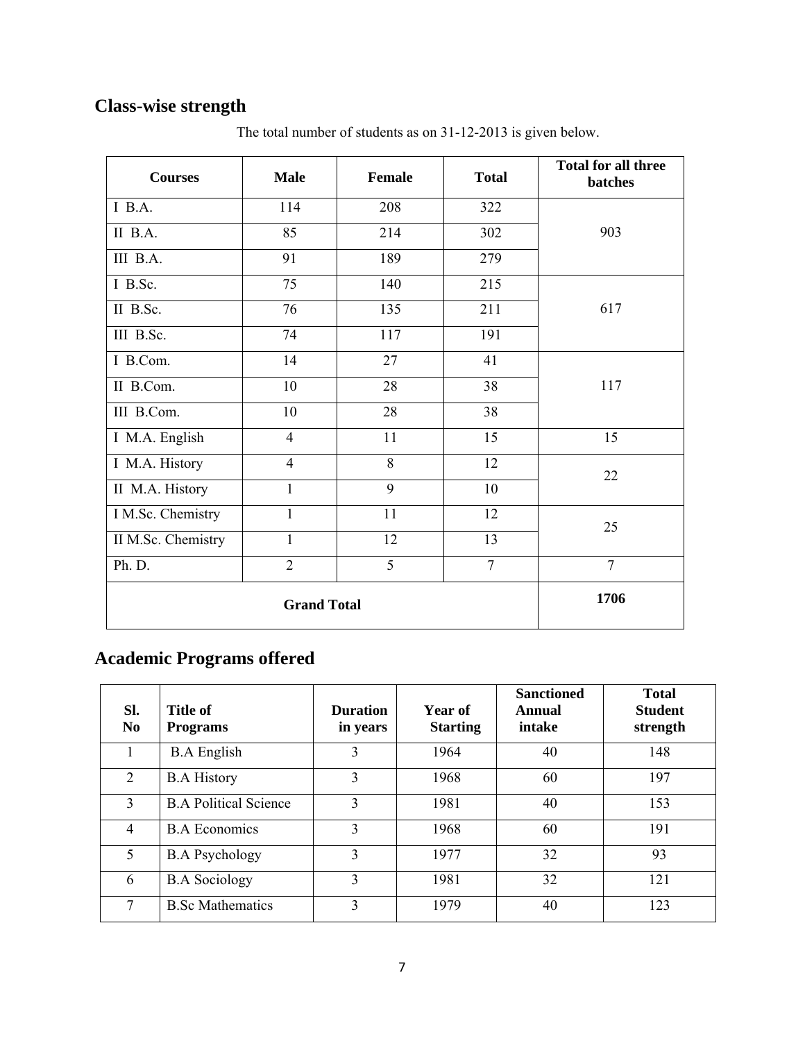## Class-wise strength

The total number of students as on 31-12-2013 is given below.

| Courses | Male | Female | Total | Total for all three batches |
|---|---|---|---|---|
| I B.A. | 114 | 208 | 322 | 903 |
| II B.A. | 85 | 214 | 302 | |
| III B.A. | 91 | 189 | 279 | |
| I B.Sc. | 75 | 140 | 215 | 617 |
| II B.Sc. | 76 | 135 | 211 | |
| III B.Sc. | 74 | 117 | 191 | |
| I B.Com. | 14 | 27 | 41 | 117 |
| II B.Com. | 10 | 28 | 38 | |
| III B.Com. | 10 | 28 | 38 | |
| I M.A. English | 4 | 11 | 15 | 15 |
| I M.A. History | 4 | 8 | 12 | 22 |
| II M.A. History | 1 | 9 | 10 | |
| I M.Sc. Chemistry | 1 | 11 | 12 | 25 |
| II M.Sc. Chemistry | 1 | 12 | 13 | |
| Ph. D. | 2 | 5 | 7 | 7 |
| **Grand Total** | | | | **1706** |

## Academic Programs offered

| Sl. No | Title of Programs | Duration in years | Year of Starting | Sanctioned Annual intake | Total Student strength |
|---|---|---|---|---|---|
| 1 | B.A English | 3 | 1964 | 40 | 148 |
| 2 | B.A History | 3 | 1968 | 60 | 197 |
| 3 | B.A Political Science | 3 | 1981 | 40 | 153 |
| 4 | B.A Economics | 3 | 1968 | 60 | 191 |
| 5 | B.A Psychology | 3 | 1977 | 32 | 93 |
| 6 | B.A Sociology | 3 | 1981 | 32 | 121 |
| 7 | B.Sc Mathematics | 3 | 1979 | 40 | 123 |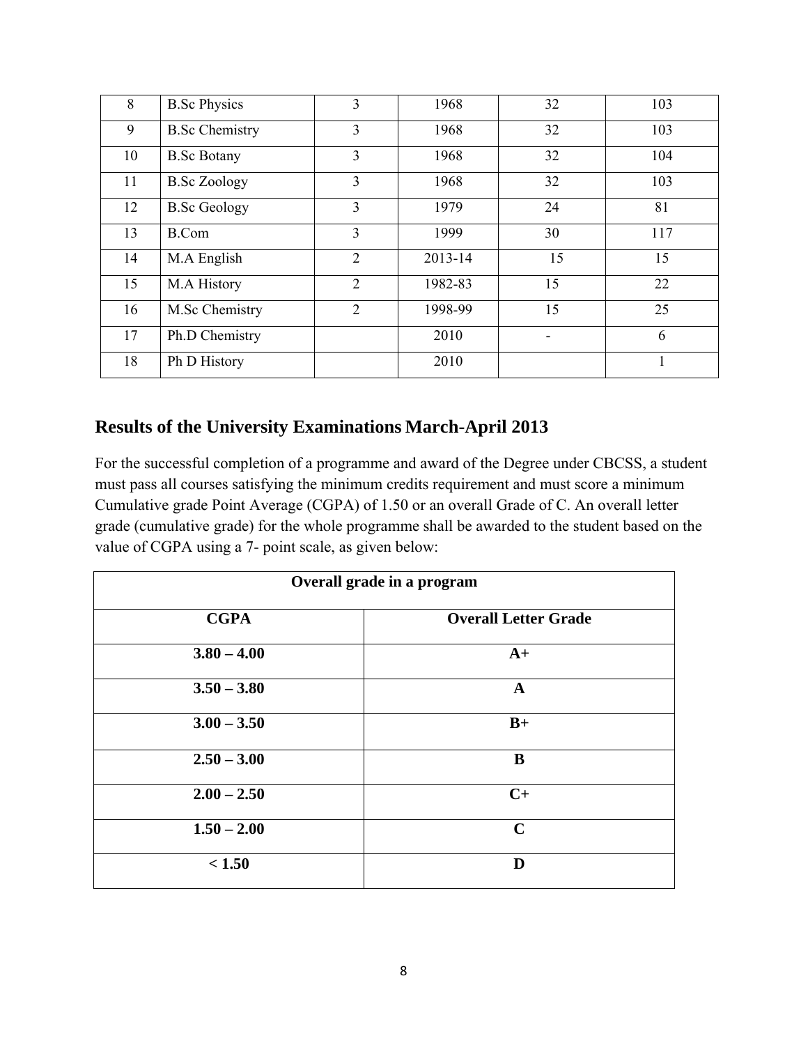| 8 | B.Sc Physics | 3 | 1968 | 32 | 103 |
|---|---|---|---|---|---|
| 9 | B.Sc Chemistry | 3 | 1968 | 32 | 103 |
| 10 | B.Sc Botany | 3 | 1968 | 32 | 104 |
| 11 | B.Sc Zoology | 3 | 1968 | 32 | 103 |
| 12 | B.Sc Geology | 3 | 1979 | 24 | 81 |
| 13 | B.Com | 3 | 1999 | 30 | 117 |
| 14 | M.A English | 2 | 2013-14 | 15 | 15 |
| 15 | M.A History | 2 | 1982-83 | 15 | 22 |
| 16 | M.Sc Chemistry | 2 | 1998-99 | 15 | 25 |
| 17 | Ph.D Chemistry | | 2010 | - | 6 |
| 18 | Ph D History | | 2010 | | 1 |

## Results of the University Examinations March-April 2013

For the successful completion of a programme and award of the Degree under CBCSS, a student must pass all courses satisfying the minimum credits requirement and must score a minimum Cumulative grade Point Average (CGPA) of 1.50 or an overall Grade of C. An overall letter grade (cumulative grade) for the whole programme shall be awarded to the student based on the value of CGPA using a 7- point scale, as given below:

| **Overall grade in a program** | |
|---|---|
| **CGPA** | **Overall Letter Grade** |
| **3.80 – 4.00** | **A+** |
| **3.50 – 3.80** | **A** |
| **3.00 – 3.50** | **B+** |
| **2.50 – 3.00** | **B** |
| **2.00 – 2.50** | **C+** |
| **1.50 – 2.00** | **C** |
| **< 1.50** | **D** |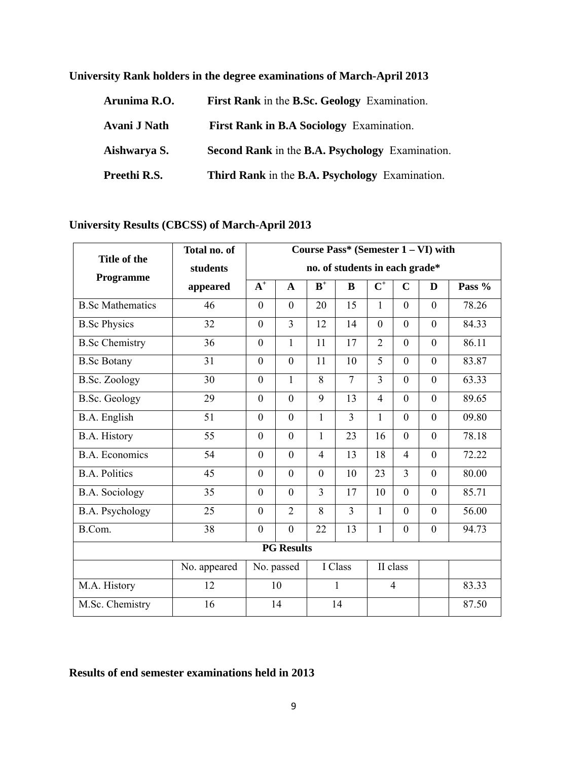**University Rank holders in the degree examinations of March-April 2013**

**Arunima R.O.** **First Rank** in the **B.Sc. Geology** Examination.

**Avani J Nath** **First Rank in B.A Sociology** Examination.

**Aishwarya S.** **Second Rank** in the **B.A. Psychology** Examination.

**Preethi R.S.** **Third Rank** in the **B.A. Psychology** Examination.

**University Results (CBCSS) of March-April 2013**

| Title of the Programme | Total no. of students appeared | Course Pass* (Semester 1 – VI) with no. of students in each grade* | | | | | | | |
|---|---|---|---|---|---|---|---|---|---|
| | | $A^+$ | A | $B^+$ | B | $C^+$ | C | D | Pass % |
| B.Sc Mathematics | 46 | 0 | 0 | 20 | 15 | 1 | 0 | 0 | 78.26 |
| B.Sc Physics | 32 | 0 | 3 | 12 | 14 | 0 | 0 | 0 | 84.33 |
| B.Sc Chemistry | 36 | 0 | 1 | 11 | 17 | 2 | 0 | 0 | 86.11 |
| B.Sc Botany | 31 | 0 | 0 | 11 | 10 | 5 | 0 | 0 | 83.87 |
| B.Sc. Zoology | 30 | 0 | 1 | 8 | 7 | 3 | 0 | 0 | 63.33 |
| B.Sc. Geology | 29 | 0 | 0 | 9 | 13 | 4 | 0 | 0 | 89.65 |
| B.A. English | 51 | 0 | 0 | 1 | 3 | 1 | 0 | 0 | 09.80 |
| B.A. History | 55 | 0 | 0 | 1 | 23 | 16 | 0 | 0 | 78.18 |
| B.A. Economics | 54 | 0 | 0 | 4 | 13 | 18 | 4 | 0 | 72.22 |
| B.A. Politics | 45 | 0 | 0 | 0 | 10 | 23 | 3 | 0 | 80.00 |
| B.A. Sociology | 35 | 0 | 0 | 3 | 17 | 10 | 0 | 0 | 85.71 |
| B.A. Psychology | 25 | 0 | 2 | 8 | 3 | 1 | 0 | 0 | 56.00 |
| B.Com. | 38 | 0 | 0 | 22 | 13 | 1 | 0 | 0 | 94.73 |
| **PG Results** | | | | | | | | | |
| | No. appeared | No. passed | | I Class | | II class | | | |
| M.A. History | 12 | 10 | | 1 | | 4 | | | 83.33 |
| M.Sc. Chemistry | 16 | 14 | | 14 | | | | | 87.50 |

**Results of end semester examinations held in 2013**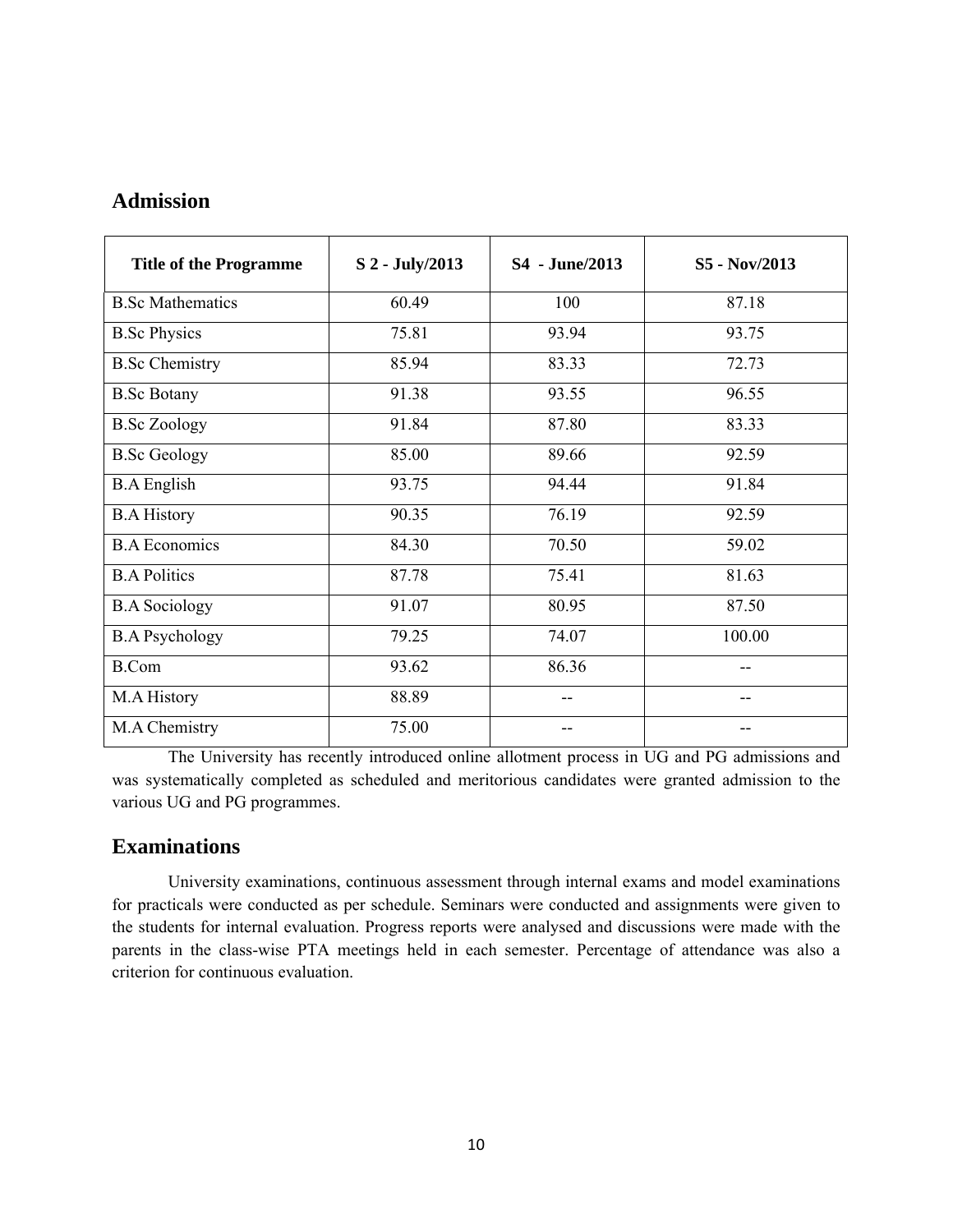## Admission

| Title of the Programme | S 2 - July/2013 | S4 - June/2013 | S5 - Nov/2013 |
|---|---|---|---|
| B.Sc Mathematics | 60.49 | 100 | 87.18 |
| B.Sc Physics | 75.81 | 93.94 | 93.75 |
| B.Sc Chemistry | 85.94 | 83.33 | 72.73 |
| B.Sc Botany | 91.38 | 93.55 | 96.55 |
| B.Sc Zoology | 91.84 | 87.80 | 83.33 |
| B.Sc Geology | 85.00 | 89.66 | 92.59 |
| B.A English | 93.75 | 94.44 | 91.84 |
| B.A History | 90.35 | 76.19 | 92.59 |
| B.A Economics | 84.30 | 70.50 | 59.02 |
| B.A Politics | 87.78 | 75.41 | 81.63 |
| B.A Sociology | 91.07 | 80.95 | 87.50 |
| B.A Psychology | 79.25 | 74.07 | 100.00 |
| B.Com | 93.62 | 86.36 | -- |
| M.A History | 88.89 | -- | -- |
| M.A Chemistry | 75.00 | -- | -- |

The University has recently introduced online allotment process in UG and PG admissions and was systematically completed as scheduled and meritorious candidates were granted admission to the various UG and PG programmes.

## Examinations

University examinations, continuous assessment through internal exams and model examinations for practicals were conducted as per schedule. Seminars were conducted and assignments were given to the students for internal evaluation. Progress reports were analysed and discussions were made with the parents in the class-wise PTA meetings held in each semester. Percentage of attendance was also a criterion for continuous evaluation.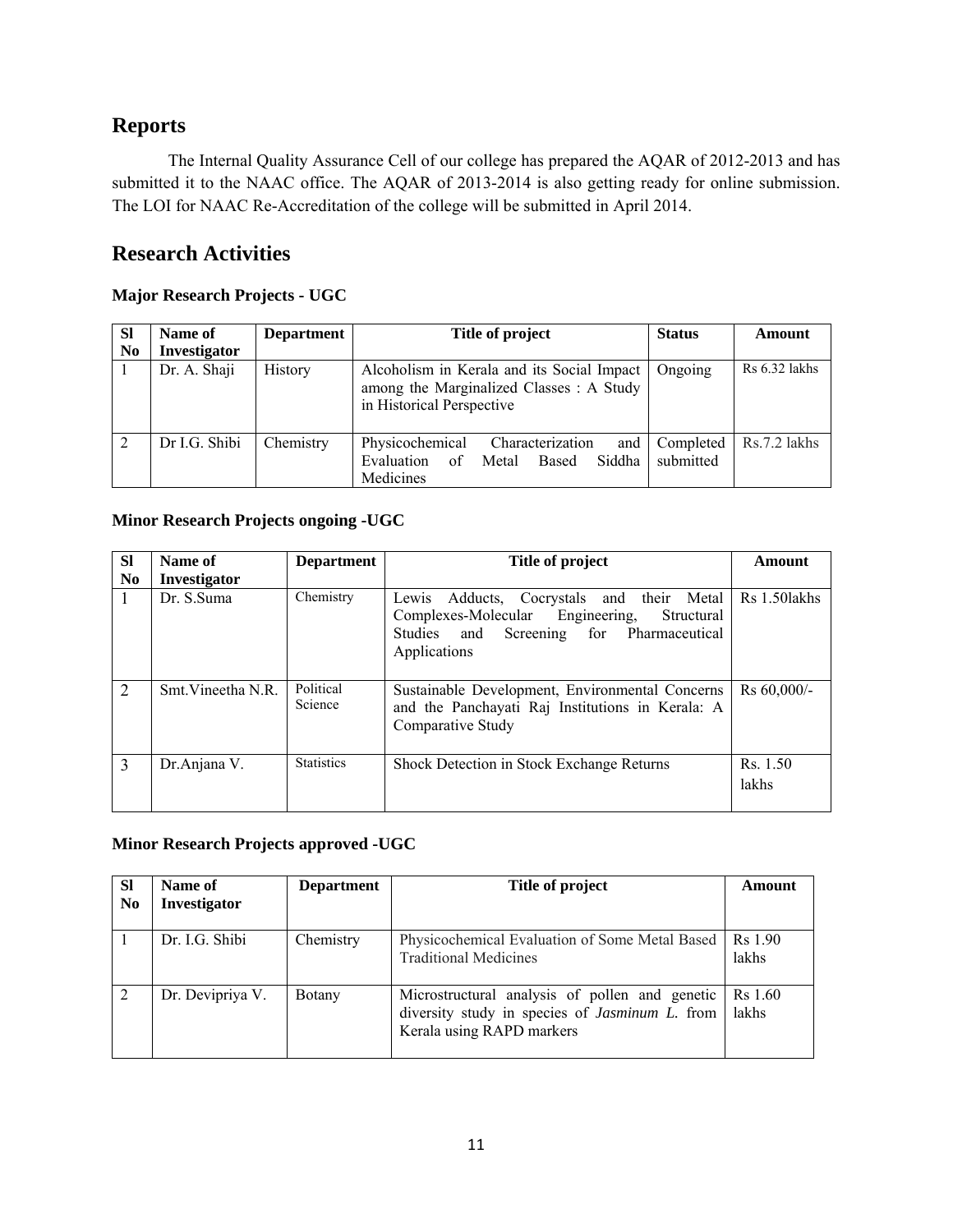## Reports

The Internal Quality Assurance Cell of our college has prepared the AQAR of 2012-2013 and has submitted it to the NAAC office. The AQAR of 2013-2014 is also getting ready for online submission. The LOI for NAAC Re-Accreditation of the college will be submitted in April 2014.

## Research Activities

### Major Research Projects - UGC

| Sl No | Name of Investigator | Department | Title of project | Status | Amount |
|---|---|---|---|---|---|
| 1 | Dr. A. Shaji | History | Alcoholism in Kerala and its Social Impact among the Marginalized Classes : A Study in Historical Perspective | Ongoing | Rs 6.32 lakhs |
| 2 | Dr I.G. Shibi | Chemistry | Physicochemical Characterization and Evaluation of Metal Based Siddha Medicines | Completed submitted | Rs.7.2 lakhs |

### Minor Research Projects ongoing -UGC

| Sl No | Name of Investigator | Department | Title of project | Amount |
|---|---|---|---|---|
| 1 | Dr. S.Suma | Chemistry | Lewis Adducts, Cocrystals and their Metal Complexes-Molecular Engineering, Structural Studies and Screening for Pharmaceutical Applications | Rs 1.50lakhs |
| 2 | Smt.Vineetha N.R. | Political Science | Sustainable Development, Environmental Concerns and the Panchayati Raj Institutions in Kerala: A Comparative Study | Rs 60,000/- |
| 3 | Dr.Anjana V. | Statistics | Shock Detection in Stock Exchange Returns | Rs. 1.50 lakhs |

### Minor Research Projects approved -UGC

| Sl No | Name of Investigator | Department | Title of project | Amount |
|---|---|---|---|---|
| 1 | Dr. I.G. Shibi | Chemistry | Physicochemical Evaluation of Some Metal Based Traditional Medicines | Rs 1.90 lakhs |
| 2 | Dr. Devipriya V. | Botany | Microstructural analysis of pollen and genetic diversity study in species of *Jasminum L.* from Kerala using RAPD markers | Rs 1.60 lakhs |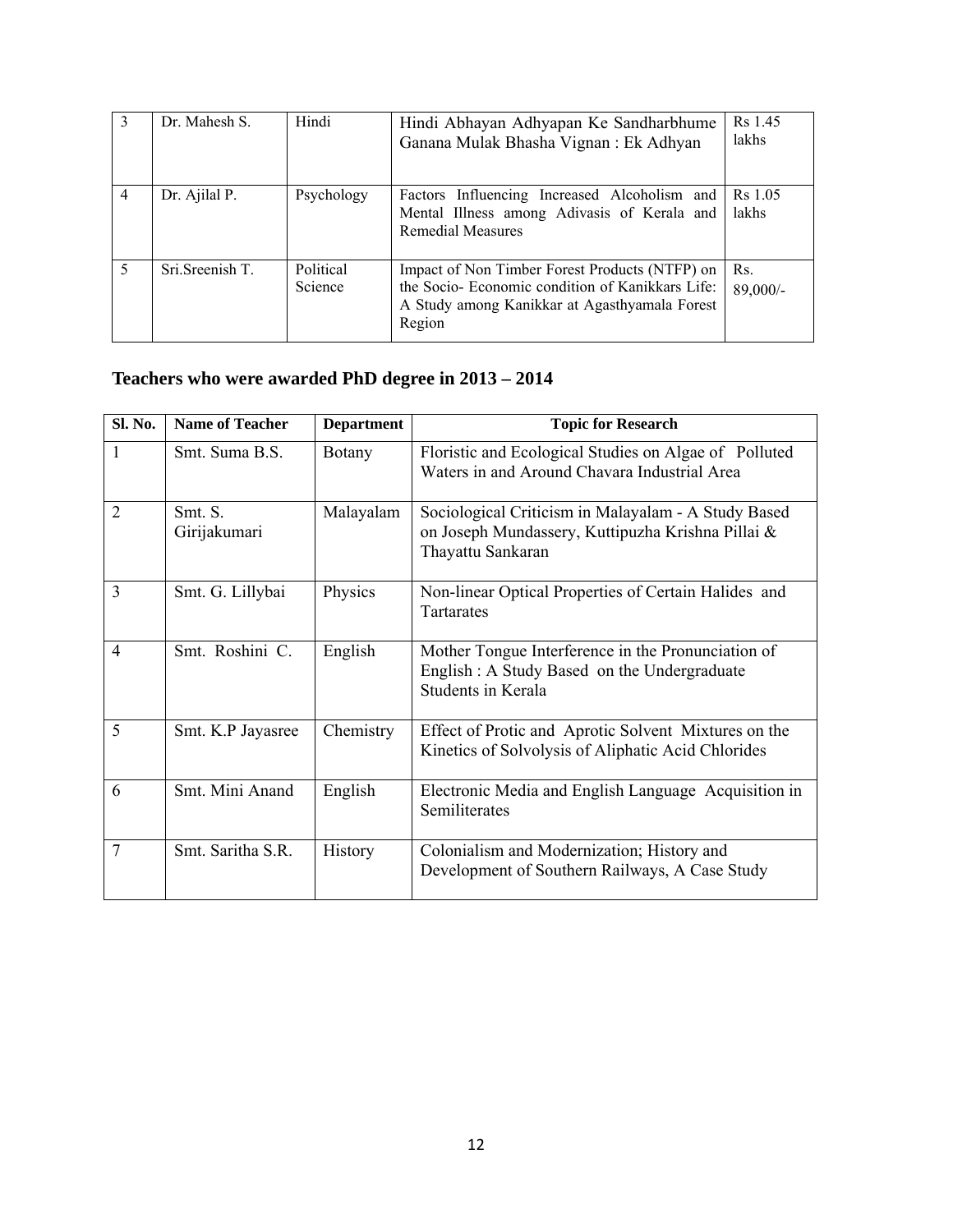| 3 | Dr. Mahesh S. | Hindi | Hindi Abhayan Adhyapan Ke Sandharbhume Ganana Mulak Bhasha Vignan : Ek Adhyan | Rs 1.45 lakhs |
|---|---|---|---|---|
| 4 | Dr. Ajilal P. | Psychology | Factors Influencing Increased Alcoholism and Mental Illness among Adivasis of Kerala and Remedial Measures | Rs 1.05 lakhs |
| 5 | Sri.Sreenish T. | Political Science | Impact of Non Timber Forest Products (NTFP) on the Socio- Economic condition of Kanikkars Life: A Study among Kanikkar at Agasthyamala Forest Region | Rs. 89,000/- |

## Teachers who were awarded PhD degree in 2013 – 2014

| Sl. No. | Name of Teacher | Department | Topic for Research |
|---|---|---|---|
| 1 | Smt. Suma B.S. | Botany | Floristic and Ecological Studies on Algae of Polluted Waters in and Around Chavara Industrial Area |
| 2 | Smt. S. Girijakumari | Malayalam | Sociological Criticism in Malayalam - A Study Based on Joseph Mundassery, Kuttipuzha Krishna Pillai & Thayattu Sankaran |
| 3 | Smt. G. Lillybai | Physics | Non-linear Optical Properties of Certain Halides and Tartarates |
| 4 | Smt. Roshini C. | English | Mother Tongue Interference in the Pronunciation of English : A Study Based on the Undergraduate Students in Kerala |
| 5 | Smt. K.P Jayasree | Chemistry | Effect of Protic and Aprotic Solvent Mixtures on the Kinetics of Solvolysis of Aliphatic Acid Chlorides |
| 6 | Smt. Mini Anand | English | Electronic Media and English Language Acquisition in Semiliterates |
| 7 | Smt. Saritha S.R. | History | Colonialism and Modernization; History and Development of Southern Railways, A Case Study |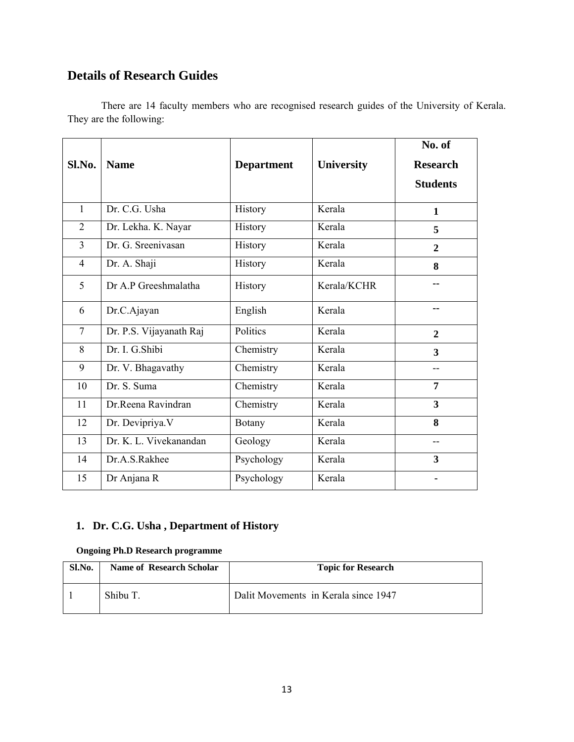## Details of Research Guides

There are 14 faculty members who are recognised research guides of the University of Kerala. They are the following:

| Sl.No. | Name | Department | University | No. of Research Students |
|---|---|---|---|---|
| 1 | Dr. C.G. Usha | History | Kerala | **1** |
| 2 | Dr. Lekha. K. Nayar | History | Kerala | **5** |
| 3 | Dr. G. Sreenivasan | History | Kerala | **2** |
| 4 | Dr. A. Shaji | History | Kerala | **8** |
| 5 | Dr A.P Greeshmalatha | History | Kerala/KCHR | -- |
| 6 | Dr.C.Ajayan | English | Kerala | -- |
| 7 | Dr. P.S. Vijayanath Raj | Politics | Kerala | **2** |
| 8 | Dr. I. G.Shibi | Chemistry | Kerala | **3** |
| 9 | Dr. V. Bhagavathy | Chemistry | Kerala | -- |
| 10 | Dr. S. Suma | Chemistry | Kerala | **7** |
| 11 | Dr.Reena Ravindran | Chemistry | Kerala | **3** |
| 12 | Dr. Devipriya.V | Botany | Kerala | **8** |
| 13 | Dr. K. L. Vivekanandan | Geology | Kerala | -- |
| 14 | Dr.A.S.Rakhee | Psychology | Kerala | **3** |
| 15 | Dr Anjana R | Psychology | Kerala | **-** |

### 1. Dr. C.G. Usha , Department of History

**Ongoing Ph.D Research programme**

| Sl.No. | Name of Research Scholar | Topic for Research |
|---|---|---|
| 1 | Shibu T. | Dalit Movements in Kerala since 1947 |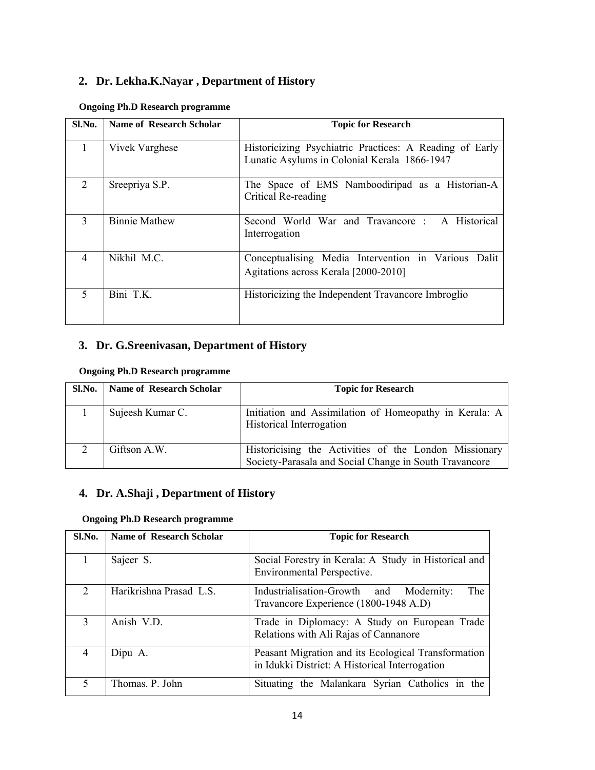## 2. Dr. Lekha.K.Nayar , Department of History

**Ongoing Ph.D Research programme**

| Sl.No. | Name of Research Scholar | Topic for Research |
|---|---|---|
| 1 | Vivek Varghese | Historicizing Psychiatric Practices: A Reading of Early Lunatic Asylums in Colonial Kerala 1866-1947 |
| 2 | Sreepriya S.P. | The Space of EMS Namboodiripad as a Historian-A Critical Re-reading |
| 3 | Binnie Mathew | Second World War and Travancore : A Historical Interrogation |
| 4 | Nikhil M.C. | Conceptualising Media Intervention in Various Dalit Agitations across Kerala [2000-2010] |
| 5 | Bini T.K. | Historicizing the Independent Travancore Imbroglio |

## 3. Dr. G.Sreenivasan, Department of History

**Ongoing Ph.D Research programme**

| Sl.No. | Name of Research Scholar | Topic for Research |
|---|---|---|
| 1 | Sujeesh Kumar C. | Initiation and Assimilation of Homeopathy in Kerala: A Historical Interrogation |
| 2 | Giftson A.W. | Historicising the Activities of the London Missionary Society-Parasala and Social Change in South Travancore |

## 4. Dr. A.Shaji , Department of History

**Ongoing Ph.D Research programme**

| Sl.No. | Name of Research Scholar | Topic for Research |
|---|---|---|
| 1 | Sajeer S. | Social Forestry in Kerala: A Study in Historical and Environmental Perspective. |
| 2 | Harikrishna Prasad L.S. | Industrialisation-Growth and Modernity: The Travancore Experience (1800-1948 A.D) |
| 3 | Anish V.D. | Trade in Diplomacy: A Study on European Trade Relations with Ali Rajas of Cannanore |
| 4 | Dipu A. | Peasant Migration and its Ecological Transformation in Idukki District: A Historical Interrogation |
| 5 | Thomas. P. John | Situating the Malankara Syrian Catholics in the |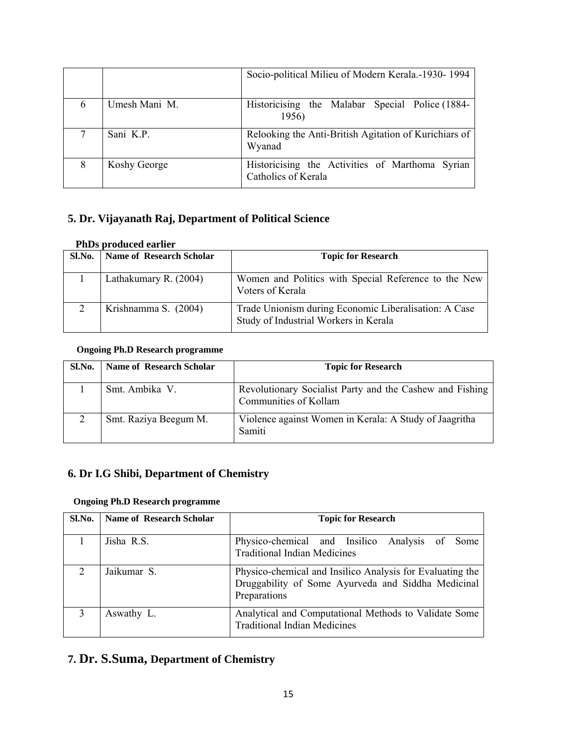| | | Socio-political Milieu of Modern Kerala.-1930- 1994 |
|---|---|---|
| 6 | Umesh Mani M. | Historicising the Malabar Special Police (1884- 1956) |
| 7 | Sani K.P. | Relooking the Anti-British Agitation of Kurichiars of Wyanad |
| 8 | Koshy George | Historicising the Activities of Marthoma Syrian Catholics of Kerala |

## 5. Dr. Vijayanath Raj, Department of Political Science

**PhDs produced earlier**

| Sl.No. | Name of Research Scholar | Topic for Research |
|---|---|---|
| 1 | Lathakumary R. (2004) | Women and Politics with Special Reference to the New Voters of Kerala |
| 2 | Krishnamma S. (2004) | Trade Unionism during Economic Liberalisation: A Case Study of Industrial Workers in Kerala |

**Ongoing Ph.D Research programme**

| Sl.No. | Name of Research Scholar | Topic for Research |
|---|---|---|
| 1 | Smt. Ambika V. | Revolutionary Socialist Party and the Cashew and Fishing Communities of Kollam |
| 2 | Smt. Raziya Beegum M. | Violence against Women in Kerala: A Study of Jaagritha Samiti |

## 6. Dr I.G Shibi, Department of Chemistry

**Ongoing Ph.D Research programme**

| Sl.No. | Name of Research Scholar | Topic for Research |
|---|---|---|
| 1 | Jisha R.S. | Physico-chemical and Insilico Analysis of Some Traditional Indian Medicines |
| 2 | Jaikumar S. | Physico-chemical and Insilico Analysis for Evaluating the Druggability of Some Ayurveda and Siddha Medicinal Preparations |
| 3 | Aswathy L. | Analytical and Computational Methods to Validate Some Traditional Indian Medicines |

## 7. Dr. S.Suma, Department of Chemistry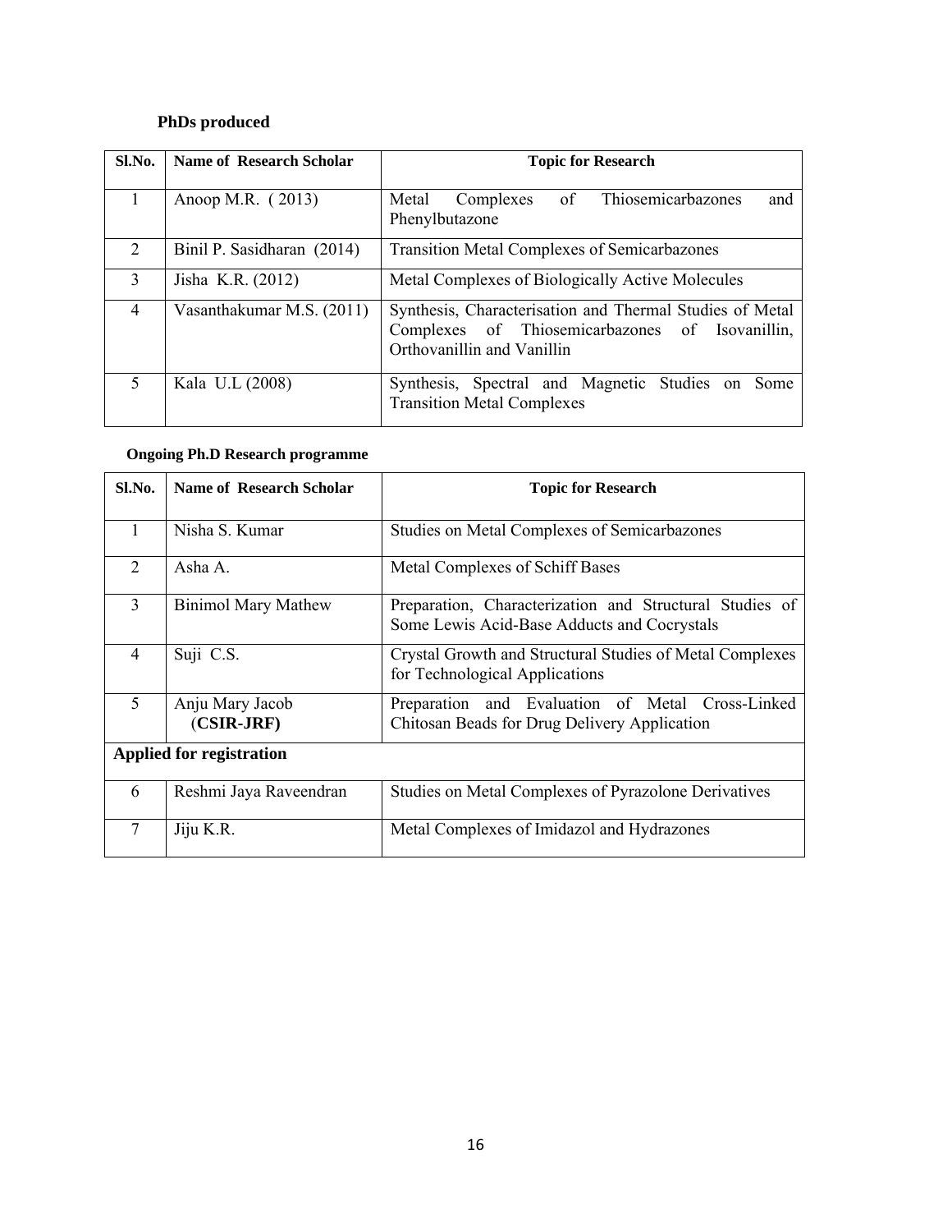**PhDs produced**

| Sl.No. | Name of Research Scholar | Topic for Research |
|---|---|---|
| 1 | Anoop M.R. ( 2013) | Metal Complexes of Thiosemicarbazones and Phenylbutazone |
| 2 | Binil P. Sasidharan (2014) | Transition Metal Complexes of Semicarbazones |
| 3 | Jisha K.R. (2012) | Metal Complexes of Biologically Active Molecules |
| 4 | Vasanthakumar M.S. (2011) | Synthesis, Characterisation and Thermal Studies of Metal Complexes of Thiosemicarbazones of Isovanillin, Orthovanillin and Vanillin |
| 5 | Kala U.L (2008) | Synthesis, Spectral and Magnetic Studies on Some Transition Metal Complexes |

**Ongoing Ph.D Research programme**

| Sl.No. | Name of Research Scholar | Topic for Research |
|---|---|---|
| 1 | Nisha S. Kumar | Studies on Metal Complexes of Semicarbazones |
| 2 | Asha A. | Metal Complexes of Schiff Bases |
| 3 | Binimol Mary Mathew | Preparation, Characterization and Structural Studies of Some Lewis Acid-Base Adducts and Cocrystals |
| 4 | Suji C.S. | Crystal Growth and Structural Studies of Metal Complexes for Technological Applications |
| 5 | Anju Mary Jacob (**CSIR-JRF**) | Preparation and Evaluation of Metal Cross-Linked Chitosan Beads for Drug Delivery Application |
| **Applied for registration** | | |
| 6 | Reshmi Jaya Raveendran | Studies on Metal Complexes of Pyrazolone Derivatives |
| 7 | Jiju K.R. | Metal Complexes of Imidazol and Hydrazones |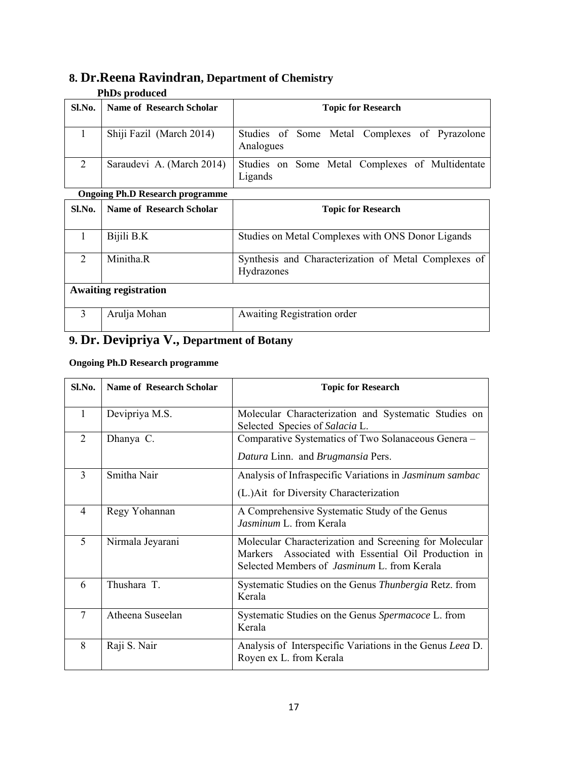## 8. Dr.Reena Ravindran, Department of Chemistry

**PhDs produced**

| Sl.No. | Name of Research Scholar | Topic for Research |
|---|---|---|
| 1 | Shiji Fazil (March 2014) | Studies of Some Metal Complexes of Pyrazolone Analogues |
| 2 | Saraudevi A. (March 2014) | Studies on Some Metal Complexes of Multidentate Ligands |

**Ongoing Ph.D Research programme**

| Sl.No. | Name of Research Scholar | Topic for Research |
|---|---|---|
| 1 | Bijili B.K | Studies on Metal Complexes with ONS Donor Ligands |
| 2 | Minitha.R | Synthesis and Characterization of Metal Complexes of Hydrazones |
| **Awaiting registration** | | |
| 3 | Arulja Mohan | Awaiting Registration order |

## 9. Dr. Devipriya V., Department of Botany

**Ongoing Ph.D Research programme**

| Sl.No. | Name of Research Scholar | Topic for Research |
|---|---|---|
| 1 | Devipriya M.S. | Molecular Characterization and Systematic Studies on Selected Species of *Salacia* L. |
| 2 | Dhanya C. | Comparative Systematics of Two Solanaceous Genera – *Datura* Linn. and *Brugmansia* Pers. |
| 3 | Smitha Nair | Analysis of Infraspecific Variations in *Jasminum sambac* (L.)Ait for Diversity Characterization |
| 4 | Regy Yohannan | A Comprehensive Systematic Study of the Genus *Jasminum* L. from Kerala |
| 5 | Nirmala Jeyarani | Molecular Characterization and Screening for Molecular Markers Associated with Essential Oil Production in Selected Members of *Jasminum* L. from Kerala |
| 6 | Thushara T. | Systematic Studies on the Genus *Thunbergia* Retz. from Kerala |
| 7 | Atheena Suseelan | Systematic Studies on the Genus *Spermacoce* L. from Kerala |
| 8 | Raji S. Nair | Analysis of Interspecific Variations in the Genus *Leea* D. Royen ex L. from Kerala |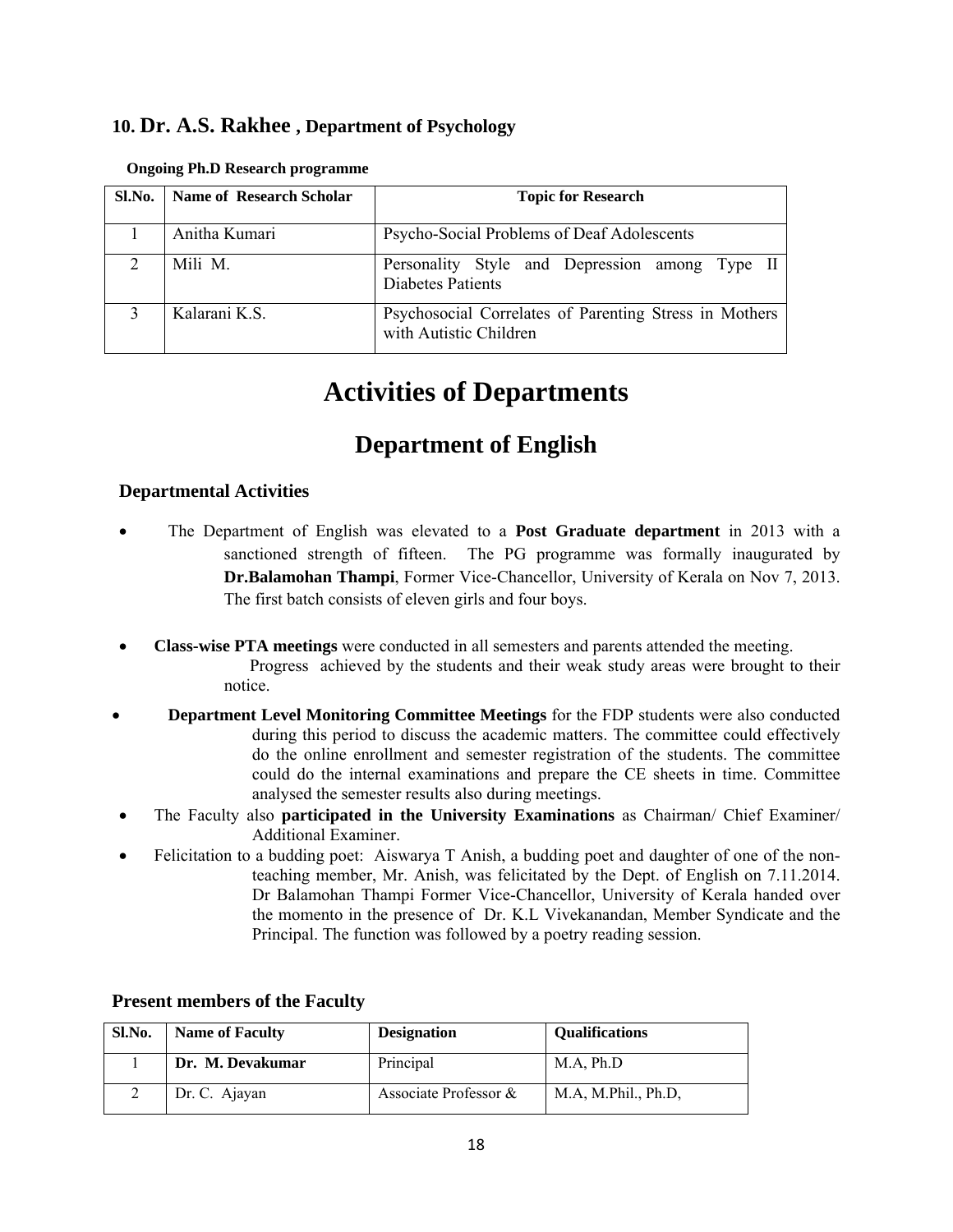### 10. Dr. A.S. Rakhee , Department of Psychology

**Ongoing Ph.D Research programme**

| Sl.No. | Name of Research Scholar | Topic for Research |
|---|---|---|
| 1 | Anitha Kumari | Psycho-Social Problems of Deaf Adolescents |
| 2 | Mili M. | Personality Style and Depression among Type II Diabetes Patients |
| 3 | Kalarani K.S. | Psychosocial Correlates of Parenting Stress in Mothers with Autistic Children |

# Activities of Departments

## Department of English

### Departmental Activities

- The Department of English was elevated to a **Post Graduate department** in 2013 with a sanctioned strength of fifteen. The PG programme was formally inaugurated by **Dr.Balamohan Thampi**, Former Vice-Chancellor, University of Kerala on Nov 7, 2013. The first batch consists of eleven girls and four boys.
- **Class-wise PTA meetings** were conducted in all semesters and parents attended the meeting. Progress achieved by the students and their weak study areas were brought to their notice.
- **Department Level Monitoring Committee Meetings** for the FDP students were also conducted during this period to discuss the academic matters. The committee could effectively do the online enrollment and semester registration of the students. The committee could do the internal examinations and prepare the CE sheets in time. Committee analysed the semester results also during meetings.
- The Faculty also **participated in the University Examinations** as Chairman/ Chief Examiner/ Additional Examiner.
- Felicitation to a budding poet: Aiswarya T Anish, a budding poet and daughter of one of the non-teaching member, Mr. Anish, was felicitated by the Dept. of English on 7.11.2014. Dr Balamohan Thampi Former Vice-Chancellor, University of Kerala handed over the momento in the presence of Dr. K.L Vivekanandan, Member Syndicate and the Principal. The function was followed by a poetry reading session.

### Present members of the Faculty

| Sl.No. | Name of Faculty | Designation | Qualifications |
|---|---|---|---|
| 1 | **Dr. M. Devakumar** | Principal | M.A, Ph.D |
| 2 | Dr. C. Ajayan | Associate Professor & | M.A, M.Phil., Ph.D, |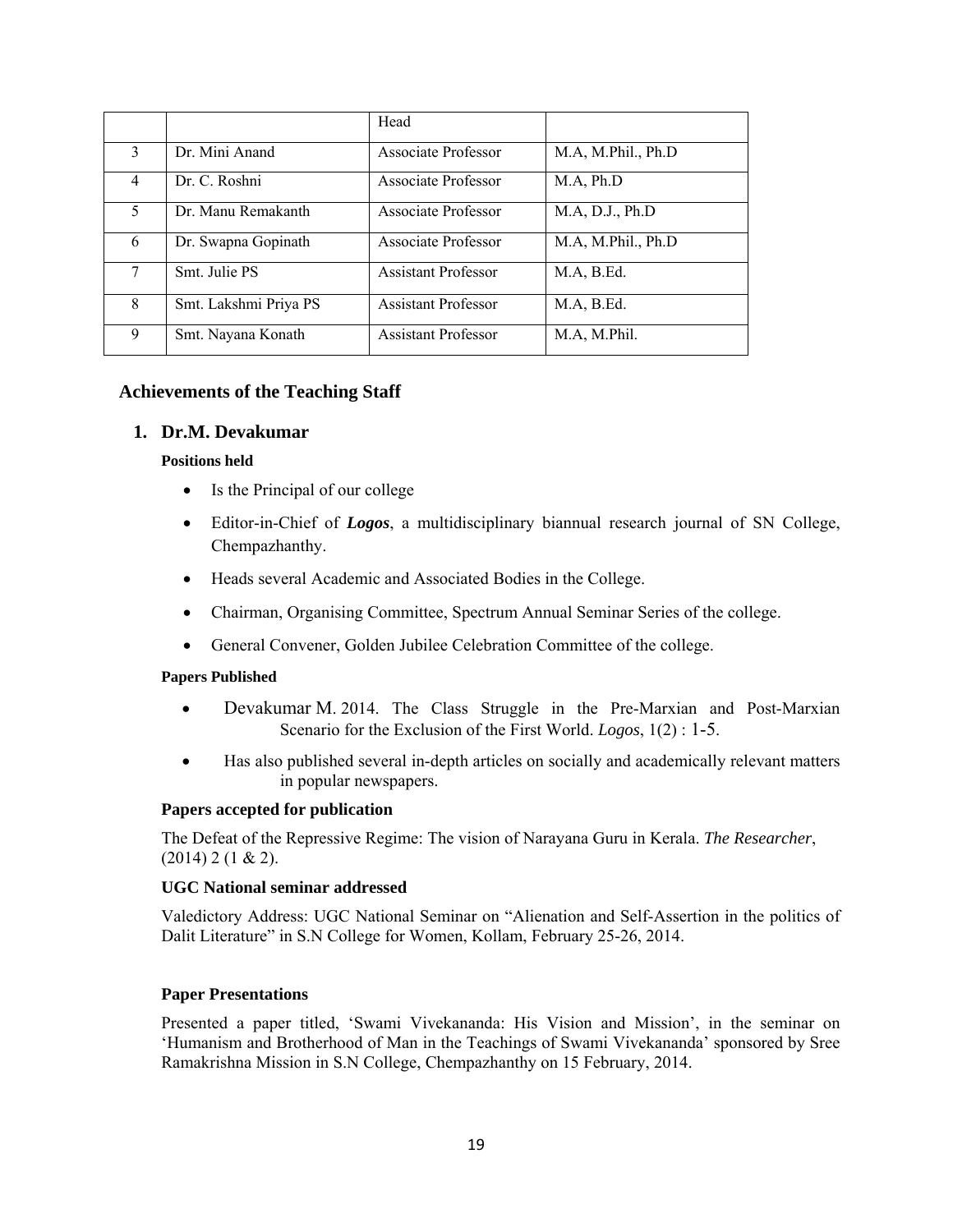|   |   | Head |   |
|---|---|---|---|
| 3 | Dr. Mini Anand | Associate Professor | M.A, M.Phil., Ph.D |
| 4 | Dr. C. Roshni | Associate Professor | M.A, Ph.D |
| 5 | Dr. Manu Remakanth | Associate Professor | M.A, D.J., Ph.D |
| 6 | Dr. Swapna Gopinath | Associate Professor | M.A, M.Phil., Ph.D |
| 7 | Smt. Julie PS | Assistant Professor | M.A, B.Ed. |
| 8 | Smt. Lakshmi Priya PS | Assistant Professor | M.A, B.Ed. |
| 9 | Smt. Nayana Konath | Assistant Professor | M.A, M.Phil. |

## Achievements of the Teaching Staff

### 1. Dr.M. Devakumar

**Positions held**

- Is the Principal of our college
- Editor-in-Chief of ***Logos***, a multidisciplinary biannual research journal of SN College, Chempazhanthy.
- Heads several Academic and Associated Bodies in the College.
- Chairman, Organising Committee, Spectrum Annual Seminar Series of the college.
- General Convener, Golden Jubilee Celebration Committee of the college.

**Papers Published**

- Devakumar M. 2014. The Class Struggle in the Pre-Marxian and Post-Marxian Scenario for the Exclusion of the First World. *Logos*, 1(2) : 1-5.
- Has also published several in-depth articles on socially and academically relevant matters in popular newspapers.

**Papers accepted for publication**

The Defeat of the Repressive Regime: The vision of Narayana Guru in Kerala. *The Researcher*, (2014) 2 (1 & 2).

**UGC National seminar addressed**

Valedictory Address: UGC National Seminar on “Alienation and Self-Assertion in the politics of Dalit Literature” in S.N College for Women, Kollam, February 25-26, 2014.

**Paper Presentations**

Presented a paper titled, ‘Swami Vivekananda: His Vision and Mission’, in the seminar on ‘Humanism and Brotherhood of Man in the Teachings of Swami Vivekananda’ sponsored by Sree Ramakrishna Mission in S.N College, Chempazhanthy on 15 February, 2014.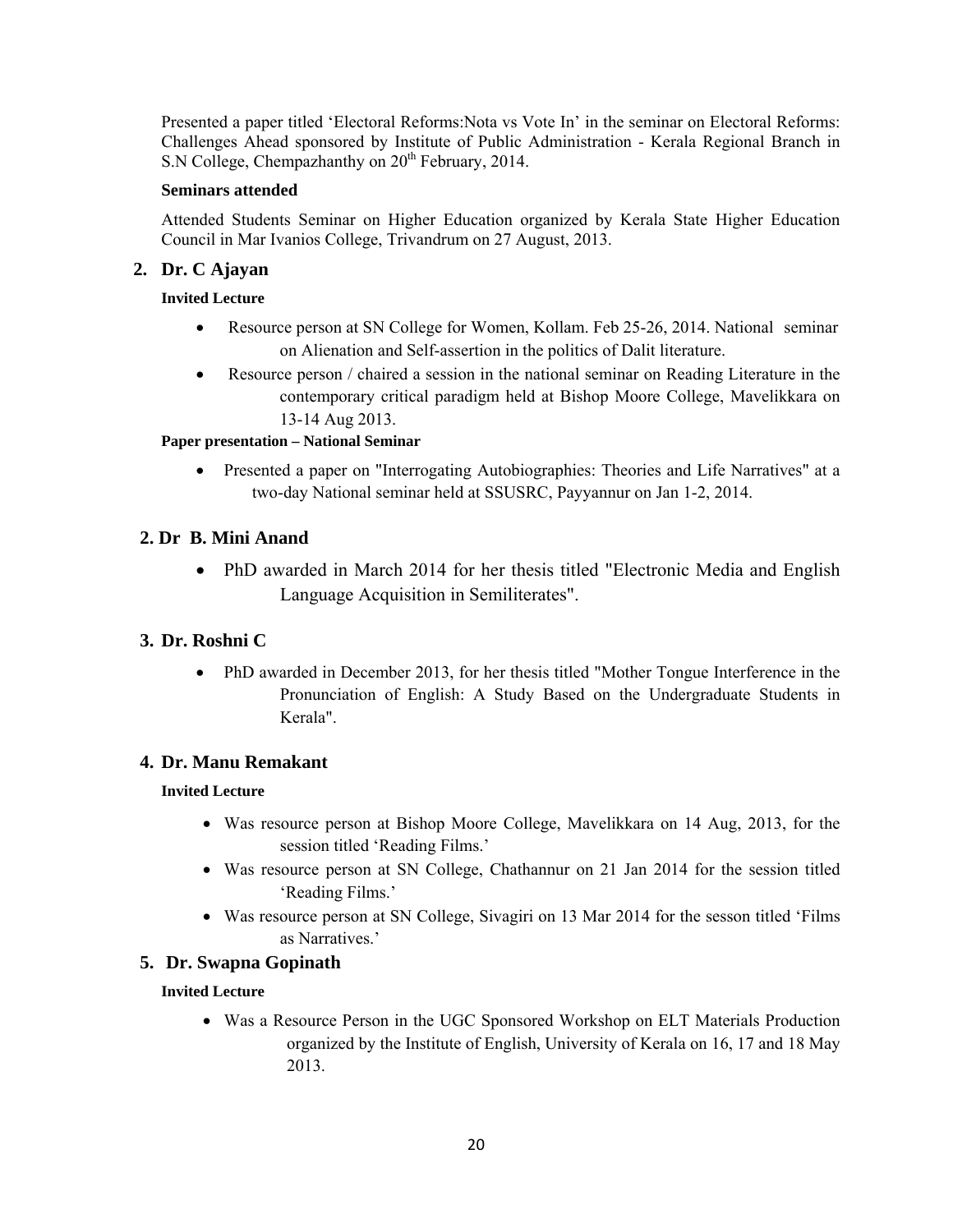Presented a paper titled 'Electoral Reforms:Nota vs Vote In' in the seminar on Electoral Reforms: Challenges Ahead sponsored by Institute of Public Administration - Kerala Regional Branch in S.N College, Chempazhanthy on 20th February, 2014.

**Seminars attended**

Attended Students Seminar on Higher Education organized by Kerala State Higher Education Council in Mar Ivanios College, Trivandrum on 27 August, 2013.

## 2. Dr. C Ajayan

**Invited Lecture**

- Resource person at SN College for Women, Kollam. Feb 25-26, 2014. National seminar on Alienation and Self-assertion in the politics of Dalit literature.
- Resource person / chaired a session in the national seminar on Reading Literature in the contemporary critical paradigm held at Bishop Moore College, Mavelikkara on 13-14 Aug 2013.

**Paper presentation – National Seminar**

- Presented a paper on "Interrogating Autobiographies: Theories and Life Narratives" at a two-day National seminar held at SSUSRC, Payyannur on Jan 1-2, 2014.

## 2. Dr B. Mini Anand

- PhD awarded in March 2014 for her thesis titled "Electronic Media and English Language Acquisition in Semiliterates".

## 3. Dr. Roshni C

- PhD awarded in December 2013, for her thesis titled "Mother Tongue Interference in the Pronunciation of English: A Study Based on the Undergraduate Students in Kerala".

## 4. Dr. Manu Remakant

**Invited Lecture**

- Was resource person at Bishop Moore College, Mavelikkara on 14 Aug, 2013, for the session titled 'Reading Films.'
- Was resource person at SN College, Chathannur on 21 Jan 2014 for the session titled 'Reading Films.'
- Was resource person at SN College, Sivagiri on 13 Mar 2014 for the sesson titled 'Films as Narratives.'

## 5. Dr. Swapna Gopinath

**Invited Lecture**

- Was a Resource Person in the UGC Sponsored Workshop on ELT Materials Production organized by the Institute of English, University of Kerala on 16, 17 and 18 May 2013.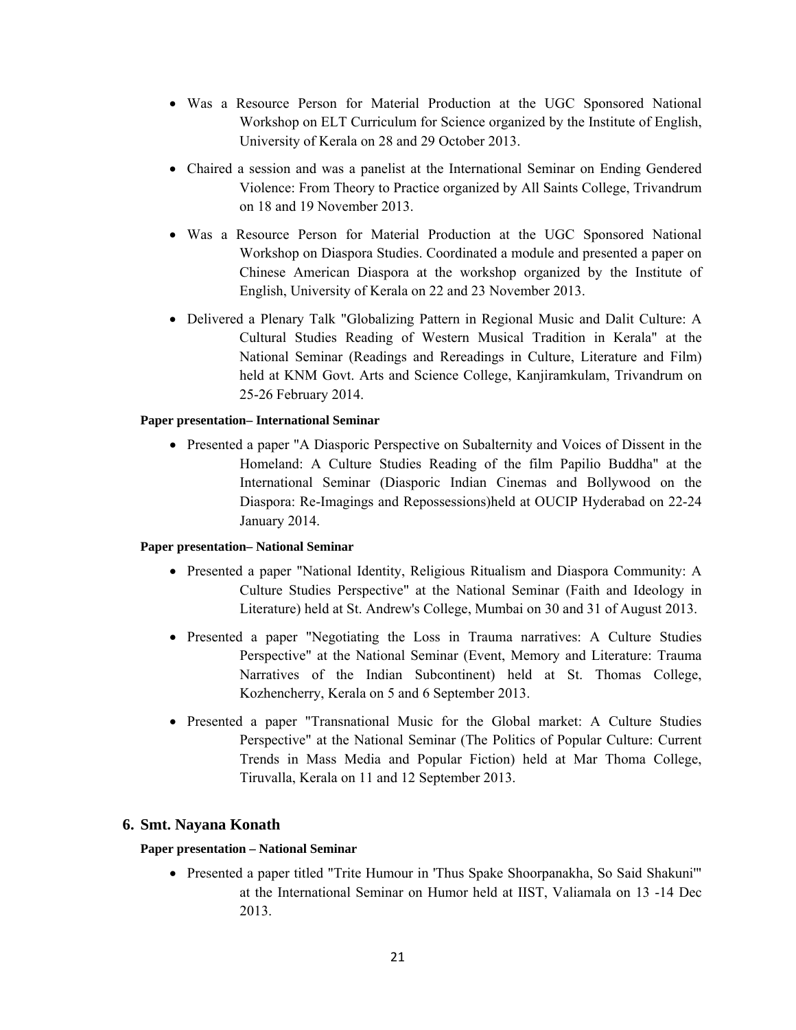- Was a Resource Person for Material Production at the UGC Sponsored National Workshop on ELT Curriculum for Science organized by the Institute of English, University of Kerala on 28 and 29 October 2013.
- Chaired a session and was a panelist at the International Seminar on Ending Gendered Violence: From Theory to Practice organized by All Saints College, Trivandrum on 18 and 19 November 2013.
- Was a Resource Person for Material Production at the UGC Sponsored National Workshop on Diaspora Studies. Coordinated a module and presented a paper on Chinese American Diaspora at the workshop organized by the Institute of English, University of Kerala on 22 and 23 November 2013.
- Delivered a Plenary Talk "Globalizing Pattern in Regional Music and Dalit Culture: A Cultural Studies Reading of Western Musical Tradition in Kerala" at the National Seminar (Readings and Rereadings in Culture, Literature and Film) held at KNM Govt. Arts and Science College, Kanjiramkulam, Trivandrum on 25-26 February 2014.

**Paper presentation– International Seminar**

- Presented a paper "A Diasporic Perspective on Subalternity and Voices of Dissent in the Homeland: A Culture Studies Reading of the film Papilio Buddha" at the International Seminar (Diasporic Indian Cinemas and Bollywood on the Diaspora: Re-Imagings and Repossessions)held at OUCIP Hyderabad on 22-24 January 2014.

**Paper presentation– National Seminar**

- Presented a paper "National Identity, Religious Ritualism and Diaspora Community: A Culture Studies Perspective" at the National Seminar (Faith and Ideology in Literature) held at St. Andrew's College, Mumbai on 30 and 31 of August 2013.
- Presented a paper "Negotiating the Loss in Trauma narratives: A Culture Studies Perspective" at the National Seminar (Event, Memory and Literature: Trauma Narratives of the Indian Subcontinent) held at St. Thomas College, Kozhencherry, Kerala on 5 and 6 September 2013.
- Presented a paper "Transnational Music for the Global market: A Culture Studies Perspective" at the National Seminar (The Politics of Popular Culture: Current Trends in Mass Media and Popular Fiction) held at Mar Thoma College, Tiruvalla, Kerala on 11 and 12 September 2013.

## 6. Smt. Nayana Konath

**Paper presentation – National Seminar**

- Presented a paper titled "Trite Humour in 'Thus Spake Shoorpanakha, So Said Shakuni'" at the International Seminar on Humor held at IIST, Valiamala on 13 -14 Dec 2013.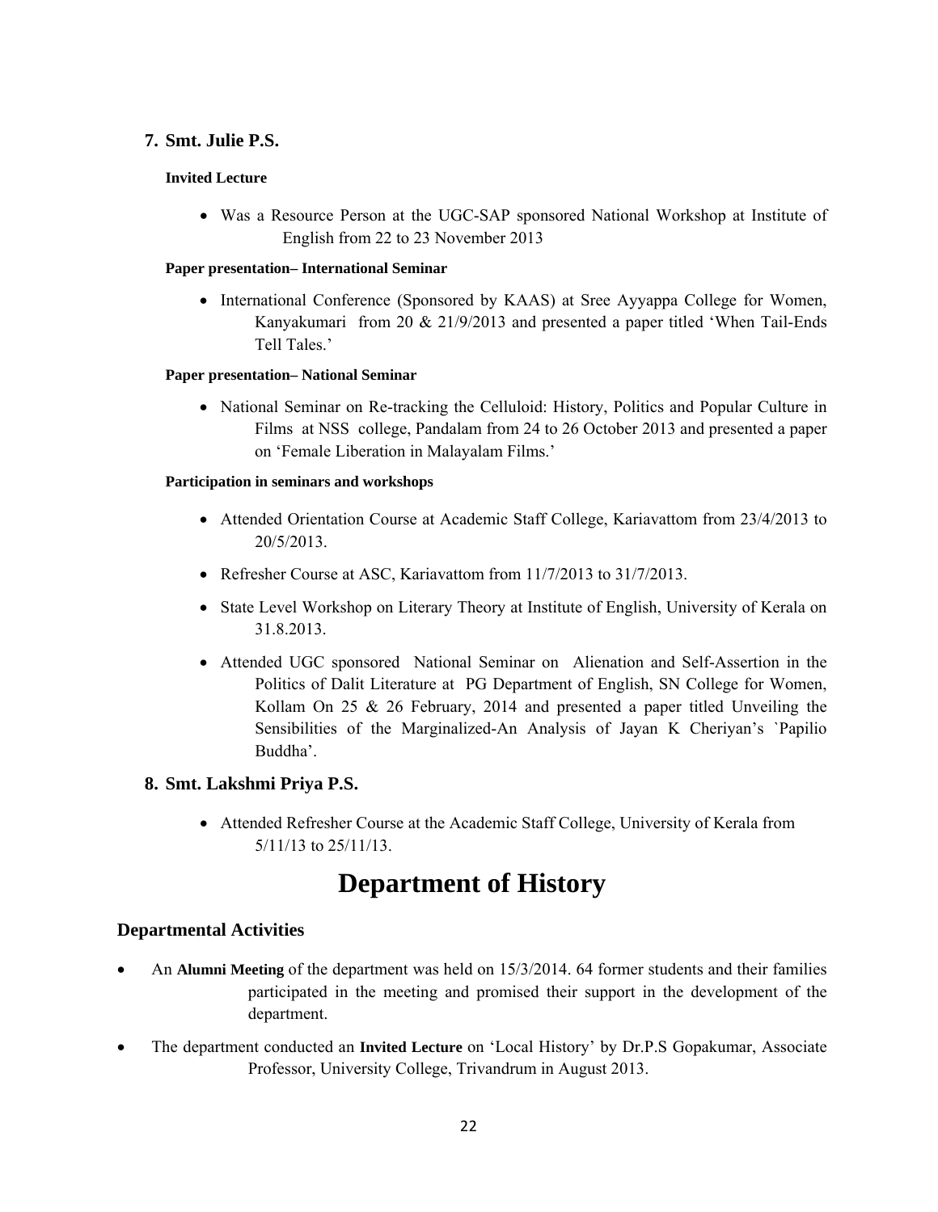7. **Smt. Julie P.S.**

**Invited Lecture**

- Was a Resource Person at the UGC-SAP sponsored National Workshop at Institute of English from 22 to 23 November 2013

**Paper presentation– International Seminar**

- International Conference (Sponsored by KAAS) at Sree Ayyappa College for Women, Kanyakumari from 20 & 21/9/2013 and presented a paper titled 'When Tail-Ends Tell Tales.'

**Paper presentation– National Seminar**

- National Seminar on Re-tracking the Celluloid: History, Politics and Popular Culture in Films at NSS college, Pandalam from 24 to 26 October 2013 and presented a paper on 'Female Liberation in Malayalam Films.'

**Participation in seminars and workshops**

- Attended Orientation Course at Academic Staff College, Kariavattom from 23/4/2013 to 20/5/2013.
- Refresher Course at ASC, Kariavattom from 11/7/2013 to 31/7/2013.
- State Level Workshop on Literary Theory at Institute of English, University of Kerala on 31.8.2013.
- Attended UGC sponsored National Seminar on Alienation and Self-Assertion in the Politics of Dalit Literature at PG Department of English, SN College for Women, Kollam On 25 & 26 February, 2014 and presented a paper titled Unveiling the Sensibilities of the Marginalized-An Analysis of Jayan K Cheriyan's `Papilio Buddha'.

8. **Smt. Lakshmi Priya P.S.**

- Attended Refresher Course at the Academic Staff College, University of Kerala from 5/11/13 to 25/11/13.

# Department of History

## Departmental Activities

- An **Alumni Meeting** of the department was held on 15/3/2014. 64 former students and their families participated in the meeting and promised their support in the development of the department.
- The department conducted an **Invited Lecture** on 'Local History' by Dr.P.S Gopakumar, Associate Professor, University College, Trivandrum in August 2013.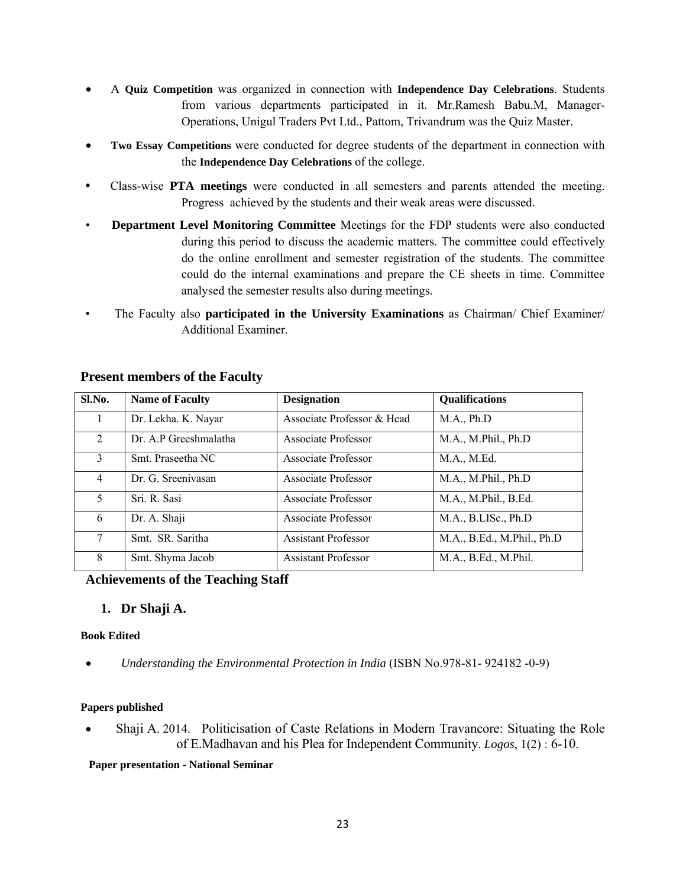- A **Quiz Competition** was organized in connection with **Independence Day Celebrations**. Students from various departments participated in it. Mr.Ramesh Babu.M, Manager-Operations, Unigul Traders Pvt Ltd., Pattom, Trivandrum was the Quiz Master.
- **Two Essay Competitions** were conducted for degree students of the department in connection with the **Independence Day Celebrations** of the college.
- Class-wise **PTA meetings** were conducted in all semesters and parents attended the meeting. Progress achieved by the students and their weak areas were discussed.
- **Department Level Monitoring Committee** Meetings for the FDP students were also conducted during this period to discuss the academic matters. The committee could effectively do the online enrollment and semester registration of the students. The committee could do the internal examinations and prepare the CE sheets in time. Committee analysed the semester results also during meetings.
- The Faculty also **participated in the University Examinations** as Chairman/ Chief Examiner/ Additional Examiner.

### Present members of the Faculty

| Sl.No. | Name of Faculty | Designation | Qualifications |
|---|---|---|---|
| 1 | Dr. Lekha. K. Nayar | Associate Professor & Head | M.A., Ph.D |
| 2 | Dr. A.P Greeshmalatha | Associate Professor | M.A., M.Phil., Ph.D |
| 3 | Smt. Praseetha NC | Associate Professor | M.A., M.Ed. |
| 4 | Dr. G. Sreenivasan | Associate Professor | M.A., M.Phil., Ph.D |
| 5 | Sri. R. Sasi | Associate Professor | M.A., M.Phil., B.Ed. |
| 6 | Dr. A. Shaji | Associate Professor | M.A., B.LISc., Ph.D |
| 7 | Smt. SR. Saritha | Assistant Professor | M.A., B.Ed., M.Phil., Ph.D |
| 8 | Smt. Shyma Jacob | Assistant Professor | M.A., B.Ed., M.Phil. |

### Achievements of the Teaching Staff

1. **Dr Shaji A.**

**Book Edited**

- *Understanding the Environmental Protection in India* (ISBN No.978-81- 924182 -0-9)

**Papers published**

- Shaji A. 2014. Politicisation of Caste Relations in Modern Travancore: Situating the Role of E.Madhavan and his Plea for Independent Community. *Logos*, 1(2) : 6-10.

**Paper presentation - National Seminar**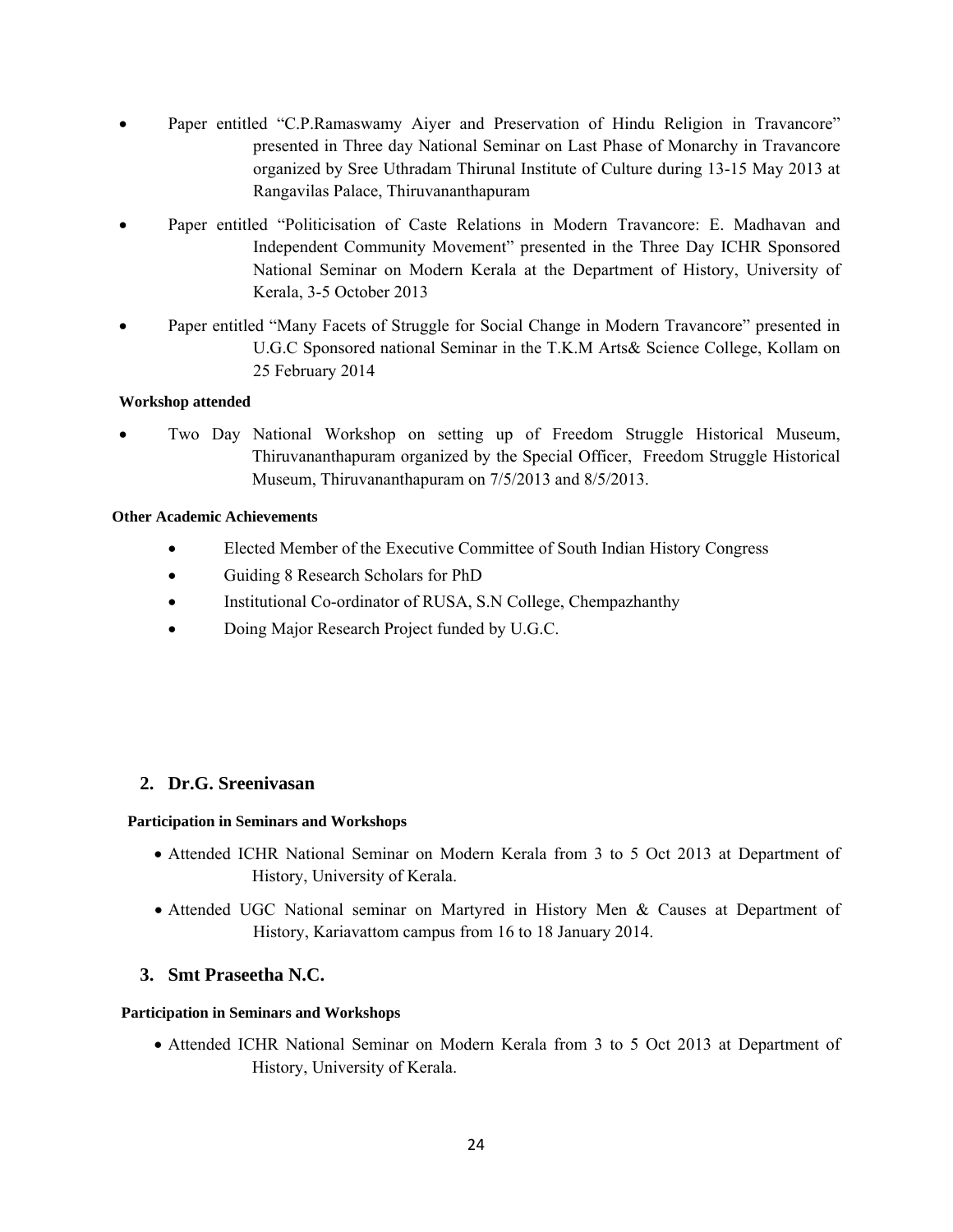- Paper entitled "C.P.Ramaswamy Aiyer and Preservation of Hindu Religion in Travancore" presented in Three day National Seminar on Last Phase of Monarchy in Travancore organized by Sree Uthradam Thirunal Institute of Culture during 13-15 May 2013 at Rangavilas Palace, Thiruvananthapuram
- Paper entitled "Politicisation of Caste Relations in Modern Travancore: E. Madhavan and Independent Community Movement" presented in the Three Day ICHR Sponsored National Seminar on Modern Kerala at the Department of History, University of Kerala, 3-5 October 2013
- Paper entitled "Many Facets of Struggle for Social Change in Modern Travancore" presented in U.G.C Sponsored national Seminar in the T.K.M Arts& Science College, Kollam on 25 February 2014

**Workshop attended**

- Two Day National Workshop on setting up of Freedom Struggle Historical Museum, Thiruvananthapuram organized by the Special Officer, Freedom Struggle Historical Museum, Thiruvananthapuram on 7/5/2013 and 8/5/2013.

**Other Academic Achievements**

- Elected Member of the Executive Committee of South Indian History Congress
- Guiding 8 Research Scholars for PhD
- Institutional Co-ordinator of RUSA, S.N College, Chempazhanthy
- Doing Major Research Project funded by U.G.C.

## 2. Dr.G. Sreenivasan

**Participation in Seminars and Workshops**

- Attended ICHR National Seminar on Modern Kerala from 3 to 5 Oct 2013 at Department of History, University of Kerala.
- Attended UGC National seminar on Martyred in History Men & Causes at Department of History, Kariavattom campus from 16 to 18 January 2014.

## 3. Smt Praseetha N.C.

**Participation in Seminars and Workshops**

- Attended ICHR National Seminar on Modern Kerala from 3 to 5 Oct 2013 at Department of History, University of Kerala.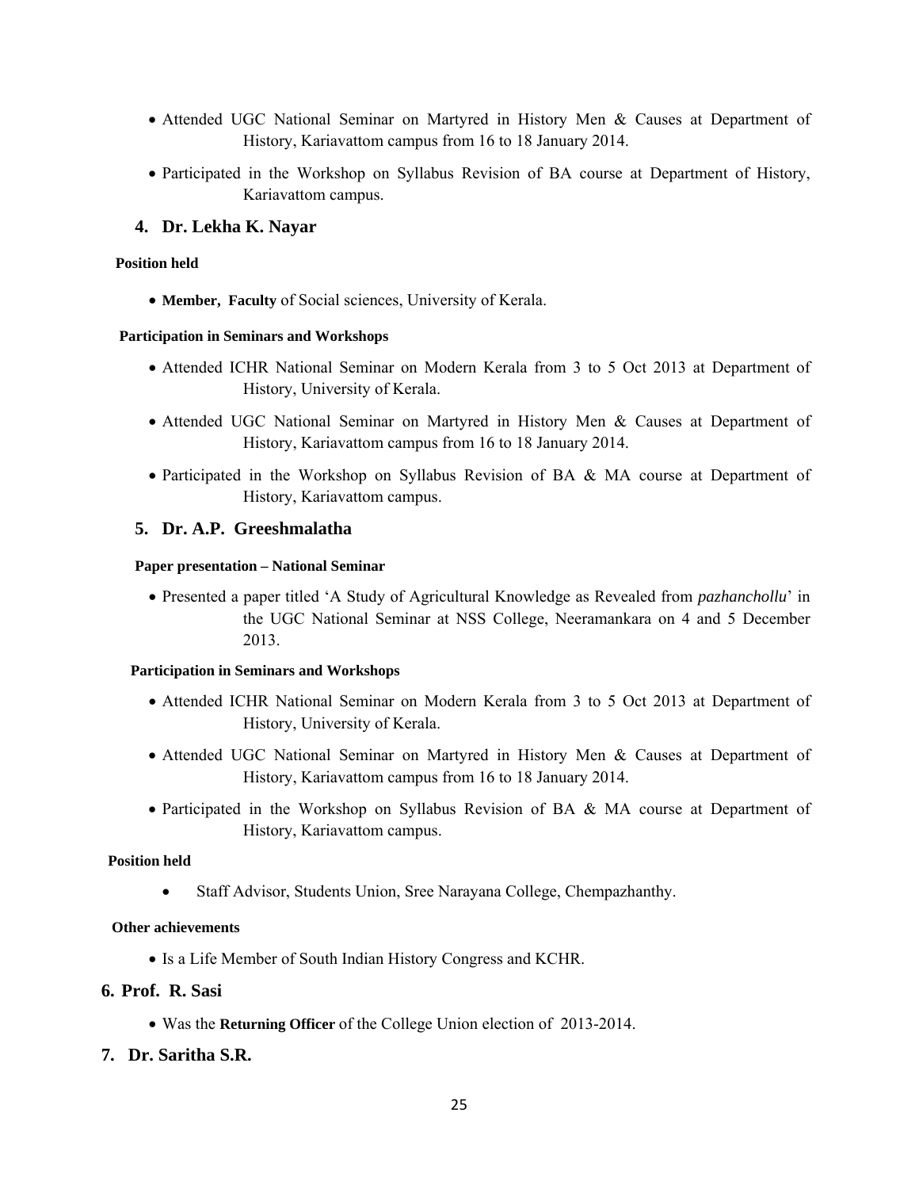- Attended UGC National Seminar on Martyred in History Men & Causes at Department of History, Kariavattom campus from 16 to 18 January 2014.
- Participated in the Workshop on Syllabus Revision of BA course at Department of History, Kariavattom campus.

### 4. Dr. Lekha K. Nayar

**Position held**

- **Member, Faculty** of Social sciences, University of Kerala.

**Participation in Seminars and Workshops**

- Attended ICHR National Seminar on Modern Kerala from 3 to 5 Oct 2013 at Department of History, University of Kerala.
- Attended UGC National Seminar on Martyred in History Men & Causes at Department of History, Kariavattom campus from 16 to 18 January 2014.
- Participated in the Workshop on Syllabus Revision of BA & MA course at Department of History, Kariavattom campus.

### 5. Dr. A.P. Greeshmalatha

**Paper presentation – National Seminar**

- Presented a paper titled 'A Study of Agricultural Knowledge as Revealed from *pazhanchollu*' in the UGC National Seminar at NSS College, Neeramankara on 4 and 5 December 2013.

**Participation in Seminars and Workshops**

- Attended ICHR National Seminar on Modern Kerala from 3 to 5 Oct 2013 at Department of History, University of Kerala.
- Attended UGC National Seminar on Martyred in History Men & Causes at Department of History, Kariavattom campus from 16 to 18 January 2014.
- Participated in the Workshop on Syllabus Revision of BA & MA course at Department of History, Kariavattom campus.

**Position held**

- Staff Advisor, Students Union, Sree Narayana College, Chempazhanthy.

**Other achievements**

- Is a Life Member of South Indian History Congress and KCHR.

### 6. Prof. R. Sasi

- Was the **Returning Officer** of the College Union election of 2013-2014.

### 7. Dr. Saritha S.R.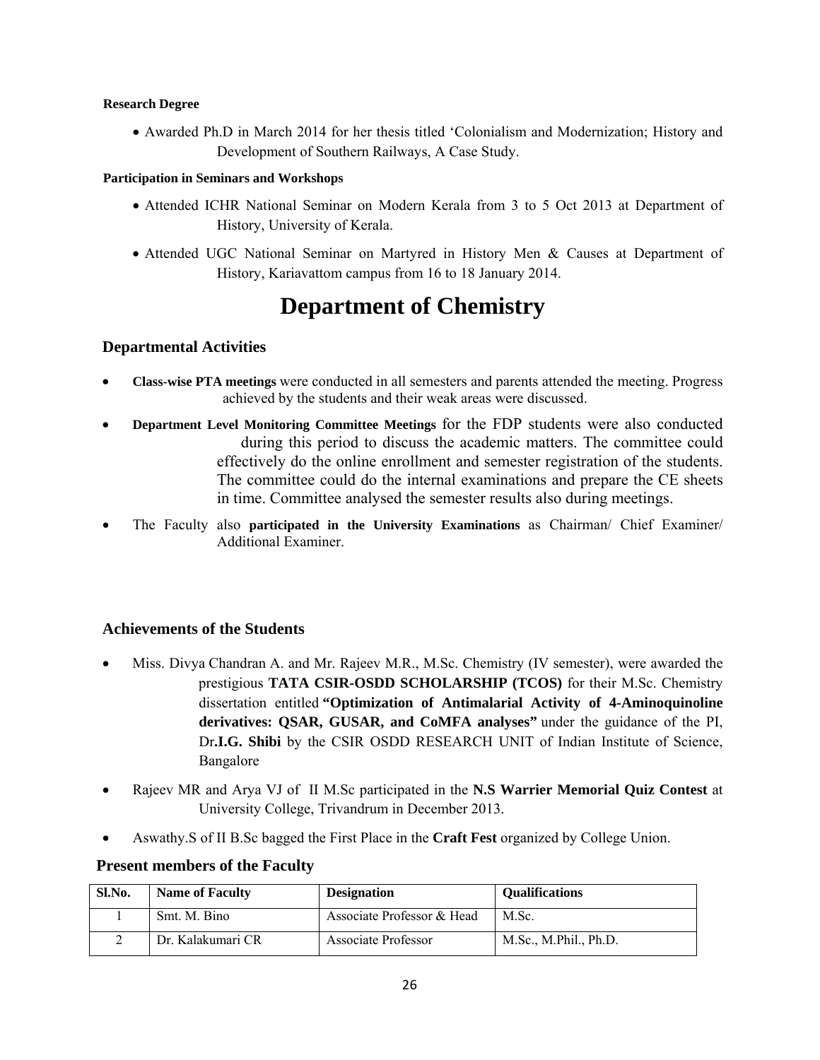**Research Degree**

- Awarded Ph.D in March 2014 for her thesis titled 'Colonialism and Modernization; History and Development of Southern Railways, A Case Study.

**Participation in Seminars and Workshops**

- Attended ICHR National Seminar on Modern Kerala from 3 to 5 Oct 2013 at Department of History, University of Kerala.
- Attended UGC National Seminar on Martyred in History Men & Causes at Department of History, Kariavattom campus from 16 to 18 January 2014.

# Department of Chemistry

## Departmental Activities

- **Class-wise PTA meetings** were conducted in all semesters and parents attended the meeting. Progress achieved by the students and their weak areas were discussed.
- **Department Level Monitoring Committee Meetings** for the FDP students were also conducted during this period to discuss the academic matters. The committee could effectively do the online enrollment and semester registration of the students. The committee could do the internal examinations and prepare the CE sheets in time. Committee analysed the semester results also during meetings.
- The Faculty also **participated in the University Examinations** as Chairman/ Chief Examiner/ Additional Examiner.

## Achievements of the Students

- Miss. Divya Chandran A. and Mr. Rajeev M.R., M.Sc. Chemistry (IV semester), were awarded the prestigious **TATA CSIR-OSDD SCHOLARSHIP (TCOS)** for their M.Sc. Chemistry dissertation entitled **"Optimization of Antimalarial Activity of 4-Aminoquinoline derivatives: QSAR, GUSAR, and CoMFA analyses"** under the guidance of the PI, Dr**.I.G. Shibi** by the CSIR OSDD RESEARCH UNIT of Indian Institute of Science, Bangalore
- Rajeev MR and Arya VJ of II M.Sc participated in the **N.S Warrier Memorial Quiz Contest** at University College, Trivandrum in December 2013.
- Aswathy.S of II B.Sc bagged the First Place in the **Craft Fest** organized by College Union.

## Present members of the Faculty

| Sl.No. | Name of Faculty | Designation | Qualifications |
|---|---|---|---|
| 1 | Smt. M. Bino | Associate Professor & Head | M.Sc. |
| 2 | Dr. Kalakumari CR | Associate Professor | M.Sc., M.Phil., Ph.D. |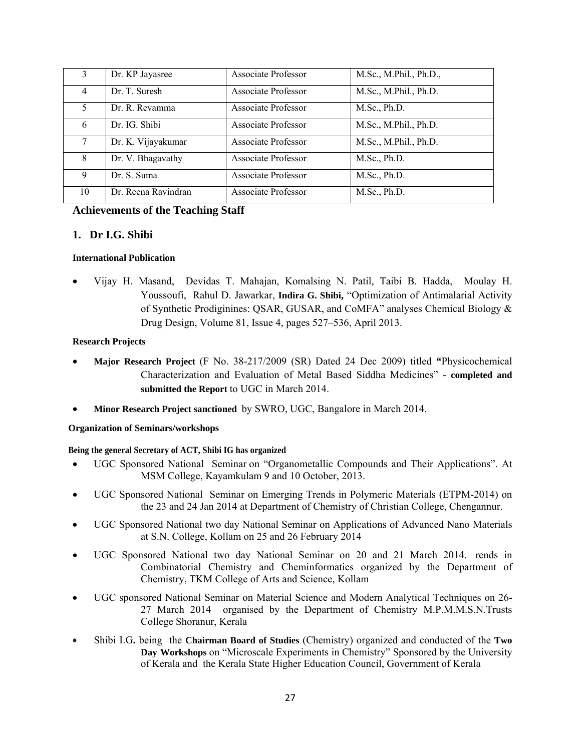| 3 | Dr. KP Jayasree | Associate Professor | M.Sc., M.Phil., Ph.D., |
|---|---|---|---|
| 4 | Dr. T. Suresh | Associate Professor | M.Sc., M.Phil., Ph.D. |
| 5 | Dr. R. Revamma | Associate Professor | M.Sc., Ph.D. |
| 6 | Dr. IG. Shibi | Associate Professor | M.Sc., M.Phil., Ph.D. |
| 7 | Dr. K. Vijayakumar | Associate Professor | M.Sc., M.Phil., Ph.D. |
| 8 | Dr. V. Bhagavathy | Associate Professor | M.Sc., Ph.D. |
| 9 | Dr. S. Suma | Associate Professor | M.Sc., Ph.D. |
| 10 | Dr. Reena Ravindran | Associate Professor | M.Sc., Ph.D. |

## Achievements of the Teaching Staff

### 1. Dr I.G. Shibi

**International Publication**

- Vijay H. Masand, Devidas T. Mahajan, Komalsing N. Patil, Taibi B. Hadda, Moulay H. Youssoufi, Rahul D. Jawarkar, **Indira G. Shibi,** "Optimization of Antimalarial Activity of Synthetic Prodiginines: QSAR, GUSAR, and CoMFA" analyses Chemical Biology & Drug Design, Volume 81, Issue 4, pages 527–536, April 2013.

**Research Projects**

- **Major Research Project** (F No. 38-217/2009 (SR) Dated 24 Dec 2009) titled **"**Physicochemical Characterization and Evaluation of Metal Based Siddha Medicines" - **completed and submitted the Report** to UGC in March 2014.
- **Minor Research Project sanctioned** by SWRO, UGC, Bangalore in March 2014.

**Organization of Seminars/workshops**

**Being the general Secretary of ACT, Shibi IG has organized**

- UGC Sponsored National Seminar on "Organometallic Compounds and Their Applications". At MSM College, Kayamkulam 9 and 10 October, 2013.
- UGC Sponsored National Seminar on Emerging Trends in Polymeric Materials (ETPM-2014) on the 23 and 24 Jan 2014 at Department of Chemistry of Christian College, Chengannur.
- UGC Sponsored National two day National Seminar on Applications of Advanced Nano Materials at S.N. College, Kollam on 25 and 26 February 2014
- UGC Sponsored National two day National Seminar on 20 and 21 March 2014. rends in Combinatorial Chemistry and Cheminformatics organized by the Department of Chemistry, TKM College of Arts and Science, Kollam
- UGC sponsored National Seminar on Material Science and Modern Analytical Techniques on 26-27 March 2014 organised by the Department of Chemistry M.P.M.M.S.N.Trusts College Shoranur, Kerala
- Shibi I.G**.** being the **Chairman Board of Studies** (Chemistry) organized and conducted of the **Two Day Workshops** on "Microscale Experiments in Chemistry" Sponsored by the University of Kerala and the Kerala State Higher Education Council, Government of Kerala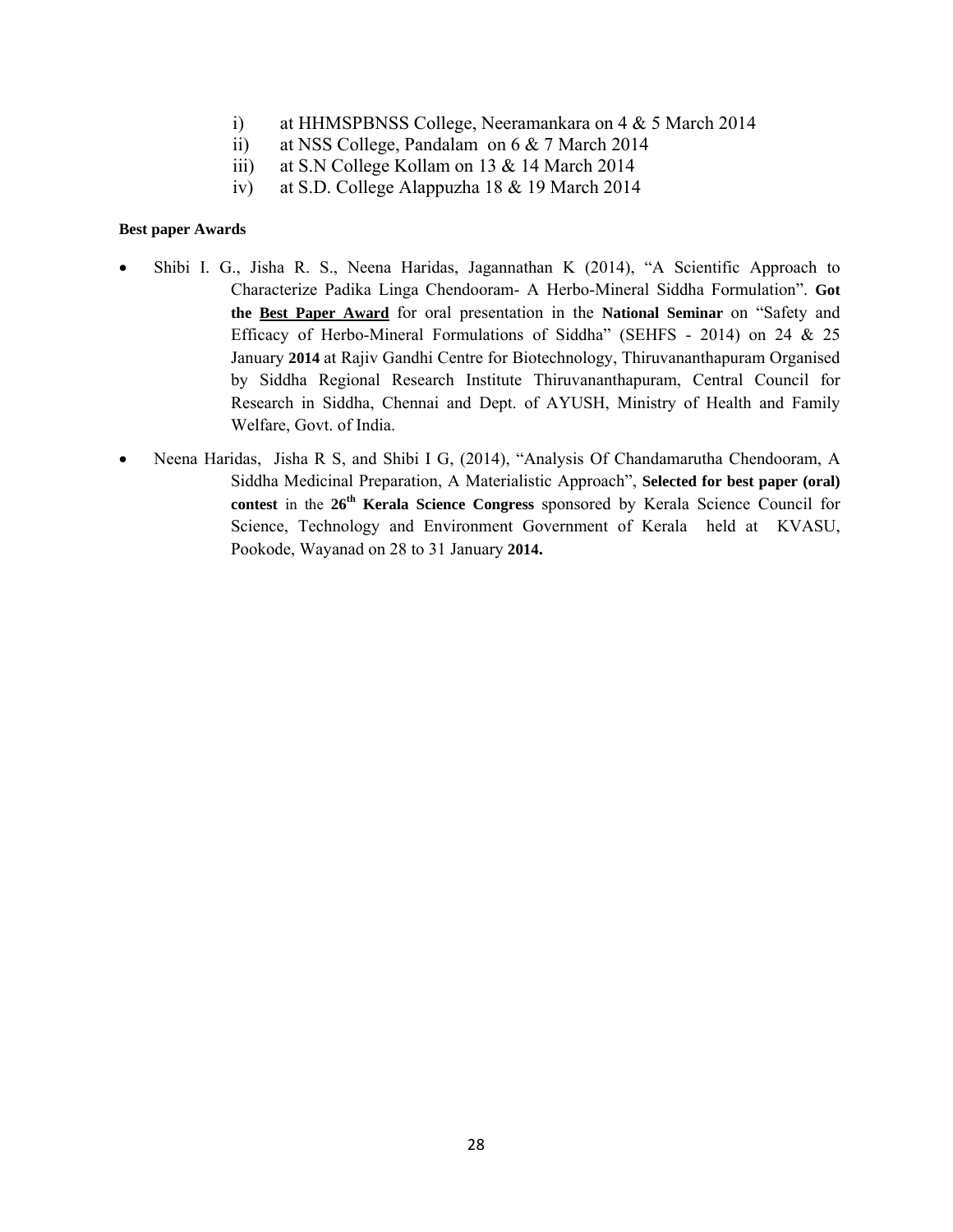i) at HHMSPBNSS College, Neeramankara on 4 & 5 March 2014
ii) at NSS College, Pandalam on 6 & 7 March 2014
iii) at S.N College Kollam on 13 & 14 March 2014
iv) at S.D. College Alappuzha 18 & 19 March 2014

**Best paper Awards**

- Shibi I. G., Jisha R. S., Neena Haridas, Jagannathan K (2014), "A Scientific Approach to Characterize Padika Linga Chendooram- A Herbo-Mineral Siddha Formulation". **Got the <u>Best Paper Award</u>** for oral presentation in the **National Seminar** on "Safety and Efficacy of Herbo-Mineral Formulations of Siddha" (SEHFS - 2014) on 24 & 25 January **2014** at Rajiv Gandhi Centre for Biotechnology, Thiruvananthapuram Organised by Siddha Regional Research Institute Thiruvananthapuram, Central Council for Research in Siddha, Chennai and Dept. of AYUSH, Ministry of Health and Family Welfare, Govt. of India.
- Neena Haridas, Jisha R S, and Shibi I G, (2014), "Analysis Of Chandamarutha Chendooram, A Siddha Medicinal Preparation, A Materialistic Approach", **Selected for best paper (oral) contest** in the **26th Kerala Science Congress** sponsored by Kerala Science Council for Science, Technology and Environment Government of Kerala held at KVASU, Pookode, Wayanad on 28 to 31 January **2014.**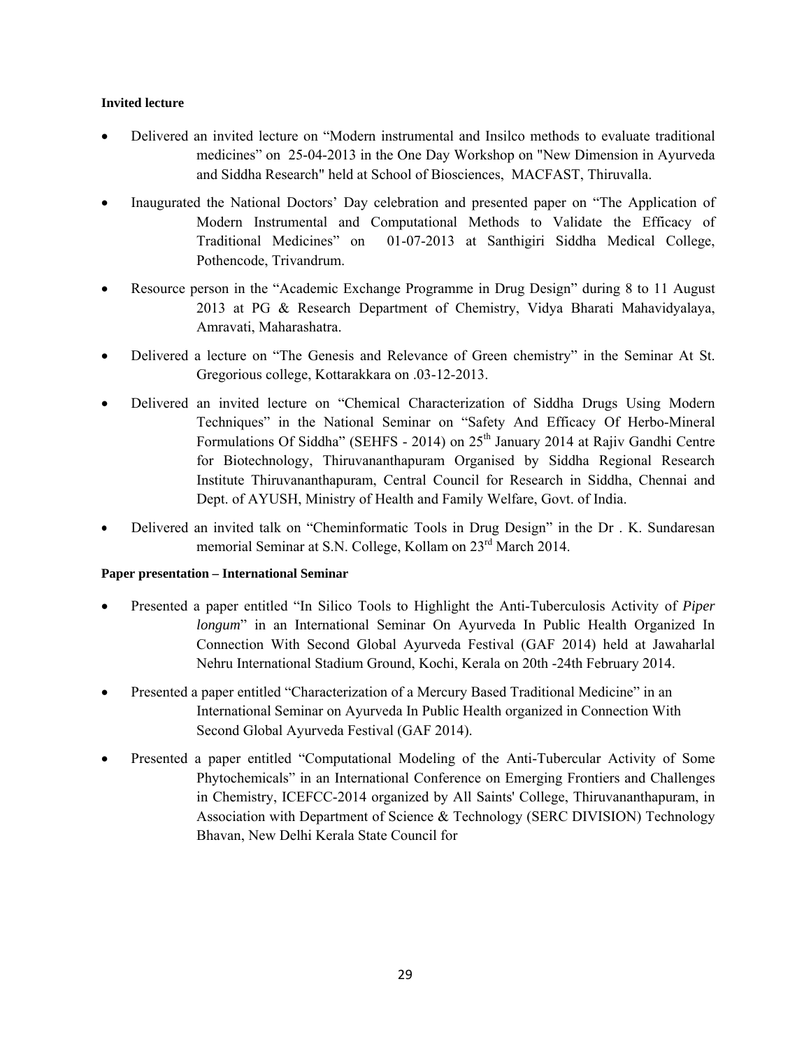**Invited lecture**

- Delivered an invited lecture on "Modern instrumental and Insilco methods to evaluate traditional medicines" on 25-04-2013 in the One Day Workshop on "New Dimension in Ayurveda and Siddha Research" held at School of Biosciences, MACFAST, Thiruvalla.
- Inaugurated the National Doctors' Day celebration and presented paper on "The Application of Modern Instrumental and Computational Methods to Validate the Efficacy of Traditional Medicines" on 01-07-2013 at Santhigiri Siddha Medical College, Pothencode, Trivandrum.
- Resource person in the "Academic Exchange Programme in Drug Design" during 8 to 11 August 2013 at PG & Research Department of Chemistry, Vidya Bharati Mahavidyalaya, Amravati, Maharashatra.
- Delivered a lecture on "The Genesis and Relevance of Green chemistry" in the Seminar At St. Gregorious college, Kottarakkara on .03-12-2013.
- Delivered an invited lecture on "Chemical Characterization of Siddha Drugs Using Modern Techniques" in the National Seminar on "Safety And Efficacy Of Herbo-Mineral Formulations Of Siddha" (SEHFS - 2014) on 25th January 2014 at Rajiv Gandhi Centre for Biotechnology, Thiruvananthapuram Organised by Siddha Regional Research Institute Thiruvananthapuram, Central Council for Research in Siddha, Chennai and Dept. of AYUSH, Ministry of Health and Family Welfare, Govt. of India.
- Delivered an invited talk on "Cheminformatic Tools in Drug Design" in the Dr . K. Sundaresan memorial Seminar at S.N. College, Kollam on 23rd March 2014.

**Paper presentation – International Seminar**

- Presented a paper entitled "In Silico Tools to Highlight the Anti-Tuberculosis Activity of *Piper longum*" in an International Seminar On Ayurveda In Public Health Organized In Connection With Second Global Ayurveda Festival (GAF 2014) held at Jawaharlal Nehru International Stadium Ground, Kochi, Kerala on 20th -24th February 2014.
- Presented a paper entitled "Characterization of a Mercury Based Traditional Medicine" in an International Seminar on Ayurveda In Public Health organized in Connection With Second Global Ayurveda Festival (GAF 2014).
- Presented a paper entitled "Computational Modeling of the Anti-Tubercular Activity of Some Phytochemicals" in an International Conference on Emerging Frontiers and Challenges in Chemistry, ICEFCC-2014 organized by All Saints' College, Thiruvananthapuram, in Association with Department of Science & Technology (SERC DIVISION) Technology Bhavan, New Delhi Kerala State Council for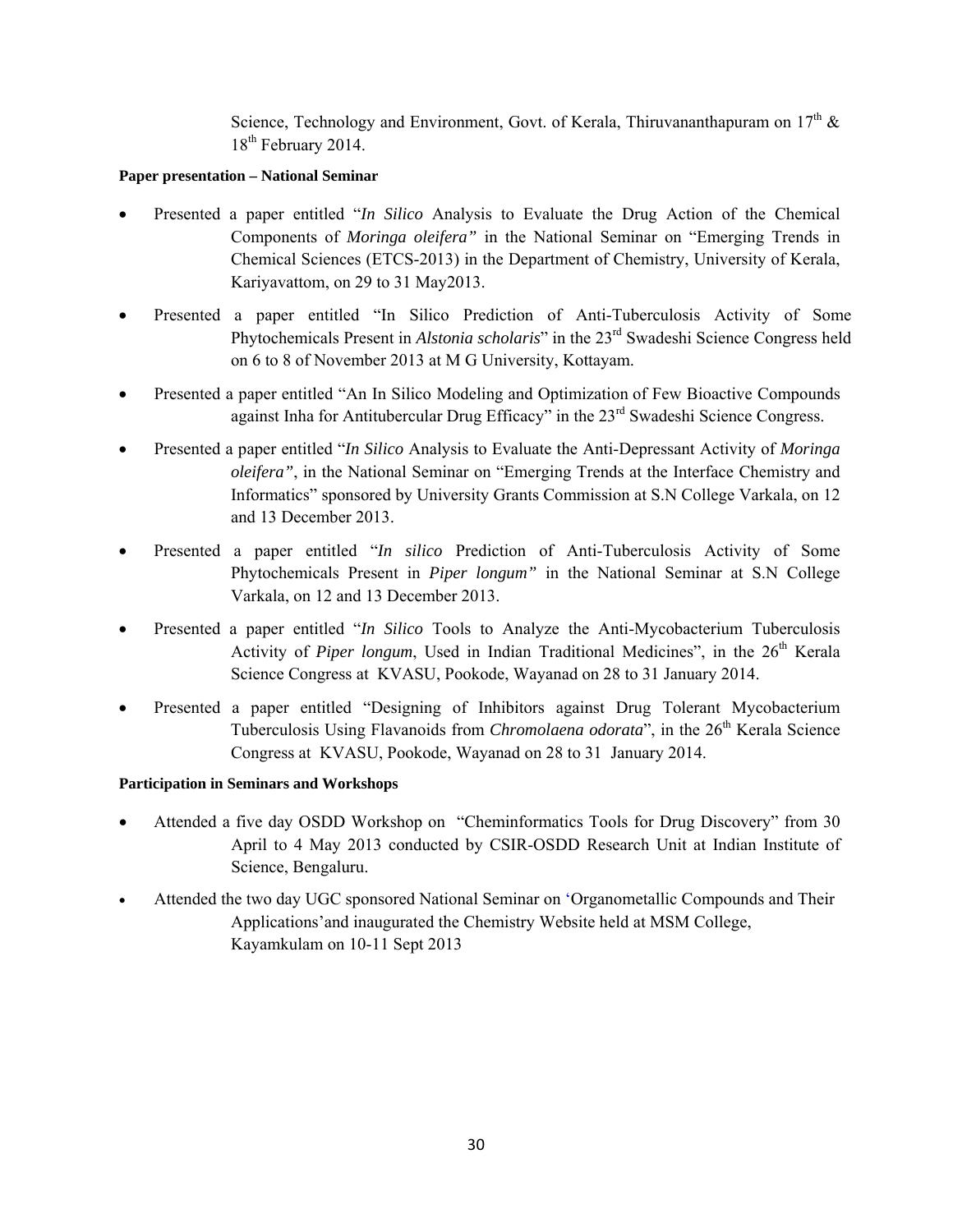Science, Technology and Environment, Govt. of Kerala, Thiruvananthapuram on 17th & 18th February 2014.

**Paper presentation – National Seminar**

- Presented a paper entitled "*In Silico* Analysis to Evaluate the Drug Action of the Chemical Components of *Moringa oleifera"* in the National Seminar on "Emerging Trends in Chemical Sciences (ETCS-2013) in the Department of Chemistry, University of Kerala, Kariyavattom, on 29 to 31 May2013.
- Presented a paper entitled "In Silico Prediction of Anti-Tuberculosis Activity of Some Phytochemicals Present in *Alstonia scholaris*" in the 23rd Swadeshi Science Congress held on 6 to 8 of November 2013 at M G University, Kottayam.
- Presented a paper entitled "An In Silico Modeling and Optimization of Few Bioactive Compounds against Inha for Antitubercular Drug Efficacy" in the 23rd Swadeshi Science Congress.
- Presented a paper entitled "*In Silico* Analysis to Evaluate the Anti-Depressant Activity of *Moringa oleifera"*, in the National Seminar on "Emerging Trends at the Interface Chemistry and Informatics" sponsored by University Grants Commission at S.N College Varkala, on 12 and 13 December 2013.
- Presented a paper entitled "*In silico* Prediction of Anti-Tuberculosis Activity of Some Phytochemicals Present in *Piper longum"* in the National Seminar at S.N College Varkala, on 12 and 13 December 2013.
- Presented a paper entitled "*In Silico* Tools to Analyze the Anti-Mycobacterium Tuberculosis Activity of *Piper longum*, Used in Indian Traditional Medicines", in the 26th Kerala Science Congress at KVASU, Pookode, Wayanad on 28 to 31 January 2014.
- Presented a paper entitled "Designing of Inhibitors against Drug Tolerant Mycobacterium Tuberculosis Using Flavanoids from *Chromolaena odorata*", in the 26th Kerala Science Congress at KVASU, Pookode, Wayanad on 28 to 31 January 2014.

**Participation in Seminars and Workshops**

- Attended a five day OSDD Workshop on "Cheminformatics Tools for Drug Discovery" from 30 April to 4 May 2013 conducted by CSIR-OSDD Research Unit at Indian Institute of Science, Bengaluru.
- Attended the two day UGC sponsored National Seminar on 'Organometallic Compounds and Their Applications'and inaugurated the Chemistry Website held at MSM College, Kayamkulam on 10-11 Sept 2013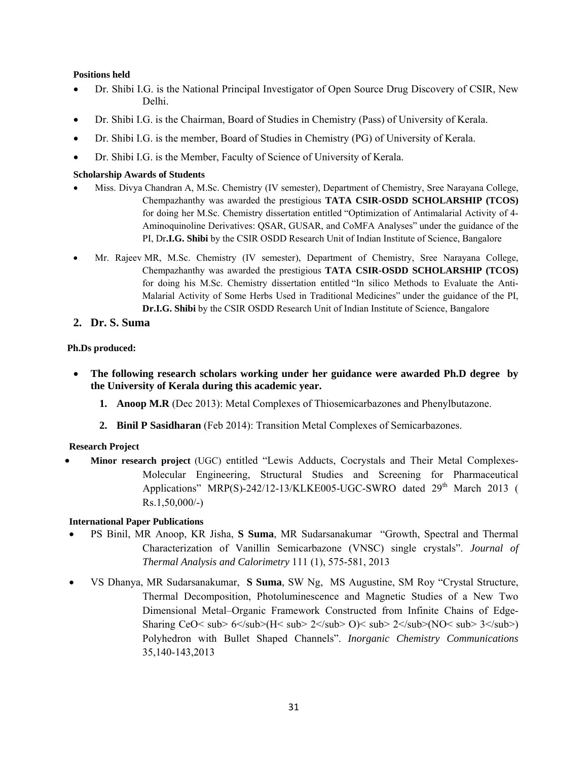**Positions held**

- Dr. Shibi I.G. is the National Principal Investigator of Open Source Drug Discovery of CSIR, New Delhi.
- Dr. Shibi I.G. is the Chairman, Board of Studies in Chemistry (Pass) of University of Kerala.
- Dr. Shibi I.G. is the member, Board of Studies in Chemistry (PG) of University of Kerala.
- Dr. Shibi I.G. is the Member, Faculty of Science of University of Kerala.

**Scholarship Awards of Students**

- Miss. Divya Chandran A, M.Sc. Chemistry (IV semester), Department of Chemistry, Sree Narayana College, Chempazhanthy was awarded the prestigious **TATA CSIR-OSDD SCHOLARSHIP (TCOS)** for doing her M.Sc. Chemistry dissertation entitled "Optimization of Antimalarial Activity of 4-Aminoquinoline Derivatives: QSAR, GUSAR, and CoMFA Analyses" under the guidance of the PI, Dr**.I.G. Shibi** by the CSIR OSDD Research Unit of Indian Institute of Science, Bangalore
- Mr. Rajeev MR, M.Sc. Chemistry (IV semester), Department of Chemistry, Sree Narayana College, Chempazhanthy was awarded the prestigious **TATA CSIR-OSDD SCHOLARSHIP (TCOS)** for doing his M.Sc. Chemistry dissertation entitled "In silico Methods to Evaluate the Anti-Malarial Activity of Some Herbs Used in Traditional Medicines" under the guidance of the PI, **Dr.I.G. Shibi** by the CSIR OSDD Research Unit of Indian Institute of Science, Bangalore

## 2. Dr. S. Suma

**Ph.Ds produced:**

- **The following research scholars working under her guidance were awarded Ph.D degree by the University of Kerala during this academic year.**
  1. **Anoop M.R** (Dec 2013): Metal Complexes of Thiosemicarbazones and Phenylbutazone.
  2. **Binil P Sasidharan** (Feb 2014): Transition Metal Complexes of Semicarbazones.

**Research Project**

- **Minor research project** (UGC) entitled "Lewis Adducts, Cocrystals and Their Metal Complexes-Molecular Engineering, Structural Studies and Screening for Pharmaceutical Applications" MRP(S)-242/12-13/KLKE005-UGC-SWRO dated 29th March 2013 ( Rs.1,50,000/-)

**International Paper Publications**

- PS Binil, MR Anoop, KR Jisha, **S Suma**, MR Sudarsanakumar "Growth, Spectral and Thermal Characterization of Vanillin Semicarbazone (VNSC) single crystals". *Journal of Thermal Analysis and Calorimetry* 111 (1), 575-581, 2013
- VS Dhanya, MR Sudarsanakumar, **S Suma**, SW Ng, MS Augustine, SM Roy "Crystal Structure, Thermal Decomposition, Photoluminescence and Magnetic Studies of a New Two Dimensional Metal–Organic Framework Constructed from Infinite Chains of Edge-Sharing CeO< sub> 6</sub>(H< sub> 2</sub> O)< sub> 2</sub>(NO< sub> 3</sub>) Polyhedron with Bullet Shaped Channels". *Inorganic Chemistry Communications* 35,140-143,2013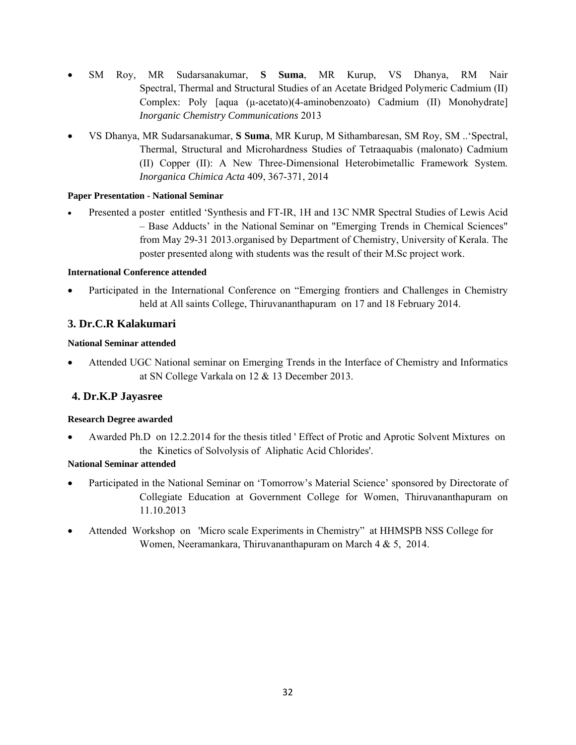- SM Roy, MR Sudarsanakumar, **S Suma**, MR Kurup, VS Dhanya, RM Nair Spectral, Thermal and Structural Studies of an Acetate Bridged Polymeric Cadmium (II) Complex: Poly [aqua (μ-acetato)(4-aminobenzoato) Cadmium (II) Monohydrate] *Inorganic Chemistry Communications* 2013

- VS Dhanya, MR Sudarsanakumar, **S Suma**, MR Kurup, M Sithambaresan, SM Roy, SM ..'Spectral, Thermal, Structural and Microhardness Studies of Tetraaquabis (malonato) Cadmium (II) Copper (II): A New Three-Dimensional Heterobimetallic Framework System. *Inorganica Chimica Acta* 409, 367-371, 2014

**Paper Presentation - National Seminar**

- Presented a poster entitled 'Synthesis and FT-IR, 1H and 13C NMR Spectral Studies of Lewis Acid – Base Adducts' in the National Seminar on "Emerging Trends in Chemical Sciences" from May 29-31 2013.organised by Department of Chemistry, University of Kerala. The poster presented along with students was the result of their M.Sc project work.

**International Conference attended**

- Participated in the International Conference on "Emerging frontiers and Challenges in Chemistry held at All saints College, Thiruvananthapuram on 17 and 18 February 2014.

### 3. Dr.C.R Kalakumari

**National Seminar attended**

- Attended UGC National seminar on Emerging Trends in the Interface of Chemistry and Informatics at SN College Varkala on 12 & 13 December 2013.

### 4. Dr.K.P Jayasree

**Research Degree awarded**

- Awarded Ph.D on 12.2.2014 for the thesis titled ' Effect of Protic and Aprotic Solvent Mixtures on the Kinetics of Solvolysis of Aliphatic Acid Chlorides'.

**National Seminar attended**

- Participated in the National Seminar on 'Tomorrow's Material Science' sponsored by Directorate of Collegiate Education at Government College for Women, Thiruvananthapuram on 11.10.2013

- Attended Workshop on 'Micro scale Experiments in Chemistry" at HHMSPB NSS College for Women, Neeramankara, Thiruvananthapuram on March 4 & 5, 2014.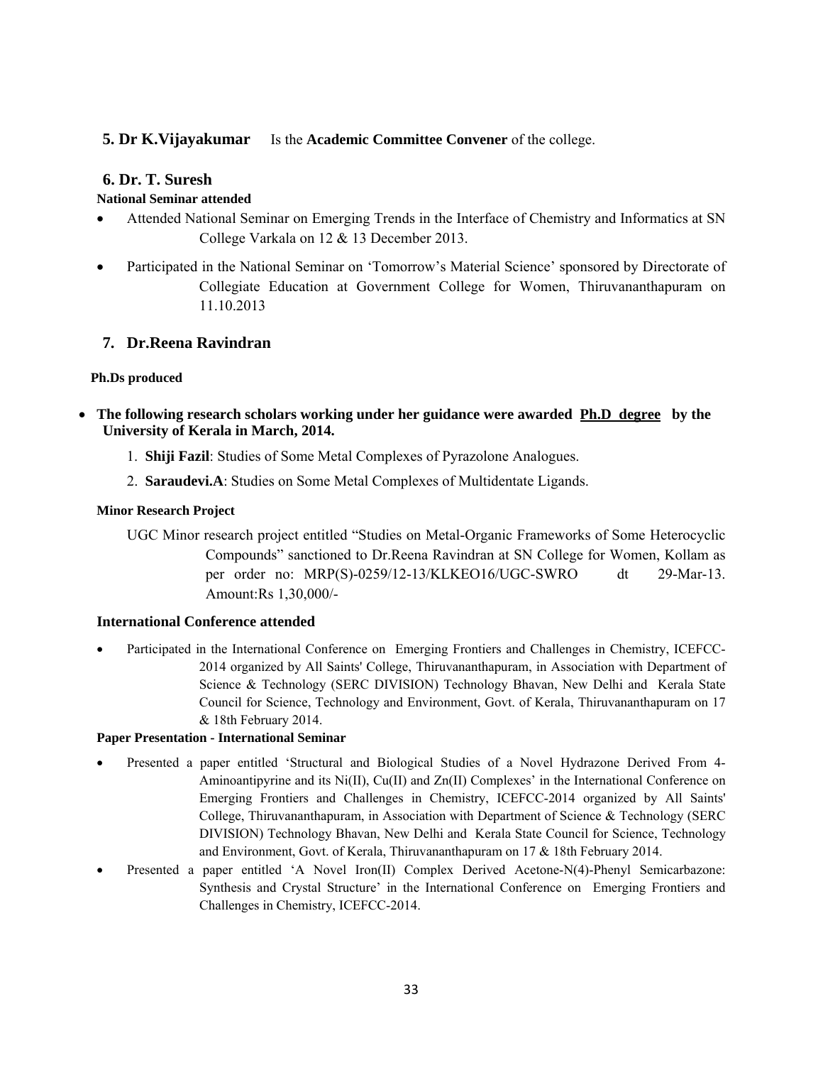## 5. Dr K.Vijayakumar

Is the **Academic Committee Convener** of the college.

## 6. Dr. T. Suresh

**National Seminar attended**

- Attended National Seminar on Emerging Trends in the Interface of Chemistry and Informatics at SN College Varkala on 12 & 13 December 2013.
- Participated in the National Seminar on 'Tomorrow's Material Science' sponsored by Directorate of Collegiate Education at Government College for Women, Thiruvananthapuram on 11.10.2013

## 7. Dr.Reena Ravindran

**Ph.Ds produced**

- **The following research scholars working under her guidance were awarded Ph.D degree by the University of Kerala in March, 2014.**
    1. **Shiji Fazil**: Studies of Some Metal Complexes of Pyrazolone Analogues.
    2. **Saraudevi.A**: Studies on Some Metal Complexes of Multidentate Ligands.

**Minor Research Project**

UGC Minor research project entitled "Studies on Metal-Organic Frameworks of Some Heterocyclic Compounds" sanctioned to Dr.Reena Ravindran at SN College for Women, Kollam as per order no: MRP(S)-0259/12-13/KLKEO16/UGC-SWRO dt 29-Mar-13. Amount:Rs 1,30,000/-

**International Conference attended**

- Participated in the International Conference on Emerging Frontiers and Challenges in Chemistry, ICEFCC-2014 organized by All Saints' College, Thiruvananthapuram, in Association with Department of Science & Technology (SERC DIVISION) Technology Bhavan, New Delhi and Kerala State Council for Science, Technology and Environment, Govt. of Kerala, Thiruvananthapuram on 17 & 18th February 2014.

**Paper Presentation - International Seminar**

- Presented a paper entitled 'Structural and Biological Studies of a Novel Hydrazone Derived From 4-Aminoantipyrine and its Ni(II), Cu(II) and Zn(II) Complexes' in the International Conference on Emerging Frontiers and Challenges in Chemistry, ICEFCC-2014 organized by All Saints' College, Thiruvananthapuram, in Association with Department of Science & Technology (SERC DIVISION) Technology Bhavan, New Delhi and Kerala State Council for Science, Technology and Environment, Govt. of Kerala, Thiruvananthapuram on 17 & 18th February 2014.
- Presented a paper entitled 'A Novel Iron(II) Complex Derived Acetone-N(4)-Phenyl Semicarbazone: Synthesis and Crystal Structure' in the International Conference on Emerging Frontiers and Challenges in Chemistry, ICEFCC-2014.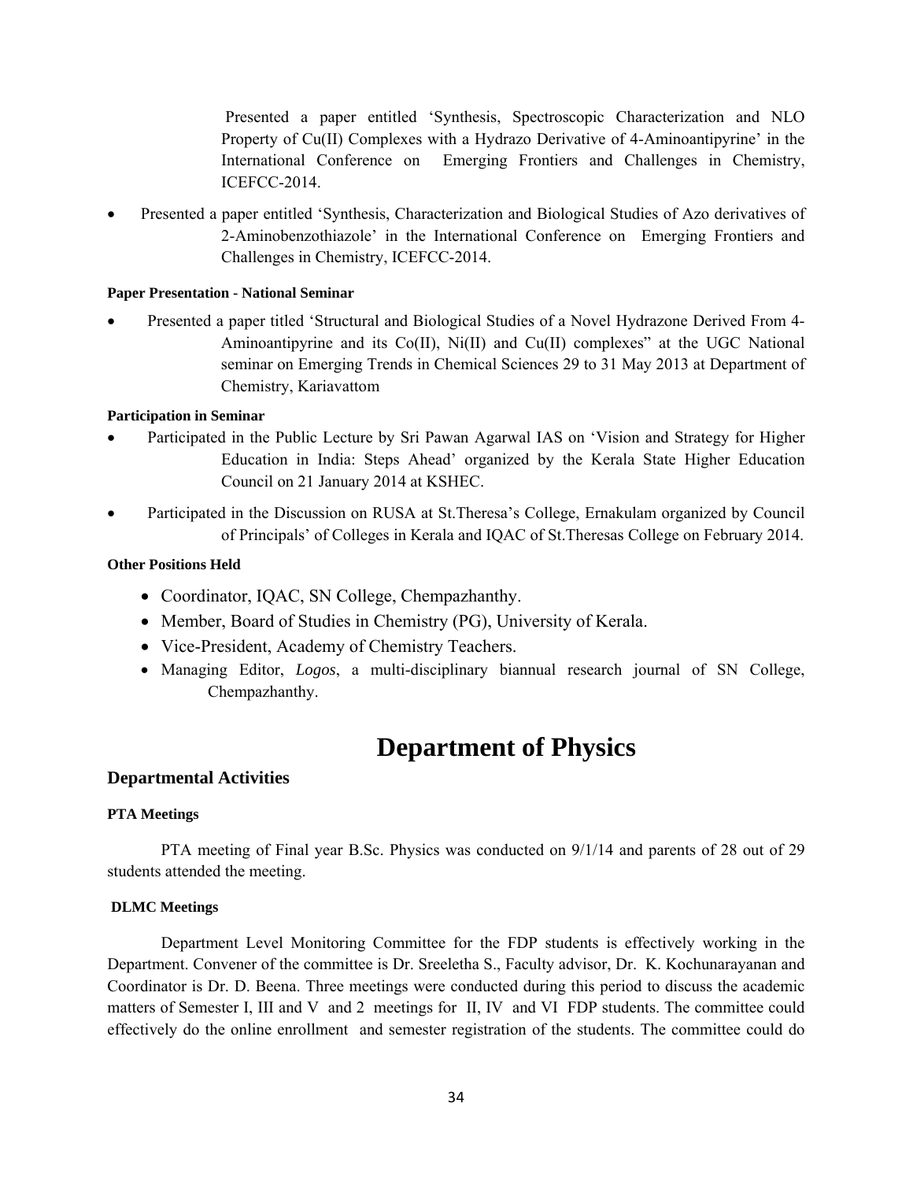- Presented a paper entitled 'Synthesis, Spectroscopic Characterization and NLO Property of Cu(II) Complexes with a Hydrazo Derivative of 4-Aminoantipyrine' in the International Conference on Emerging Frontiers and Challenges in Chemistry, ICEFCC-2014.

- Presented a paper entitled 'Synthesis, Characterization and Biological Studies of Azo derivatives of 2-Aminobenzothiazole' in the International Conference on Emerging Frontiers and Challenges in Chemistry, ICEFCC-2014.

**Paper Presentation - National Seminar**

- Presented a paper titled 'Structural and Biological Studies of a Novel Hydrazone Derived From 4-Aminoantipyrine and its Co(II), Ni(II) and Cu(II) complexes" at the UGC National seminar on Emerging Trends in Chemical Sciences 29 to 31 May 2013 at Department of Chemistry, Kariavattom

**Participation in Seminar**

- Participated in the Public Lecture by Sri Pawan Agarwal IAS on 'Vision and Strategy for Higher Education in India: Steps Ahead' organized by the Kerala State Higher Education Council on 21 January 2014 at KSHEC.

- Participated in the Discussion on RUSA at St.Theresa's College, Ernakulam organized by Council of Principals' of Colleges in Kerala and IQAC of St.Theresas College on February 2014.

**Other Positions Held**

- Coordinator, IQAC, SN College, Chempazhanthy.
- Member, Board of Studies in Chemistry (PG), University of Kerala.
- Vice-President, Academy of Chemistry Teachers.
- Managing Editor, *Logos*, a multi-disciplinary biannual research journal of SN College, Chempazhanthy.

# Department of Physics

## Departmental Activities

**PTA Meetings**

PTA meeting of Final year B.Sc. Physics was conducted on 9/1/14 and parents of 28 out of 29 students attended the meeting.

**DLMC Meetings**

Department Level Monitoring Committee for the FDP students is effectively working in the Department. Convener of the committee is Dr. Sreeletha S., Faculty advisor, Dr. K. Kochunarayanan and Coordinator is Dr. D. Beena. Three meetings were conducted during this period to discuss the academic matters of Semester I, III and V and 2 meetings for II, IV and VI FDP students. The committee could effectively do the online enrollment and semester registration of the students. The committee could do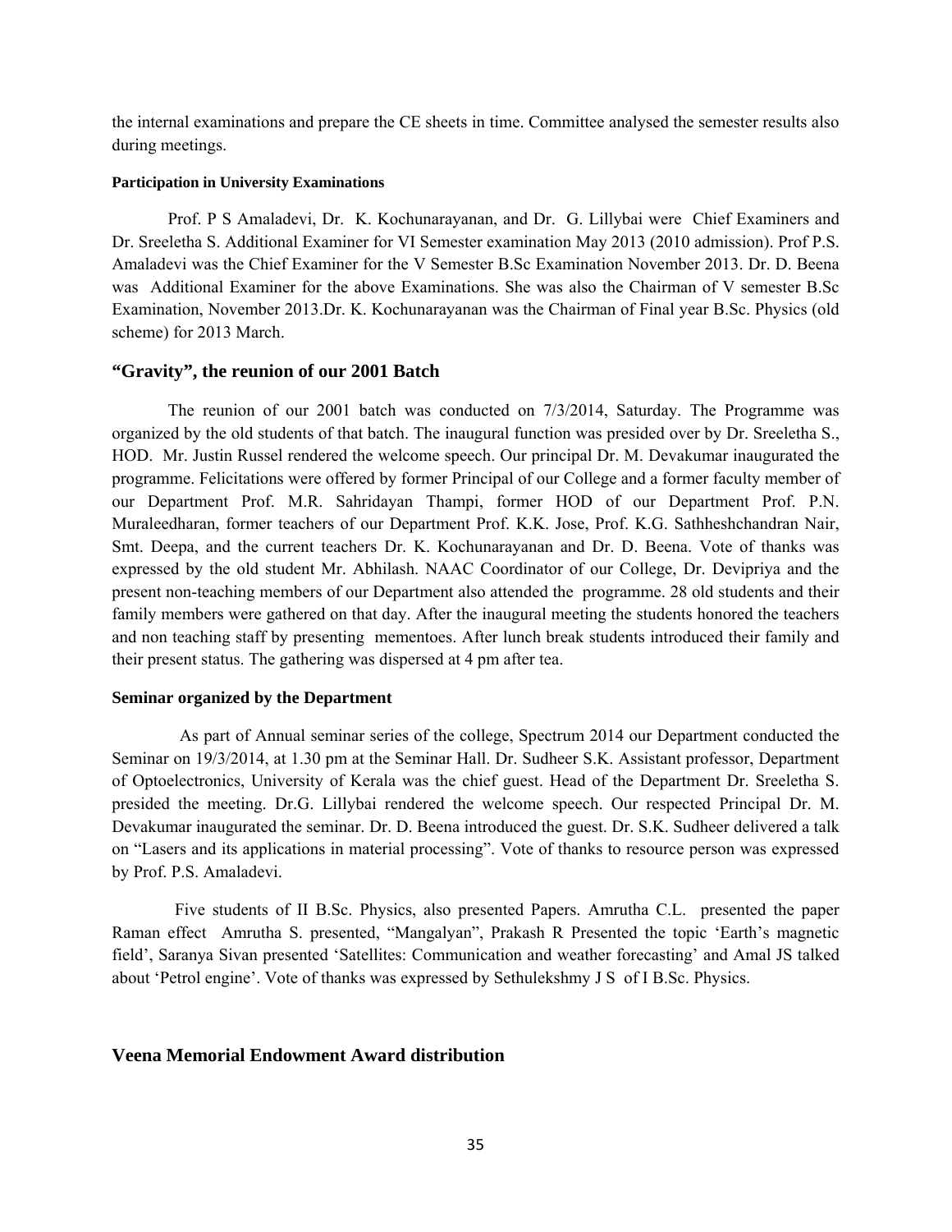the internal examinations and prepare the CE sheets in time. Committee analysed the semester results also during meetings.

#### Participation in University Examinations

Prof. P S Amaladevi, Dr. K. Kochunarayanan, and Dr. G. Lillybai were Chief Examiners and Dr. Sreeletha S. Additional Examiner for VI Semester examination May 2013 (2010 admission). Prof P.S. Amaladevi was the Chief Examiner for the V Semester B.Sc Examination November 2013. Dr. D. Beena was Additional Examiner for the above Examinations. She was also the Chairman of V semester B.Sc Examination, November 2013.Dr. K. Kochunarayanan was the Chairman of Final year B.Sc. Physics (old scheme) for 2013 March.

### "Gravity", the reunion of our 2001 Batch

The reunion of our 2001 batch was conducted on 7/3/2014, Saturday. The Programme was organized by the old students of that batch. The inaugural function was presided over by Dr. Sreeletha S., HOD. Mr. Justin Russel rendered the welcome speech. Our principal Dr. M. Devakumar inaugurated the programme. Felicitations were offered by former Principal of our College and a former faculty member of our Department Prof. M.R. Sahridayan Thampi, former HOD of our Department Prof. P.N. Muraleedharan, former teachers of our Department Prof. K.K. Jose, Prof. K.G. Sathheshchandran Nair, Smt. Deepa, and the current teachers Dr. K. Kochunarayanan and Dr. D. Beena. Vote of thanks was expressed by the old student Mr. Abhilash. NAAC Coordinator of our College, Dr. Devipriya and the present non-teaching members of our Department also attended the programme. 28 old students and their family members were gathered on that day. After the inaugural meeting the students honored the teachers and non teaching staff by presenting mementoes. After lunch break students introduced their family and their present status. The gathering was dispersed at 4 pm after tea.

#### Seminar organized by the Department

As part of Annual seminar series of the college, Spectrum 2014 our Department conducted the Seminar on 19/3/2014, at 1.30 pm at the Seminar Hall. Dr. Sudheer S.K. Assistant professor, Department of Optoelectronics, University of Kerala was the chief guest. Head of the Department Dr. Sreeletha S. presided the meeting. Dr.G. Lillybai rendered the welcome speech. Our respected Principal Dr. M. Devakumar inaugurated the seminar. Dr. D. Beena introduced the guest. Dr. S.K. Sudheer delivered a talk on "Lasers and its applications in material processing". Vote of thanks to resource person was expressed by Prof. P.S. Amaladevi.

Five students of II B.Sc. Physics, also presented Papers. Amrutha C.L. presented the paper Raman effect Amrutha S. presented, "Mangalyan", Prakash R Presented the topic 'Earth's magnetic field', Saranya Sivan presented 'Satellites: Communication and weather forecasting' and Amal JS talked about 'Petrol engine'. Vote of thanks was expressed by Sethulekshmy J S of I B.Sc. Physics.

### Veena Memorial Endowment Award distribution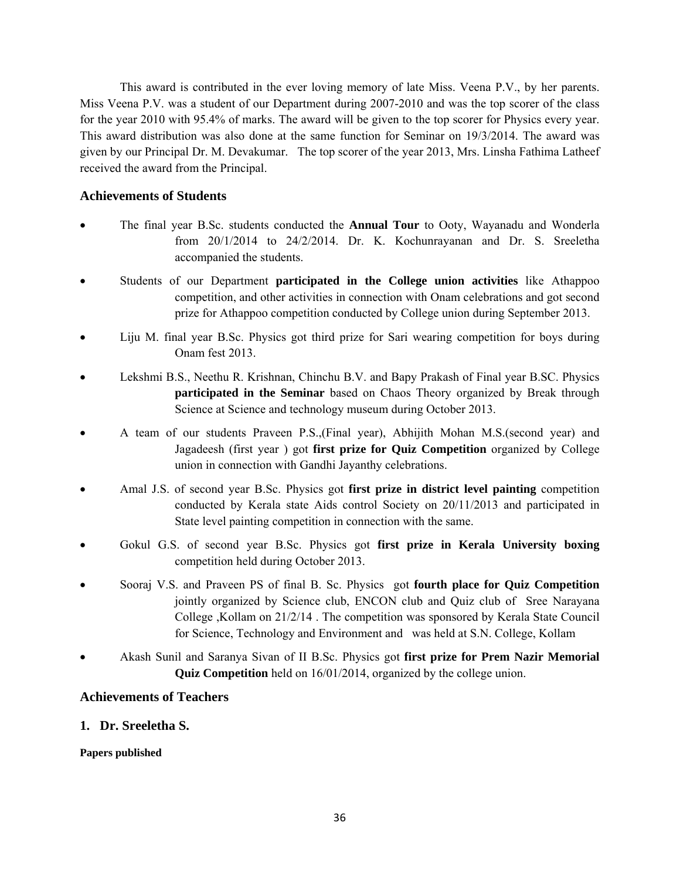This award is contributed in the ever loving memory of late Miss. Veena P.V., by her parents. Miss Veena P.V. was a student of our Department during 2007-2010 and was the top scorer of the class for the year 2010 with 95.4% of marks. The award will be given to the top scorer for Physics every year. This award distribution was also done at the same function for Seminar on 19/3/2014. The award was given by our Principal Dr. M. Devakumar. The top scorer of the year 2013, Mrs. Linsha Fathima Latheef received the award from the Principal.

## Achievements of Students

- The final year B.Sc. students conducted the **Annual Tour** to Ooty, Wayanadu and Wonderla from 20/1/2014 to 24/2/2014. Dr. K. Kochunrayanan and Dr. S. Sreeletha accompanied the students.
- Students of our Department **participated in the College union activities** like Athappoo competition, and other activities in connection with Onam celebrations and got second prize for Athappoo competition conducted by College union during September 2013.
- Liju M. final year B.Sc. Physics got third prize for Sari wearing competition for boys during Onam fest 2013.
- Lekshmi B.S., Neethu R. Krishnan, Chinchu B.V. and Bapy Prakash of Final year B.SC. Physics **participated in the Seminar** based on Chaos Theory organized by Break through Science at Science and technology museum during October 2013.
- A team of our students Praveen P.S.,(Final year), Abhijith Mohan M.S.(second year) and Jagadeesh (first year ) got **first prize for Quiz Competition** organized by College union in connection with Gandhi Jayanthy celebrations.
- Amal J.S. of second year B.Sc. Physics got **first prize in district level painting** competition conducted by Kerala state Aids control Society on 20/11/2013 and participated in State level painting competition in connection with the same.
- Gokul G.S. of second year B.Sc. Physics got **first prize in Kerala University boxing** competition held during October 2013.
- Sooraj V.S. and Praveen PS of final B. Sc. Physics got **fourth place for Quiz Competition** jointly organized by Science club, ENCON club and Quiz club of Sree Narayana College ,Kollam on 21/2/14 . The competition was sponsored by Kerala State Council for Science, Technology and Environment and was held at S.N. College, Kollam
- Akash Sunil and Saranya Sivan of II B.Sc. Physics got **first prize for Prem Nazir Memorial Quiz Competition** held on 16/01/2014, organized by the college union.

## Achievements of Teachers

### 1. Dr. Sreeletha S.

**Papers published**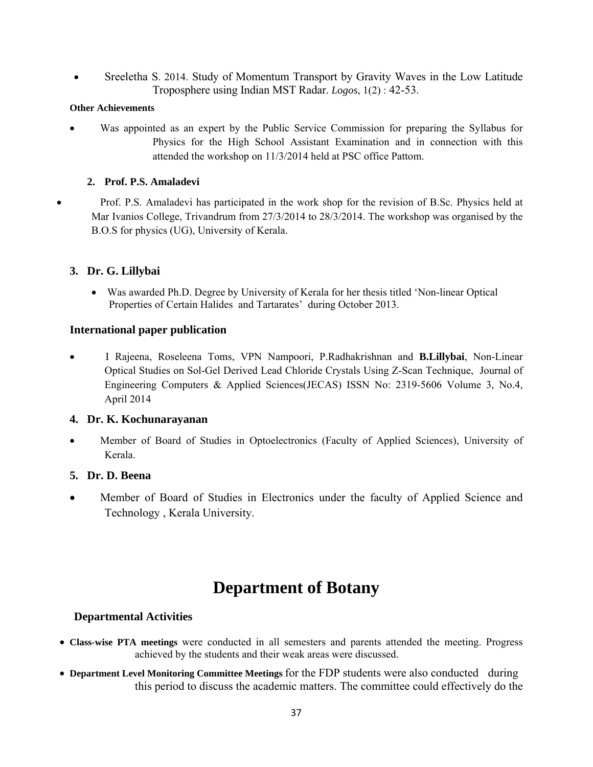- Sreeletha S. 2014. Study of Momentum Transport by Gravity Waves in the Low Latitude Troposphere using Indian MST Radar. *Logos*, 1(2) : 42-53.

**Other Achievements**

- Was appointed as an expert by the Public Service Commission for preparing the Syllabus for Physics for the High School Assistant Examination and in connection with this attended the workshop on 11/3/2014 held at PSC office Pattom.

### 2. Prof. P.S. Amaladevi

- Prof. P.S. Amaladevi has participated in the work shop for the revision of B.Sc. Physics held at Mar Ivanios College, Trivandrum from 27/3/2014 to 28/3/2014. The workshop was organised by the B.O.S for physics (UG), University of Kerala.

### 3. Dr. G. Lillybai

- Was awarded Ph.D. Degree by University of Kerala for her thesis titled 'Non-linear Optical Properties of Certain Halides and Tartarates' during October 2013.

### International paper publication

- I Rajeena, Roseleena Toms, VPN Nampoori, P.Radhakrishnan and **B.Lillybai**, Non-Linear Optical Studies on Sol-Gel Derived Lead Chloride Crystals Using Z-Scan Technique, Journal of Engineering Computers & Applied Sciences(JECAS) ISSN No: 2319-5606 Volume 3, No.4, April 2014

### 4. Dr. K. Kochunarayanan

- Member of Board of Studies in Optoelectronics (Faculty of Applied Sciences), University of Kerala.

### 5. Dr. D. Beena

- Member of Board of Studies in Electronics under the faculty of Applied Science and Technology , Kerala University.

# Department of Botany

## Departmental Activities

- **Class-wise PTA meetings** were conducted in all semesters and parents attended the meeting. Progress achieved by the students and their weak areas were discussed.
- **Department Level Monitoring Committee Meetings** for the FDP students were also conducted during this period to discuss the academic matters. The committee could effectively do the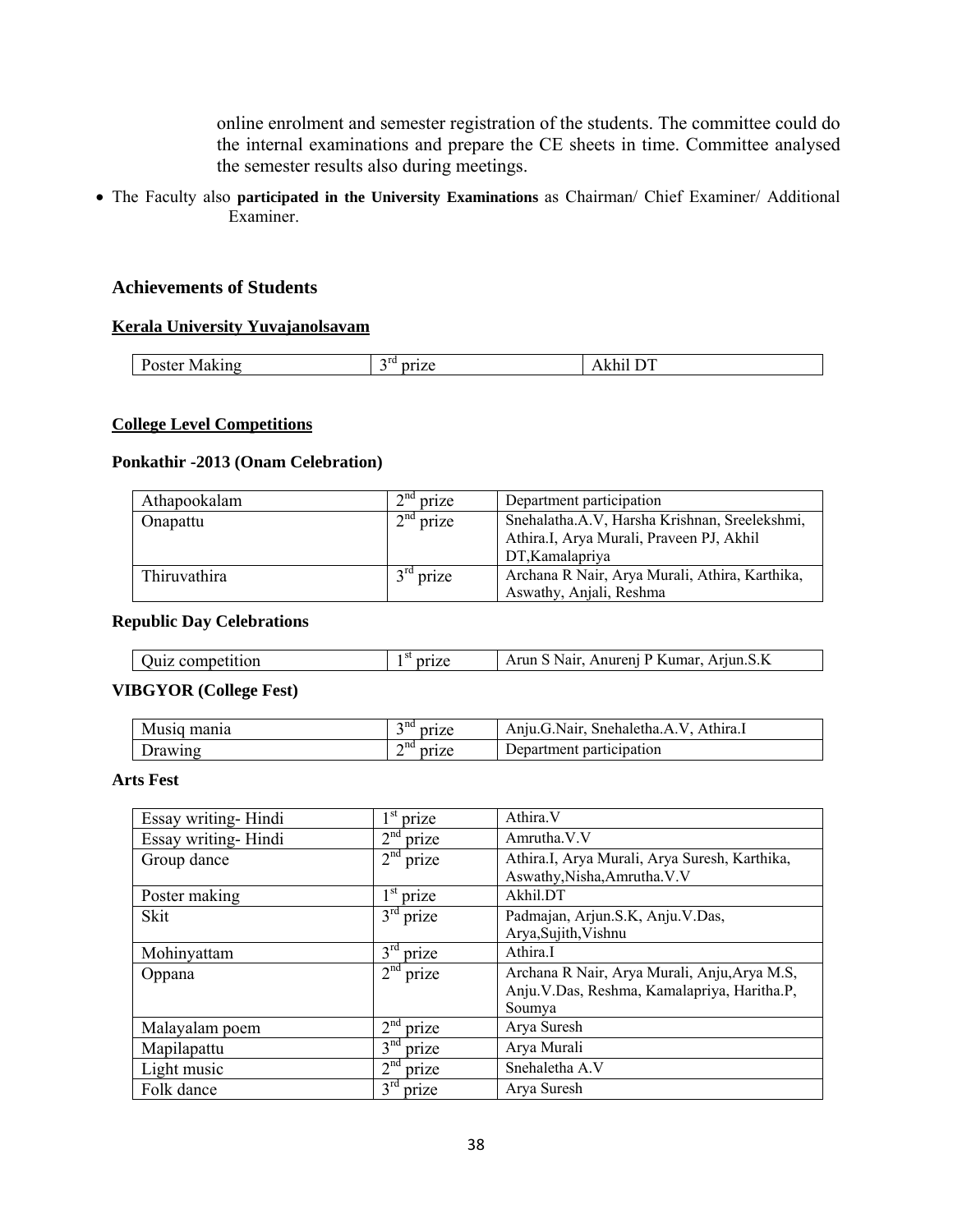online enrolment and semester registration of the students. The committee could do the internal examinations and prepare the CE sheets in time. Committee analysed the semester results also during meetings.

- The Faculty also **participated in the University Examinations** as Chairman/ Chief Examiner/ Additional Examiner.

### Achievements of Students

**Kerala University Yuvajanolsavam**

| Poster Making | 3rd prize | Akhil DT |
|---|---|---|

**College Level Competitions**

**Ponkathir -2013 (Onam Celebration)**

| Athapookalam | 2nd prize | Department participation |
|---|---|---|
| Onapattu | 2nd prize | Snehalatha.A.V, Harsha Krishnan, Sreelekshmi, Athira.I, Arya Murali, Praveen PJ, Akhil DT,Kamalapriya |
| Thiruvathira | 3rd prize | Archana R Nair, Arya Murali, Athira, Karthika, Aswathy, Anjali, Reshma |

**Republic Day Celebrations**

| Quiz competition | 1st prize | Arun S Nair, Anurenj P Kumar, Arjun.S.K |
|---|---|---|

**VIBGYOR (College Fest)**

| Musiq mania | 3nd prize | Anju.G.Nair, Snehaletha.A.V, Athira.I |
|---|---|---|
| Drawing | 2nd prize | Department participation |

**Arts Fest**

| Essay writing- Hindi | 1st prize | Athira.V |
|---|---|---|
| Essay writing- Hindi | 2nd prize | Amrutha.V.V |
| Group dance | 2nd prize | Athira.I, Arya Murali, Arya Suresh, Karthika, Aswathy,Nisha,Amrutha.V.V |
| Poster making | 1st prize | Akhil.DT |
| Skit | 3rd prize | Padmajan, Arjun.S.K, Anju.V.Das, Arya,Sujith,Vishnu |
| Mohinyattam | 3rd prize | Athira.I |
| Oppana | 2nd prize | Archana R Nair, Arya Murali, Anju,Arya M.S, Anju.V.Das, Reshma, Kamalapriya, Haritha.P, Soumya |
| Malayalam poem | 2nd prize | Arya Suresh |
| Mapilapattu | 3nd prize | Arya Murali |
| Light music | 2nd prize | Snehaletha A.V |
| Folk dance | 3rd prize | Arya Suresh |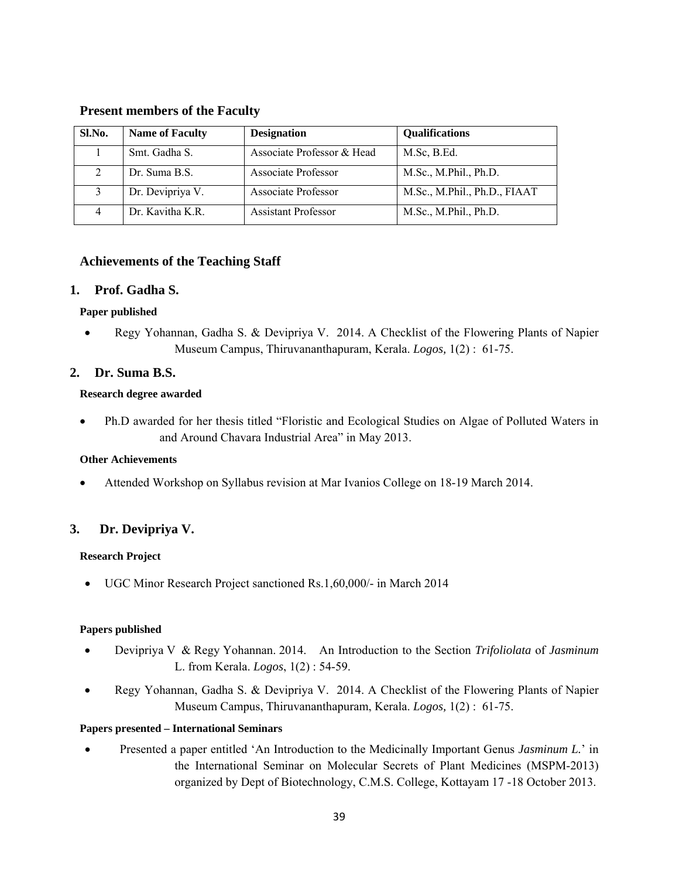## Present members of the Faculty

| Sl.No. | Name of Faculty | Designation | Qualifications |
|---|---|---|---|
| 1 | Smt. Gadha S. | Associate Professor & Head | M.Sc, B.Ed. |
| 2 | Dr. Suma B.S. | Associate Professor | M.Sc., M.Phil., Ph.D. |
| 3 | Dr. Devipriya V. | Associate Professor | M.Sc., M.Phil., Ph.D., FIAAT |
| 4 | Dr. Kavitha K.R. | Assistant Professor | M.Sc., M.Phil., Ph.D. |

## Achievements of the Teaching Staff

### 1. Prof. Gadha S.

**Paper published**

- Regy Yohannan, Gadha S. & Devipriya V. 2014. A Checklist of the Flowering Plants of Napier Museum Campus, Thiruvananthapuram, Kerala. *Logos,* 1(2) : 61-75.

### 2. Dr. Suma B.S.

**Research degree awarded**

- Ph.D awarded for her thesis titled "Floristic and Ecological Studies on Algae of Polluted Waters in and Around Chavara Industrial Area" in May 2013.

**Other Achievements**

- Attended Workshop on Syllabus revision at Mar Ivanios College on 18-19 March 2014.

### 3. Dr. Devipriya V.

**Research Project**

- UGC Minor Research Project sanctioned Rs.1,60,000/- in March 2014

**Papers published**

- Devipriya V & Regy Yohannan. 2014. An Introduction to the Section *Trifoliolata* of *Jasminum* L. from Kerala. *Logos*, 1(2) : 54-59.
- Regy Yohannan, Gadha S. & Devipriya V. 2014. A Checklist of the Flowering Plants of Napier Museum Campus, Thiruvananthapuram, Kerala. *Logos,* 1(2) : 61-75.

**Papers presented – International Seminars**

- Presented a paper entitled 'An Introduction to the Medicinally Important Genus *Jasminum L.*' in the International Seminar on Molecular Secrets of Plant Medicines (MSPM-2013) organized by Dept of Biotechnology, C.M.S. College, Kottayam 17 -18 October 2013.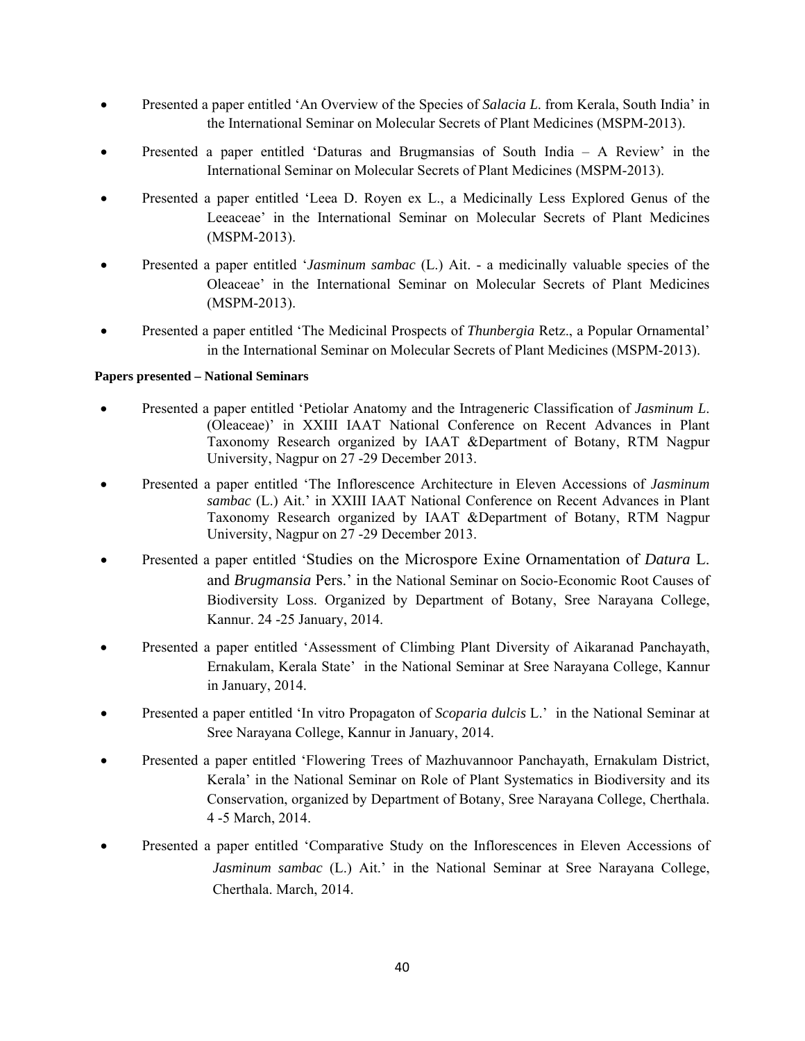- Presented a paper entitled 'An Overview of the Species of *Salacia L*. from Kerala, South India' in the International Seminar on Molecular Secrets of Plant Medicines (MSPM-2013).
- Presented a paper entitled 'Daturas and Brugmansias of South India – A Review' in the International Seminar on Molecular Secrets of Plant Medicines (MSPM-2013).
- Presented a paper entitled 'Leea D. Royen ex L., a Medicinally Less Explored Genus of the Leeaceae' in the International Seminar on Molecular Secrets of Plant Medicines (MSPM-2013).
- Presented a paper entitled '*Jasminum sambac* (L.) Ait. - a medicinally valuable species of the Oleaceae' in the International Seminar on Molecular Secrets of Plant Medicines (MSPM-2013).
- Presented a paper entitled 'The Medicinal Prospects of *Thunbergia* Retz., a Popular Ornamental' in the International Seminar on Molecular Secrets of Plant Medicines (MSPM-2013).

**Papers presented – National Seminars**

- Presented a paper entitled 'Petiolar Anatomy and the Intrageneric Classification of *Jasminum L*. (Oleaceae)' in XXIII IAAT National Conference on Recent Advances in Plant Taxonomy Research organized by IAAT &Department of Botany, RTM Nagpur University, Nagpur on 27 -29 December 2013.
- Presented a paper entitled 'The Inflorescence Architecture in Eleven Accessions of *Jasminum sambac* (L.) Ait.' in XXIII IAAT National Conference on Recent Advances in Plant Taxonomy Research organized by IAAT &Department of Botany, RTM Nagpur University, Nagpur on 27 -29 December 2013.
- Presented a paper entitled 'Studies on the Microspore Exine Ornamentation of *Datura* L. and *Brugmansia* Pers.' in the National Seminar on Socio-Economic Root Causes of Biodiversity Loss. Organized by Department of Botany, Sree Narayana College, Kannur. 24 -25 January, 2014.
- Presented a paper entitled 'Assessment of Climbing Plant Diversity of Aikaranad Panchayath, Ernakulam, Kerala State' in the National Seminar at Sree Narayana College, Kannur in January, 2014.
- Presented a paper entitled 'In vitro Propagaton of *Scoparia dulcis* L.' in the National Seminar at Sree Narayana College, Kannur in January, 2014.
- Presented a paper entitled 'Flowering Trees of Mazhuvannoor Panchayath, Ernakulam District, Kerala' in the National Seminar on Role of Plant Systematics in Biodiversity and its Conservation, organized by Department of Botany, Sree Narayana College, Cherthala. 4 -5 March, 2014.
- Presented a paper entitled 'Comparative Study on the Inflorescences in Eleven Accessions of *Jasminum sambac* (L.) Ait.' in the National Seminar at Sree Narayana College, Cherthala. March, 2014.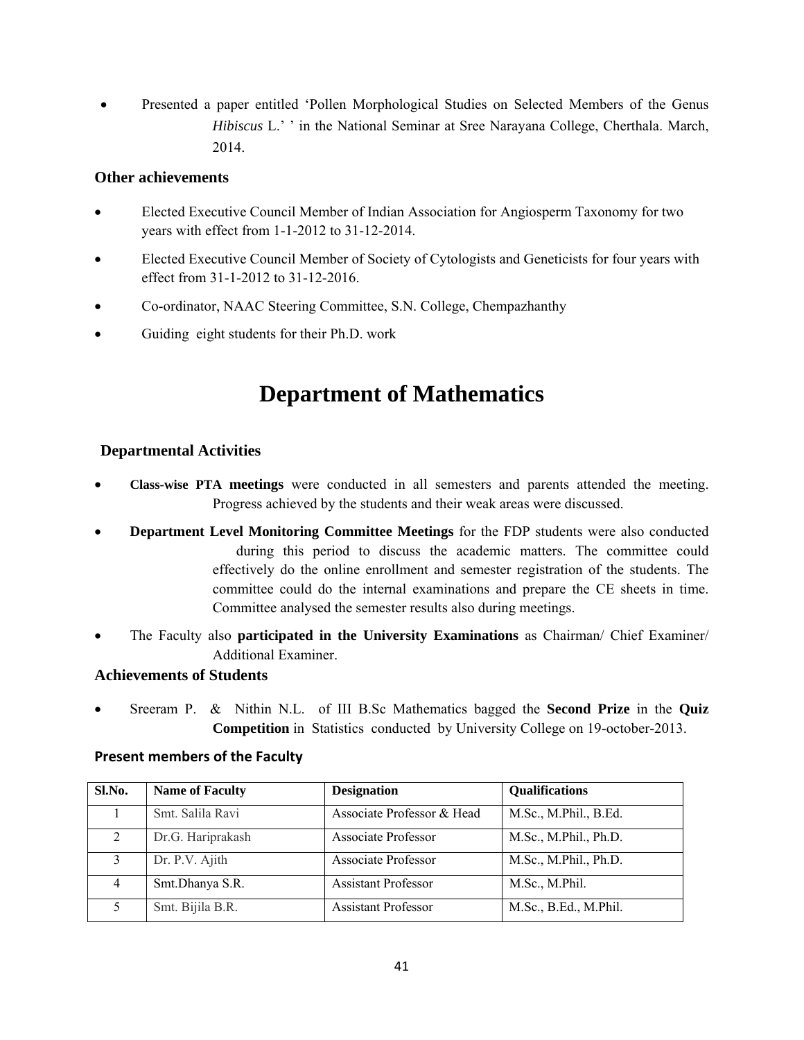- Presented a paper entitled 'Pollen Morphological Studies on Selected Members of the Genus *Hibiscus* L.' ' in the National Seminar at Sree Narayana College, Cherthala. March, 2014.

### Other achievements

- Elected Executive Council Member of Indian Association for Angiosperm Taxonomy for two years with effect from 1-1-2012 to 31-12-2014.
- Elected Executive Council Member of Society of Cytologists and Geneticists for four years with effect from 31-1-2012 to 31-12-2016.
- Co-ordinator, NAAC Steering Committee, S.N. College, Chempazhanthy
- Guiding eight students for their Ph.D. work

# Department of Mathematics

### Departmental Activities

- **Class-wise PTA meetings** were conducted in all semesters and parents attended the meeting. Progress achieved by the students and their weak areas were discussed.
- **Department Level Monitoring Committee Meetings** for the FDP students were also conducted during this period to discuss the academic matters. The committee could effectively do the online enrollment and semester registration of the students. The committee could do the internal examinations and prepare the CE sheets in time. Committee analysed the semester results also during meetings.
- The Faculty also **participated in the University Examinations** as Chairman/ Chief Examiner/ Additional Examiner.

### Achievements of Students

- Sreeram P. & Nithin N.L. of III B.Sc Mathematics bagged the **Second Prize** in the **Quiz Competition** in Statistics conducted by University College on 19-october-2013.

### Present members of the Faculty

| Sl.No. | Name of Faculty | Designation | Qualifications |
|---|---|---|---|
| 1 | Smt. Salila Ravi | Associate Professor & Head | M.Sc., M.Phil., B.Ed. |
| 2 | Dr.G. Hariprakash | Associate Professor | M.Sc., M.Phil., Ph.D. |
| 3 | Dr. P.V. Ajith | Associate Professor | M.Sc., M.Phil., Ph.D. |
| 4 | Smt.Dhanya S.R. | Assistant Professor | M.Sc., M.Phil. |
| 5 | Smt. Bijila B.R. | Assistant Professor | M.Sc., B.Ed., M.Phil. |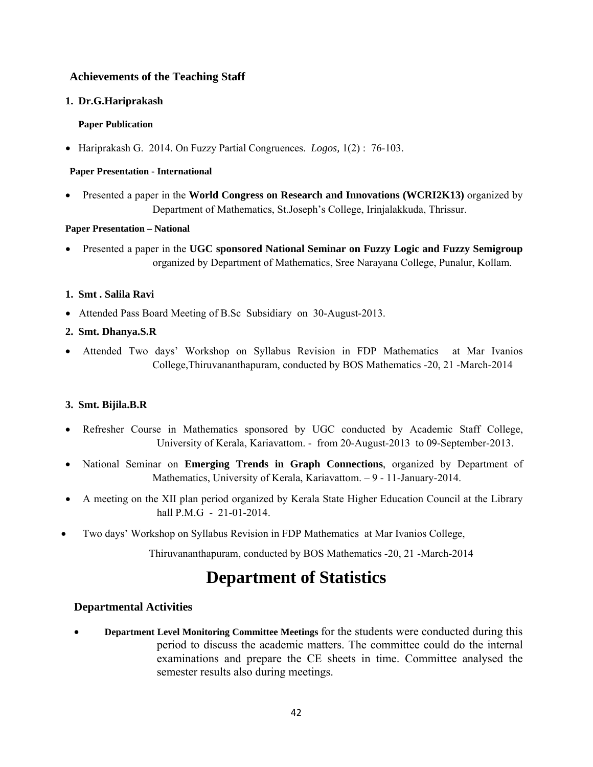### Achievements of the Teaching Staff

**1. Dr.G.Hariprakash**

**Paper Publication**

- Hariprakash G. 2014. On Fuzzy Partial Congruences. *Logos,* 1(2) : 76-103.

**Paper Presentation - International**

- Presented a paper in the **World Congress on Research and Innovations (WCRI2K13)** organized by Department of Mathematics, St.Joseph's College, Irinjalakkuda, Thrissur.

**Paper Presentation – National**

- Presented a paper in the **UGC sponsored National Seminar on Fuzzy Logic and Fuzzy Semigroup** organized by Department of Mathematics, Sree Narayana College, Punalur, Kollam.

**1. Smt . Salila Ravi**

- Attended Pass Board Meeting of B.Sc Subsidiary on 30-August-2013.

**2. Smt. Dhanya.S.R**

- Attended Two days' Workshop on Syllabus Revision in FDP Mathematics at Mar Ivanios College,Thiruvananthapuram, conducted by BOS Mathematics -20, 21 -March-2014

**3. Smt. Bijila.B.R**

- Refresher Course in Mathematics sponsored by UGC conducted by Academic Staff College, University of Kerala, Kariavattom. - from 20-August-2013 to 09-September-2013.
- National Seminar on **Emerging Trends in Graph Connections**, organized by Department of Mathematics, University of Kerala, Kariavattom. – 9 - 11-January-2014.
- A meeting on the XII plan period organized by Kerala State Higher Education Council at the Library hall P.M.G - 21-01-2014.
- Two days' Workshop on Syllabus Revision in FDP Mathematics at Mar Ivanios College, Thiruvananthapuram, conducted by BOS Mathematics -20, 21 -March-2014

# Department of Statistics

### Departmental Activities

- **Department Level Monitoring Committee Meetings** for the students were conducted during this period to discuss the academic matters. The committee could do the internal examinations and prepare the CE sheets in time. Committee analysed the semester results also during meetings.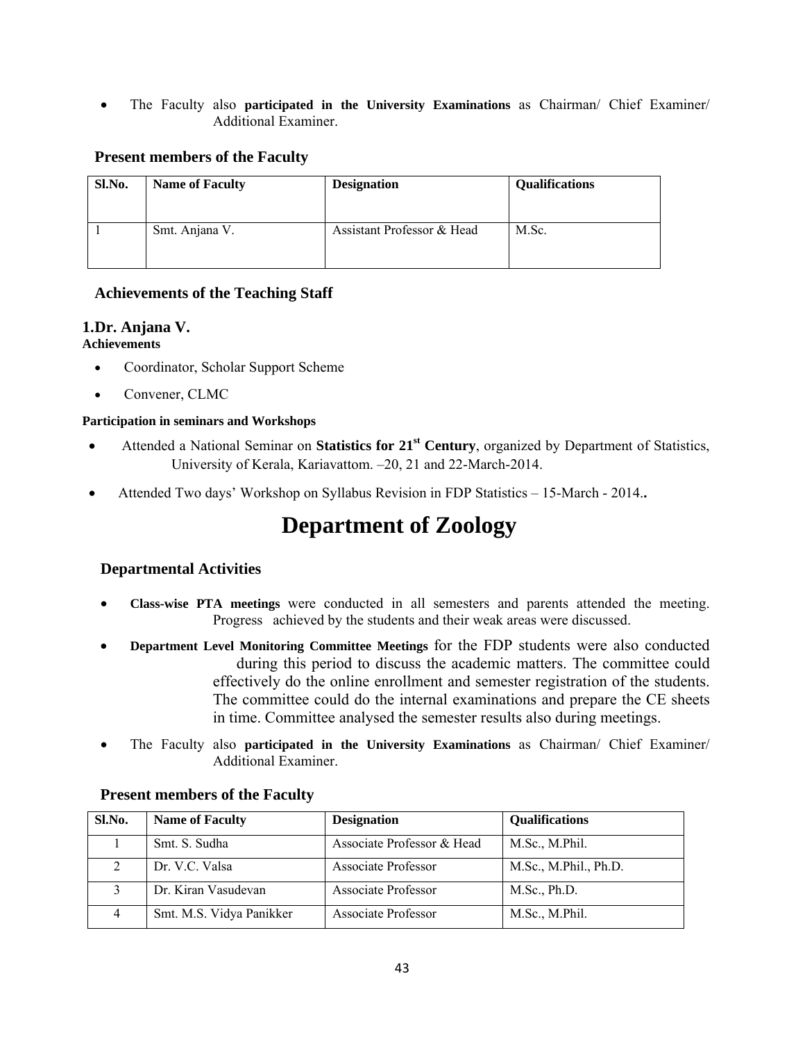- The Faculty also **participated in the University Examinations** as Chairman/ Chief Examiner/ Additional Examiner.

### Present members of the Faculty

| Sl.No. | Name of Faculty | Designation | Qualifications |
|---|---|---|---|
| 1 | Smt. Anjana V. | Assistant Professor & Head | M.Sc. |

### Achievements of the Teaching Staff

#### 1.Dr. Anjana V.

**Achievements**

- Coordinator, Scholar Support Scheme
- Convener, CLMC

**Participation in seminars and Workshops**

- Attended a National Seminar on **Statistics for 21st Century**, organized by Department of Statistics, University of Kerala, Kariavattom. –20, 21 and 22-March-2014.
- Attended Two days' Workshop on Syllabus Revision in FDP Statistics – 15-March - 2014.**.**

# Department of Zoology

### Departmental Activities

- **Class-wise PTA meetings** were conducted in all semesters and parents attended the meeting. Progress achieved by the students and their weak areas were discussed.
- **Department Level Monitoring Committee Meetings** for the FDP students were also conducted during this period to discuss the academic matters. The committee could effectively do the online enrollment and semester registration of the students. The committee could do the internal examinations and prepare the CE sheets in time. Committee analysed the semester results also during meetings.
- The Faculty also **participated in the University Examinations** as Chairman/ Chief Examiner/ Additional Examiner.

### Present members of the Faculty

| Sl.No. | Name of Faculty | Designation | Qualifications |
|---|---|---|---|
| 1 | Smt. S. Sudha | Associate Professor & Head | M.Sc., M.Phil. |
| 2 | Dr. V.C. Valsa | Associate Professor | M.Sc., M.Phil., Ph.D. |
| 3 | Dr. Kiran Vasudevan | Associate Professor | M.Sc., Ph.D. |
| 4 | Smt. M.S. Vidya Panikker | Associate Professor | M.Sc., M.Phil. |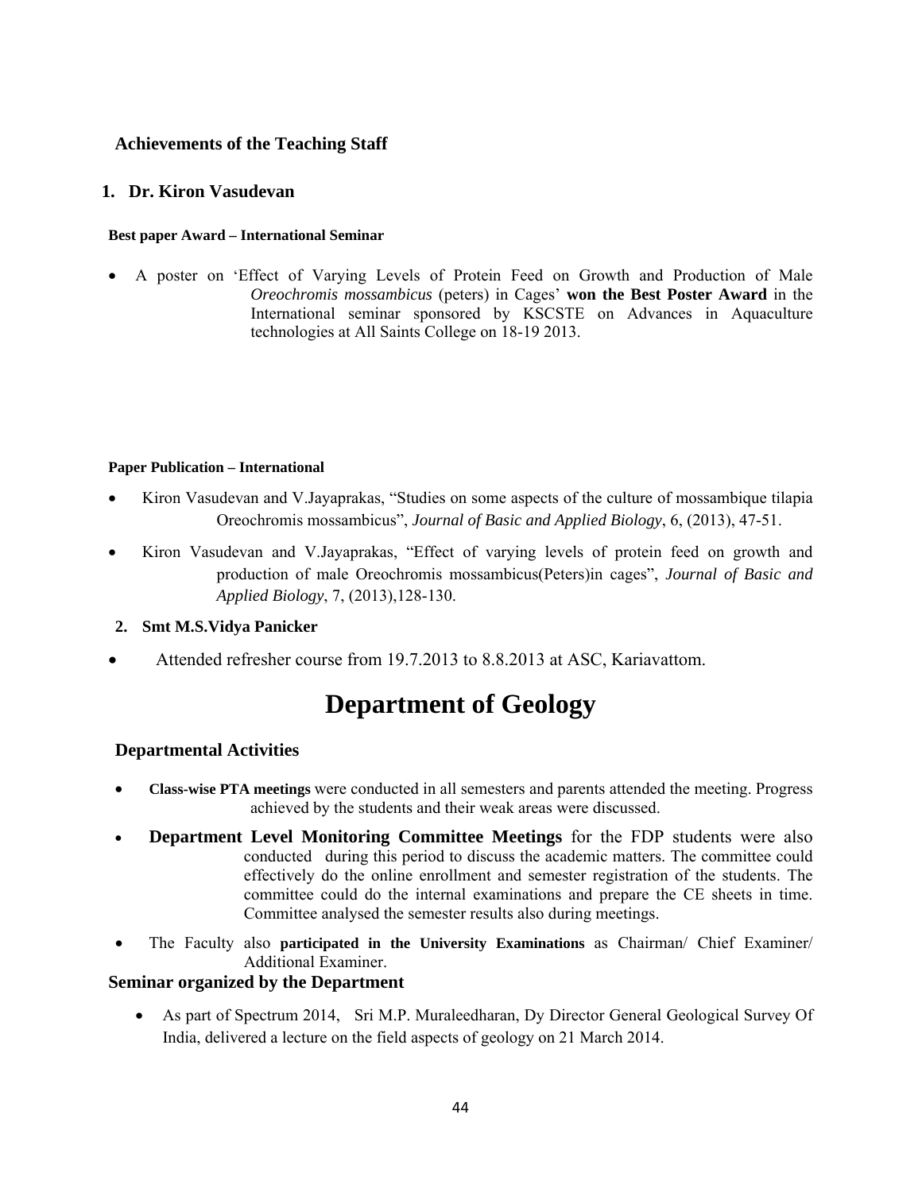### Achievements of the Teaching Staff

#### 1. Dr. Kiron Vasudevan

**Best paper Award – International Seminar**

- A poster on 'Effect of Varying Levels of Protein Feed on Growth and Production of Male *Oreochromis mossambicus* (peters) in Cages' **won the Best Poster Award** in the International seminar sponsored by KSCSTE on Advances in Aquaculture technologies at All Saints College on 18-19 2013.

**Paper Publication – International**

- Kiron Vasudevan and V.Jayaprakas, "Studies on some aspects of the culture of mossambique tilapia Oreochromis mossambicus", *Journal of Basic and Applied Biology*, 6, (2013), 47-51.
- Kiron Vasudevan and V.Jayaprakas, "Effect of varying levels of protein feed on growth and production of male Oreochromis mossambicus(Peters)in cages", *Journal of Basic and Applied Biology*, 7, (2013),128-130.

#### 2. Smt M.S.Vidya Panicker

- Attended refresher course from 19.7.2013 to 8.8.2013 at ASC, Kariavattom.

# Department of Geology

### Departmental Activities

- **Class-wise PTA meetings** were conducted in all semesters and parents attended the meeting. Progress achieved by the students and their weak areas were discussed.
- **Department Level Monitoring Committee Meetings** for the FDP students were also conducted during this period to discuss the academic matters. The committee could effectively do the online enrollment and semester registration of the students. The committee could do the internal examinations and prepare the CE sheets in time. Committee analysed the semester results also during meetings.
- The Faculty also **participated in the University Examinations** as Chairman/ Chief Examiner/ Additional Examiner.

### Seminar organized by the Department

- As part of Spectrum 2014, Sri M.P. Muraleedharan, Dy Director General Geological Survey Of India, delivered a lecture on the field aspects of geology on 21 March 2014.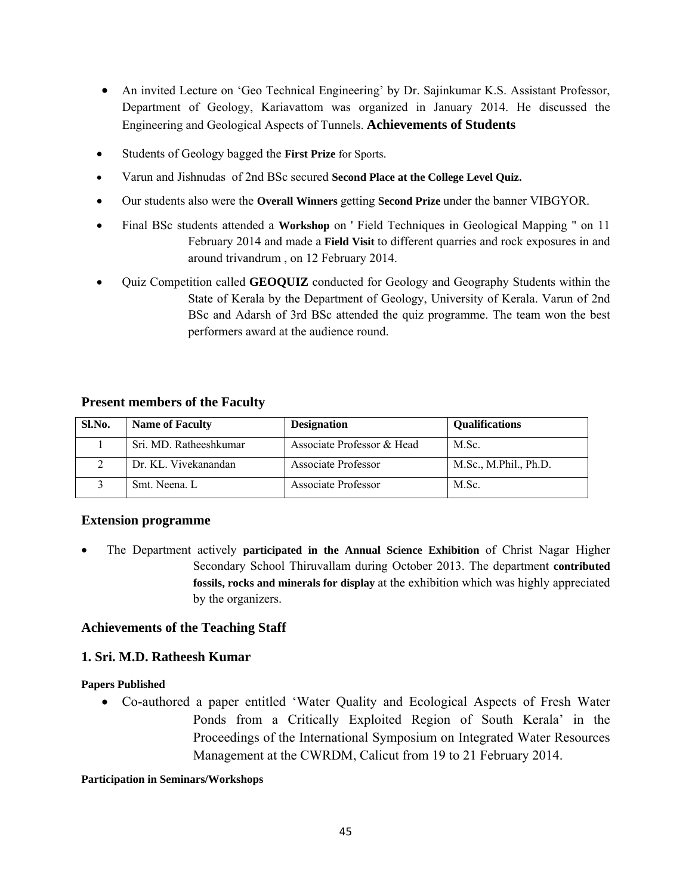- An invited Lecture on 'Geo Technical Engineering' by Dr. Sajinkumar K.S. Assistant Professor, Department of Geology, Kariavattom was organized in January 2014. He discussed the Engineering and Geological Aspects of Tunnels. **Achievements of Students**

- Students of Geology bagged the **First Prize** for Sports.
- Varun and Jishnudas of 2nd BSc secured **Second Place at the College Level Quiz.**
- Our students also were the **Overall Winners** getting **Second Prize** under the banner VIBGYOR.
- Final BSc students attended a **Workshop** on ' Field Techniques in Geological Mapping '' on 11 February 2014 and made a **Field Visit** to different quarries and rock exposures in and around trivandrum , on 12 February 2014.
- Quiz Competition called **GEOQUIZ** conducted for Geology and Geography Students within the State of Kerala by the Department of Geology, University of Kerala. Varun of 2nd BSc and Adarsh of 3rd BSc attended the quiz programme. The team won the best performers award at the audience round.

### Present members of the Faculty

| Sl.No. | Name of Faculty | Designation | Qualifications |
|---|---|---|---|
| 1 | Sri. MD. Ratheeshkumar | Associate Professor & Head | M.Sc. |
| 2 | Dr. KL. Vivekanandan | Associate Professor | M.Sc., M.Phil., Ph.D. |
| 3 | Smt. Neena. L | Associate Professor | M.Sc. |

### Extension programme

- The Department actively **participated in the Annual Science Exhibition** of Christ Nagar Higher Secondary School Thiruvallam during October 2013. The department **contributed fossils, rocks and minerals for display** at the exhibition which was highly appreciated by the organizers.

### Achievements of the Teaching Staff

### 1. Sri. M.D. Ratheesh Kumar

**Papers Published**

- Co-authored a paper entitled 'Water Quality and Ecological Aspects of Fresh Water Ponds from a Critically Exploited Region of South Kerala' in the Proceedings of the International Symposium on Integrated Water Resources Management at the CWRDM, Calicut from 19 to 21 February 2014.

**Participation in Seminars/Workshops**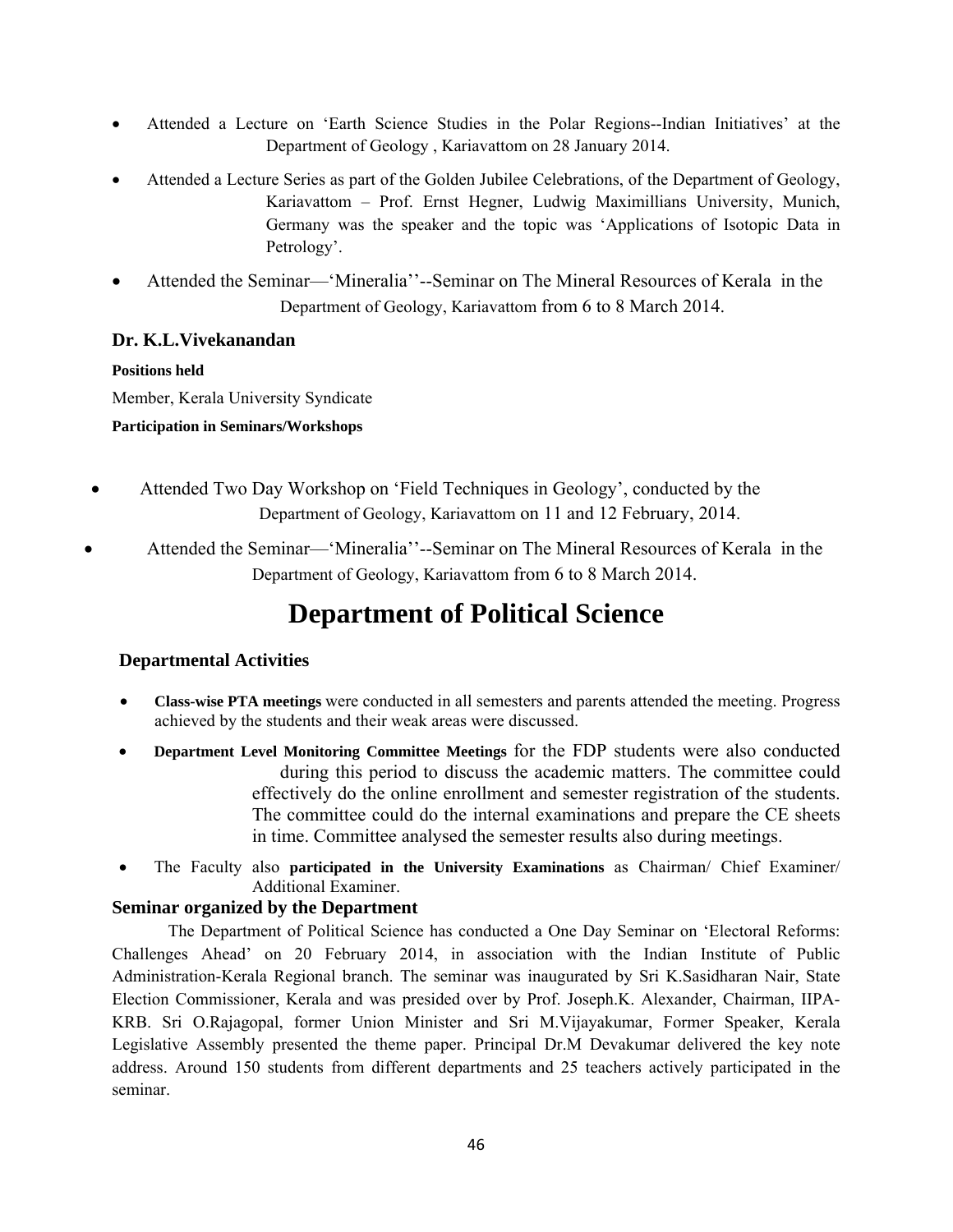- Attended a Lecture on 'Earth Science Studies in the Polar Regions--Indian Initiatives' at the Department of Geology , Kariavattom on 28 January 2014.
- Attended a Lecture Series as part of the Golden Jubilee Celebrations, of the Department of Geology, Kariavattom – Prof. Ernst Hegner, Ludwig Maximillians University, Munich, Germany was the speaker and the topic was 'Applications of Isotopic Data in Petrology'.
- Attended the Seminar—'Mineralia''--Seminar on The Mineral Resources of Kerala in the Department of Geology, Kariavattom from 6 to 8 March 2014.

### Dr. K.L.Vivekanandan

**Positions held**

Member, Kerala University Syndicate

**Participation in Seminars/Workshops**

- Attended Two Day Workshop on 'Field Techniques in Geology', conducted by the Department of Geology, Kariavattom on 11 and 12 February, 2014.
- Attended the Seminar—'Mineralia''--Seminar on The Mineral Resources of Kerala in the Department of Geology, Kariavattom from 6 to 8 March 2014.

# Department of Political Science

### Departmental Activities

- **Class-wise PTA meetings** were conducted in all semesters and parents attended the meeting. Progress achieved by the students and their weak areas were discussed.
- **Department Level Monitoring Committee Meetings** for the FDP students were also conducted during this period to discuss the academic matters. The committee could effectively do the online enrollment and semester registration of the students. The committee could do the internal examinations and prepare the CE sheets in time. Committee analysed the semester results also during meetings.
- The Faculty also **participated in the University Examinations** as Chairman/ Chief Examiner/ Additional Examiner.

### Seminar organized by the Department

The Department of Political Science has conducted a One Day Seminar on 'Electoral Reforms: Challenges Ahead' on 20 February 2014, in association with the Indian Institute of Public Administration-Kerala Regional branch. The seminar was inaugurated by Sri K.Sasidharan Nair, State Election Commissioner, Kerala and was presided over by Prof. Joseph.K. Alexander, Chairman, IIPA-KRB. Sri O.Rajagopal, former Union Minister and Sri M.Vijayakumar, Former Speaker, Kerala Legislative Assembly presented the theme paper. Principal Dr.M Devakumar delivered the key note address. Around 150 students from different departments and 25 teachers actively participated in the seminar.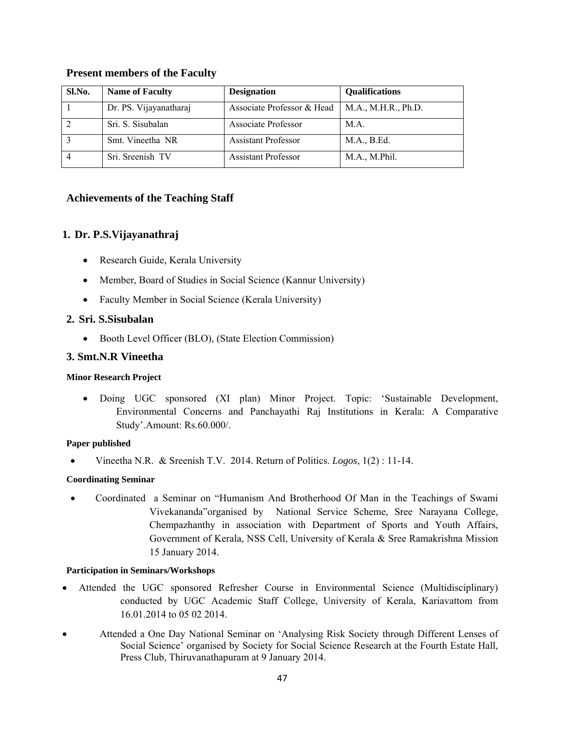## Present members of the Faculty

| Sl.No. | Name of Faculty | Designation | Qualifications |
|---|---|---|---|
| 1 | Dr. PS. Vijayanatharaj | Associate Professor & Head | M.A., M.H.R., Ph.D. |
| 2 | Sri. S. Sisubalan | Associate Professor | M.A. |
| 3 | Smt. Vineetha NR | Assistant Professor | M.A., B.Ed. |
| 4 | Sri. Sreenish TV | Assistant Professor | M.A., M.Phil. |

## Achievements of the Teaching Staff

### 1. Dr. P.S.Vijayanathraj

- Research Guide, Kerala University
- Member, Board of Studies in Social Science (Kannur University)
- Faculty Member in Social Science (Kerala University)

### 2. Sri. S.Sisubalan

- Booth Level Officer (BLO), (State Election Commission)

### 3. Smt.N.R Vineetha

**Minor Research Project**

- Doing UGC sponsored (XI plan) Minor Project. Topic: 'Sustainable Development, Environmental Concerns and Panchayathi Raj Institutions in Kerala: A Comparative Study'.Amount: Rs.60.000/.

**Paper published**

- Vineetha N.R. & Sreenish T.V. 2014. Return of Politics. *Logos*, 1(2) : 11-14.

**Coordinating Seminar**

- Coordinated a Seminar on "Humanism And Brotherhood Of Man in the Teachings of Swami Vivekananda"organised by National Service Scheme, Sree Narayana College, Chempazhanthy in association with Department of Sports and Youth Affairs, Government of Kerala, NSS Cell, University of Kerala & Sree Ramakrishna Mission 15 January 2014.

**Participation in Seminars/Workshops**

- Attended the UGC sponsored Refresher Course in Environmental Science (Multidisciplinary) conducted by UGC Academic Staff College, University of Kerala, Kariavattom from 16.01.2014 to 05 02 2014.
- Attended a One Day National Seminar on 'Analysing Risk Society through Different Lenses of Social Science' organised by Society for Social Science Research at the Fourth Estate Hall, Press Club, Thiruvanathapuram at 9 January 2014.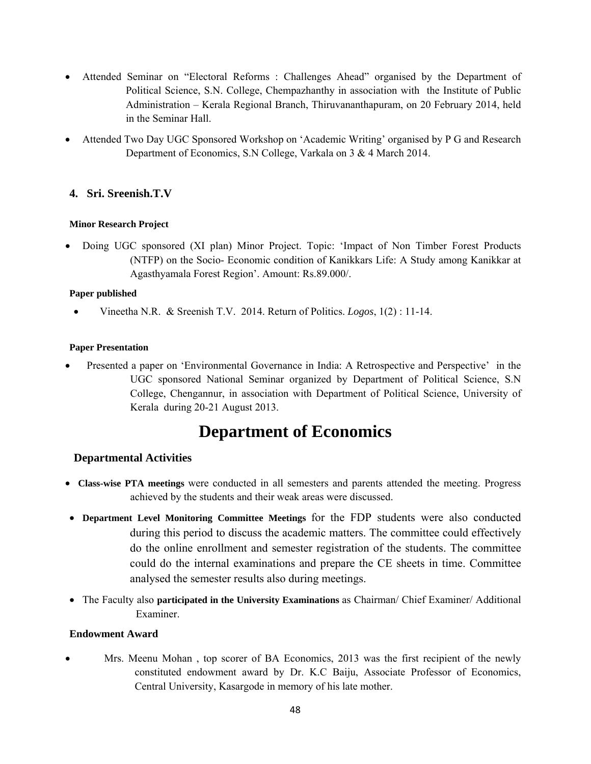- Attended Seminar on "Electoral Reforms : Challenges Ahead" organised by the Department of Political Science, S.N. College, Chempazhanthy in association with the Institute of Public Administration – Kerala Regional Branch, Thiruvananthapuram, on 20 February 2014, held in the Seminar Hall.
- Attended Two Day UGC Sponsored Workshop on 'Academic Writing' organised by P G and Research Department of Economics, S.N College, Varkala on 3 & 4 March 2014.

### 4. Sri. Sreenish.T.V

**Minor Research Project**

- Doing UGC sponsored (XI plan) Minor Project. Topic: 'Impact of Non Timber Forest Products (NTFP) on the Socio- Economic condition of Kanikkars Life: A Study among Kanikkar at Agasthyamala Forest Region'. Amount: Rs.89.000/.

**Paper published**

- Vineetha N.R. & Sreenish T.V. 2014. Return of Politics. *Logos*, 1(2) : 11-14.

**Paper Presentation**

- Presented a paper on 'Environmental Governance in India: A Retrospective and Perspective' in the UGC sponsored National Seminar organized by Department of Political Science, S.N College, Chengannur, in association with Department of Political Science, University of Kerala during 20-21 August 2013.

# Department of Economics

## Departmental Activities

- **Class-wise PTA meetings** were conducted in all semesters and parents attended the meeting. Progress achieved by the students and their weak areas were discussed.
- **Department Level Monitoring Committee Meetings** for the FDP students were also conducted during this period to discuss the academic matters. The committee could effectively do the online enrollment and semester registration of the students. The committee could do the internal examinations and prepare the CE sheets in time. Committee analysed the semester results also during meetings.
- The Faculty also **participated in the University Examinations** as Chairman/ Chief Examiner/ Additional Examiner.

**Endowment Award**

- Mrs. Meenu Mohan , top scorer of BA Economics, 2013 was the first recipient of the newly constituted endowment award by Dr. K.C Baiju, Associate Professor of Economics, Central University, Kasargode in memory of his late mother.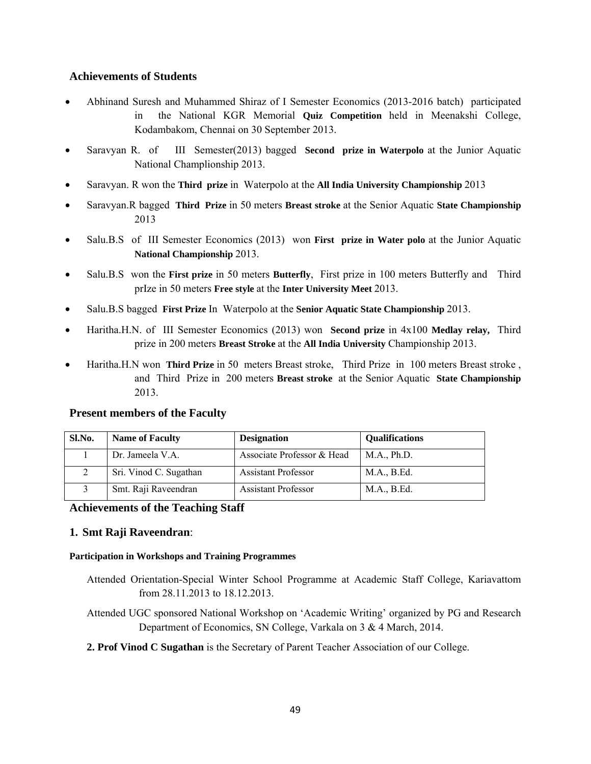## Achievements of Students

- Abhinand Suresh and Muhammed Shiraz of I Semester Economics (2013-2016 batch) participated in the National KGR Memorial **Quiz Competition** held in Meenakshi College, Kodambakom, Chennai on 30 September 2013.
- Saravyan R. of III Semester(2013) bagged **Second prize in Waterpolo** at the Junior Aquatic National Champlionship 2013.
- Saravyan. R won the **Third prize** in Waterpolo at the **All India University Championship** 2013
- Saravyan.R bagged **Third Prize** in 50 meters **Breast stroke** at the Senior Aquatic **State Championship** 2013
- Salu.B.S of III Semester Economics (2013) won **First prize in Water polo** at the Junior Aquatic **National Championship** 2013.
- Salu.B.S won the **First prize** in 50 meters **Butterfly**, First prize in 100 meters Butterfly and Third prIze in 50 meters **Free style** at the **Inter University Meet** 2013.
- Salu.B.S bagged **First Prize** In Waterpolo at the **Senior Aquatic State Championship** 2013.
- Haritha.H.N. of III Semester Economics (2013) won **Second prize** in 4x100 **Medlay relay,** Third prize in 200 meters **Breast Stroke** at the **All India University** Championship 2013.
- Haritha.H.N won **Third Prize** in 50 meters Breast stroke, Third Prize in 100 meters Breast stroke , and Third Prize in 200 meters **Breast stroke** at the Senior Aquatic **State Championship** 2013.

## Present members of the Faculty

| Sl.No. | Name of Faculty | Designation | Qualifications |
|---|---|---|---|
| 1 | Dr. Jameela V.A. | Associate Professor & Head | M.A., Ph.D. |
| 2 | Sri. Vinod C. Sugathan | Assistant Professor | M.A., B.Ed. |
| 3 | Smt. Raji Raveendran | Assistant Professor | M.A., B.Ed. |

## Achievements of the Teaching Staff

### 1. Smt Raji Raveendran:

#### Participation in Workshops and Training Programmes

Attended Orientation-Special Winter School Programme at Academic Staff College, Kariavattom from 28.11.2013 to 18.12.2013.

Attended UGC sponsored National Workshop on 'Academic Writing' organized by PG and Research Department of Economics, SN College, Varkala on 3 & 4 March, 2014.

**2. Prof Vinod C Sugathan** is the Secretary of Parent Teacher Association of our College.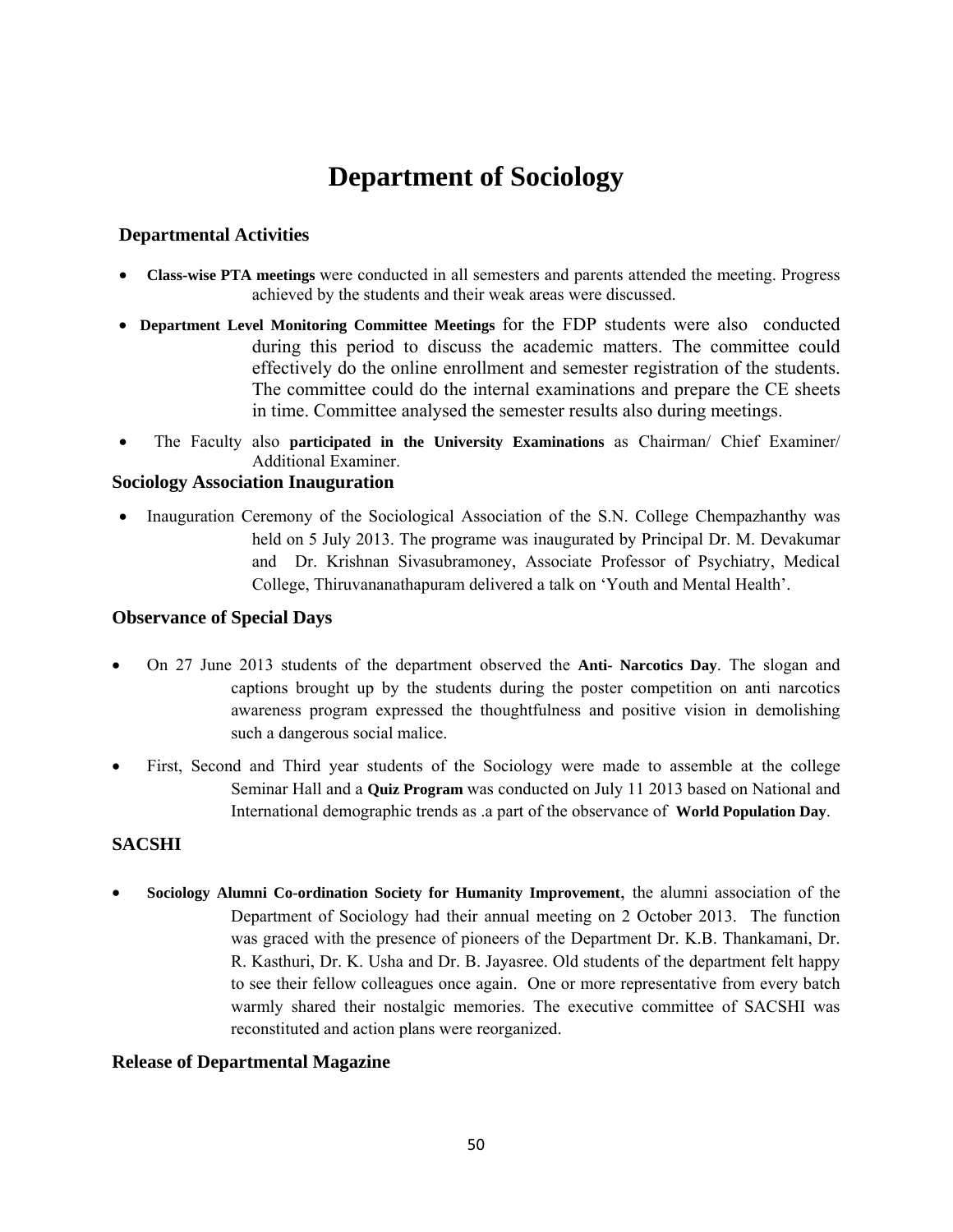# Department of Sociology

## Departmental Activities

- **Class-wise PTA meetings** were conducted in all semesters and parents attended the meeting. Progress achieved by the students and their weak areas were discussed.
- **Department Level Monitoring Committee Meetings** for the FDP students were also conducted during this period to discuss the academic matters. The committee could effectively do the online enrollment and semester registration of the students. The committee could do the internal examinations and prepare the CE sheets in time. Committee analysed the semester results also during meetings.
- The Faculty also **participated in the University Examinations** as Chairman/ Chief Examiner/ Additional Examiner.

## Sociology Association Inauguration

- Inauguration Ceremony of the Sociological Association of the S.N. College Chempazhanthy was held on 5 July 2013. The programe was inaugurated by Principal Dr. M. Devakumar and Dr. Krishnan Sivasubramoney, Associate Professor of Psychiatry, Medical College, Thiruvananathapuram delivered a talk on 'Youth and Mental Health'.

## Observance of Special Days

- On 27 June 2013 students of the department observed the **Anti- Narcotics Day**. The slogan and captions brought up by the students during the poster competition on anti narcotics awareness program expressed the thoughtfulness and positive vision in demolishing such a dangerous social malice.
- First, Second and Third year students of the Sociology were made to assemble at the college Seminar Hall and a **Quiz Program** was conducted on July 11 2013 based on National and International demographic trends as .a part of the observance of **World Population Day**.

## SACSHI

- **Sociology Alumni Co-ordination Society for Humanity Improvement**, the alumni association of the Department of Sociology had their annual meeting on 2 October 2013. The function was graced with the presence of pioneers of the Department Dr. K.B. Thankamani, Dr. R. Kasthuri, Dr. K. Usha and Dr. B. Jayasree. Old students of the department felt happy to see their fellow colleagues once again. One or more representative from every batch warmly shared their nostalgic memories. The executive committee of SACSHI was reconstituted and action plans were reorganized.

## Release of Departmental Magazine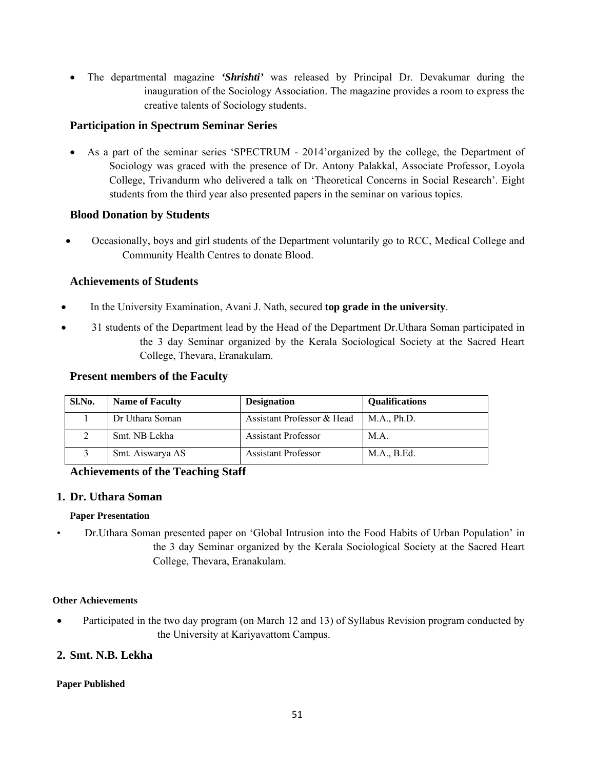- The departmental magazine ***'Shrishti'*** was released by Principal Dr. Devakumar during the inauguration of the Sociology Association. The magazine provides a room to express the creative talents of Sociology students.

## Participation in Spectrum Seminar Series

- As a part of the seminar series 'SPECTRUM - 2014'organized by the college, the Department of Sociology was graced with the presence of Dr. Antony Palakkal, Associate Professor, Loyola College, Trivandurm who delivered a talk on 'Theoretical Concerns in Social Research'. Eight students from the third year also presented papers in the seminar on various topics.

## Blood Donation by Students

- Occasionally, boys and girl students of the Department voluntarily go to RCC, Medical College and Community Health Centres to donate Blood.

## Achievements of Students

- In the University Examination, Avani J. Nath, secured **top grade in the university**.
- 31 students of the Department lead by the Head of the Department Dr.Uthara Soman participated in the 3 day Seminar organized by the Kerala Sociological Society at the Sacred Heart College, Thevara, Eranakulam.

## Present members of the Faculty

| Sl.No. | Name of Faculty | Designation | Qualifications |
|---|---|---|---|
| 1 | Dr Uthara Soman | Assistant Professor & Head | M.A., Ph.D. |
| 2 | Smt. NB Lekha | Assistant Professor | M.A. |
| 3 | Smt. Aiswarya AS | Assistant Professor | M.A., B.Ed. |

## Achievements of the Teaching Staff

### 1. Dr. Uthara Soman

#### Paper Presentation

- Dr.Uthara Soman presented paper on 'Global Intrusion into the Food Habits of Urban Population' in the 3 day Seminar organized by the Kerala Sociological Society at the Sacred Heart College, Thevara, Eranakulam.

#### Other Achievements

- Participated in the two day program (on March 12 and 13) of Syllabus Revision program conducted by the University at Kariyavattom Campus.

### 2. Smt. N.B. Lekha

#### Paper Published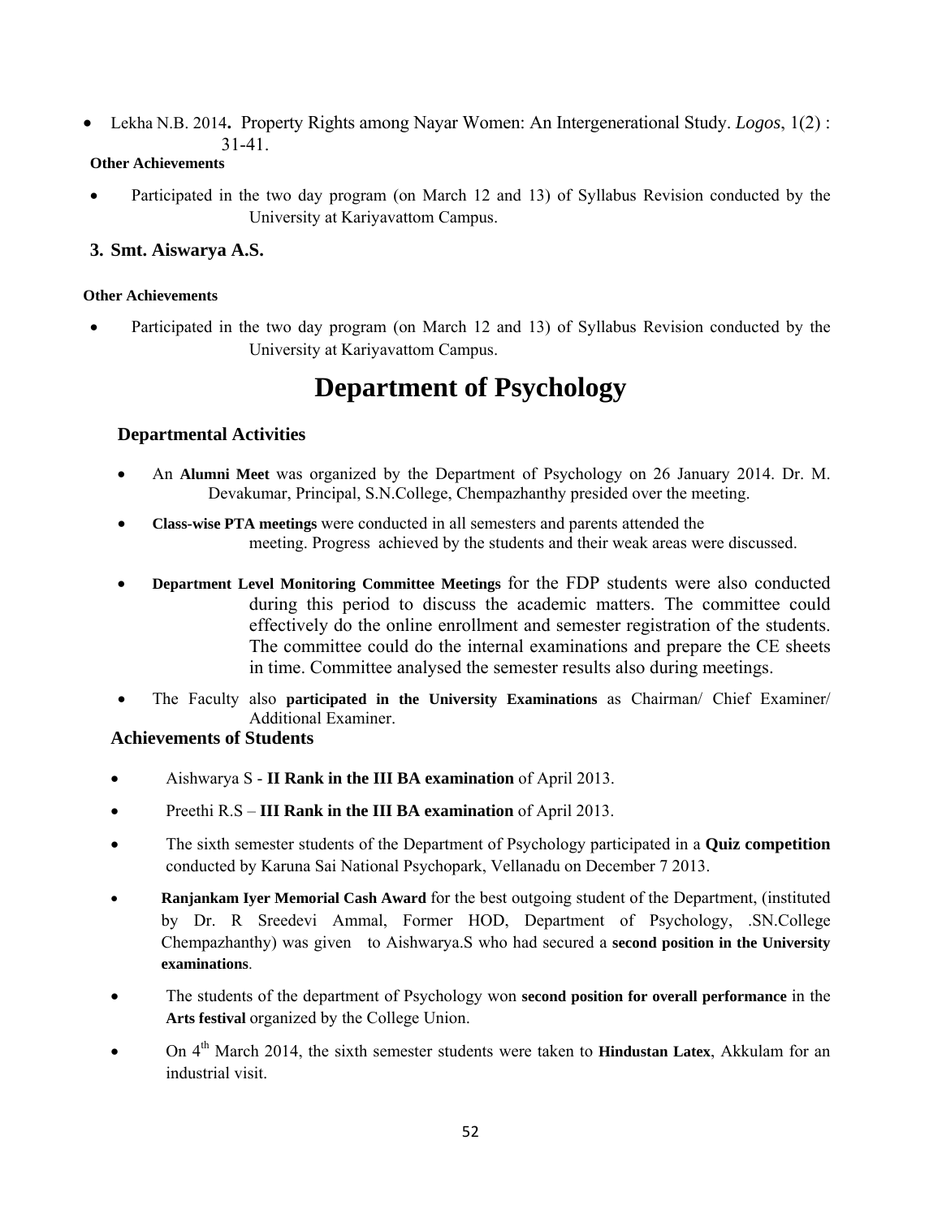- Lekha N.B. 2014**.** Property Rights among Nayar Women: An Intergenerational Study. *Logos*, 1(2) : 31-41.

**Other Achievements**

- Participated in the two day program (on March 12 and 13) of Syllabus Revision conducted by the University at Kariyavattom Campus.

### 3. Smt. Aiswarya A.S.

**Other Achievements**

- Participated in the two day program (on March 12 and 13) of Syllabus Revision conducted by the University at Kariyavattom Campus.

# Department of Psychology

## Departmental Activities

- An **Alumni Meet** was organized by the Department of Psychology on 26 January 2014. Dr. M. Devakumar, Principal, S.N.College, Chempazhanthy presided over the meeting.
- **Class-wise PTA meetings** were conducted in all semesters and parents attended the meeting. Progress achieved by the students and their weak areas were discussed.
- **Department Level Monitoring Committee Meetings** for the FDP students were also conducted during this period to discuss the academic matters. The committee could effectively do the online enrollment and semester registration of the students. The committee could do the internal examinations and prepare the CE sheets in time. Committee analysed the semester results also during meetings.
- The Faculty also **participated in the University Examinations** as Chairman/ Chief Examiner/ Additional Examiner.

## Achievements of Students

- Aishwarya S - **II Rank in the III BA examination** of April 2013.
- Preethi R.S – **III Rank in the III BA examination** of April 2013.
- The sixth semester students of the Department of Psychology participated in a **Quiz competition** conducted by Karuna Sai National Psychopark, Vellanadu on December 7 2013.
- **Ranjankam Iyer Memorial Cash Award** for the best outgoing student of the Department, (instituted by Dr. R Sreedevi Ammal, Former HOD, Department of Psychology, .SN.College Chempazhanthy) was given to Aishwarya.S who had secured a **second position in the University examinations**.
- The students of the department of Psychology won **second position for overall performance** in the **Arts festival** organized by the College Union.
- On 4th March 2014, the sixth semester students were taken to **Hindustan Latex**, Akkulam for an industrial visit.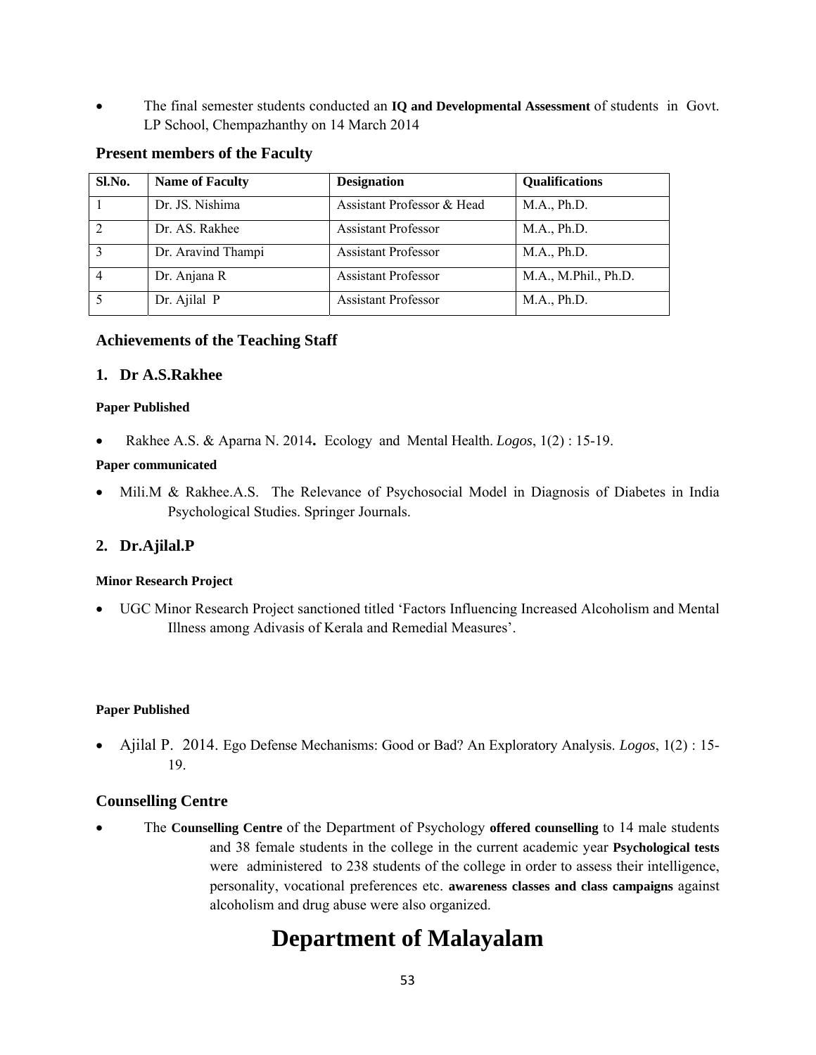- The final semester students conducted an **IQ and Developmental Assessment** of students in Govt. LP School, Chempazhanthy on 14 March 2014

### Present members of the Faculty

| Sl.No. | Name of Faculty | Designation | Qualifications |
|---|---|---|---|
| 1 | Dr. JS. Nishima | Assistant Professor & Head | M.A., Ph.D. |
| 2 | Dr. AS. Rakhee | Assistant Professor | M.A., Ph.D. |
| 3 | Dr. Aravind Thampi | Assistant Professor | M.A., Ph.D. |
| 4 | Dr. Anjana R | Assistant Professor | M.A., M.Phil., Ph.D. |
| 5 | Dr. Ajilal P | Assistant Professor | M.A., Ph.D. |

### Achievements of the Teaching Staff

### 1. Dr A.S.Rakhee

**Paper Published**

- Rakhee A.S. & Aparna N. 2014**.** Ecology and Mental Health. *Logos*, 1(2) : 15-19.

**Paper communicated**

- Mili.M & Rakhee.A.S. The Relevance of Psychosocial Model in Diagnosis of Diabetes in India Psychological Studies. Springer Journals.

### 2. Dr.Ajilal.P

**Minor Research Project**

- UGC Minor Research Project sanctioned titled 'Factors Influencing Increased Alcoholism and Mental Illness among Adivasis of Kerala and Remedial Measures'.

**Paper Published**

- Ajilal P. 2014. Ego Defense Mechanisms: Good or Bad? An Exploratory Analysis. *Logos*, 1(2) : 15-19.

### Counselling Centre

- The **Counselling Centre** of the Department of Psychology **offered counselling** to 14 male students and 38 female students in the college in the current academic year **Psychological tests** were administered to 238 students of the college in order to assess their intelligence, personality, vocational preferences etc. **awareness classes and class campaigns** against alcoholism and drug abuse were also organized.

# Department of Malayalam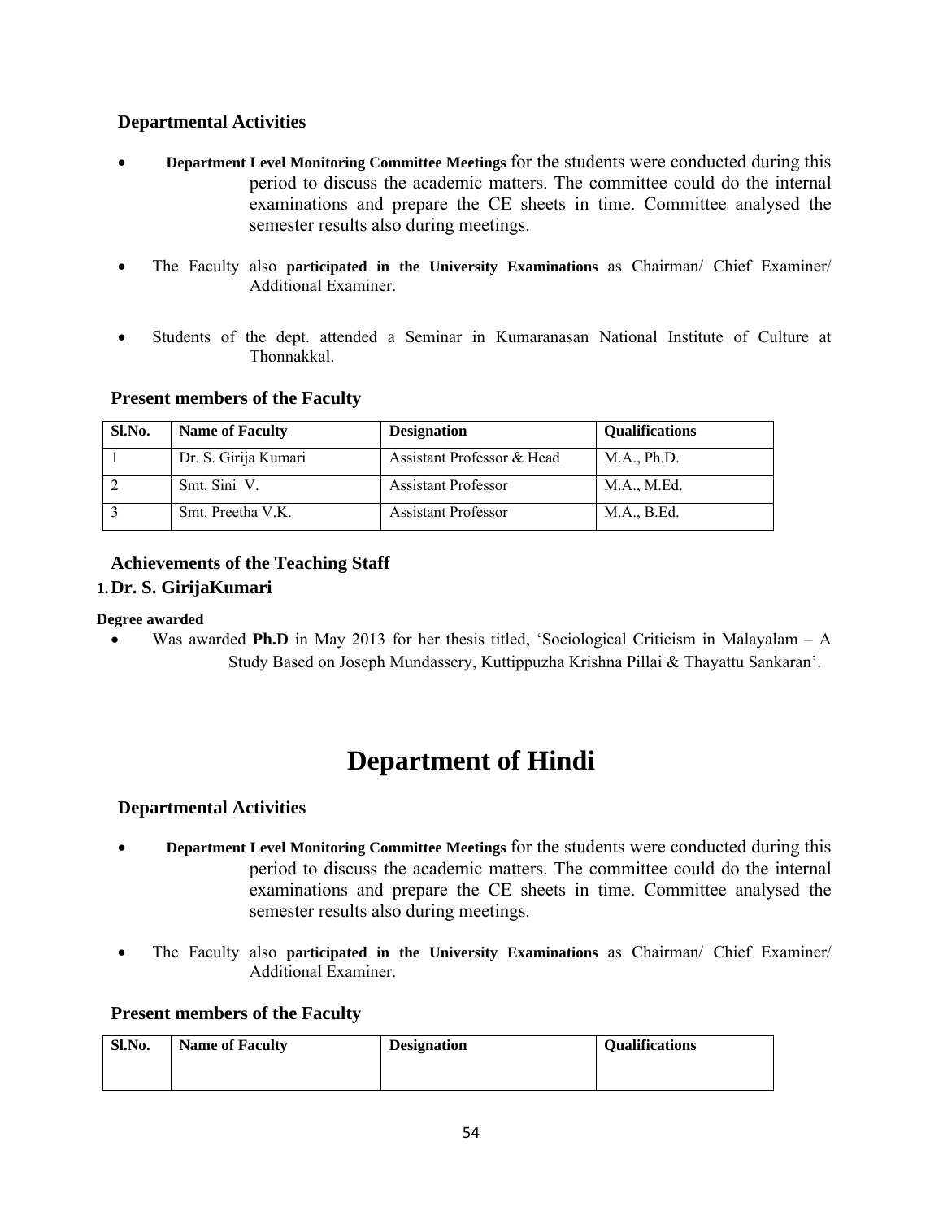### Departmental Activities

- **Department Level Monitoring Committee Meetings** for the students were conducted during this period to discuss the academic matters. The committee could do the internal examinations and prepare the CE sheets in time. Committee analysed the semester results also during meetings.

- The Faculty also **participated in the University Examinations** as Chairman/ Chief Examiner/ Additional Examiner.

- Students of the dept. attended a Seminar in Kumaranasan National Institute of Culture at Thonnakkal.

### Present members of the Faculty

| Sl.No. | Name of Faculty | Designation | Qualifications |
|---|---|---|---|
| 1 | Dr. S. Girija Kumari | Assistant Professor & Head | M.A., Ph.D. |
| 2 | Smt. Sini V. | Assistant Professor | M.A., M.Ed. |
| 3 | Smt. Preetha V.K. | Assistant Professor | M.A., B.Ed. |

### Achievements of the Teaching Staff

**1. Dr. S. GirijaKumari**

**Degree awarded**

- Was awarded **Ph.D** in May 2013 for her thesis titled, 'Sociological Criticism in Malayalam – A Study Based on Joseph Mundassery, Kuttippuzha Krishna Pillai & Thayattu Sankaran'.

# Department of Hindi

### Departmental Activities

- **Department Level Monitoring Committee Meetings** for the students were conducted during this period to discuss the academic matters. The committee could do the internal examinations and prepare the CE sheets in time. Committee analysed the semester results also during meetings.

- The Faculty also **participated in the University Examinations** as Chairman/ Chief Examiner/ Additional Examiner.

### Present members of the Faculty

| Sl.No. | Name of Faculty | Designation | Qualifications |
|---|---|---|---|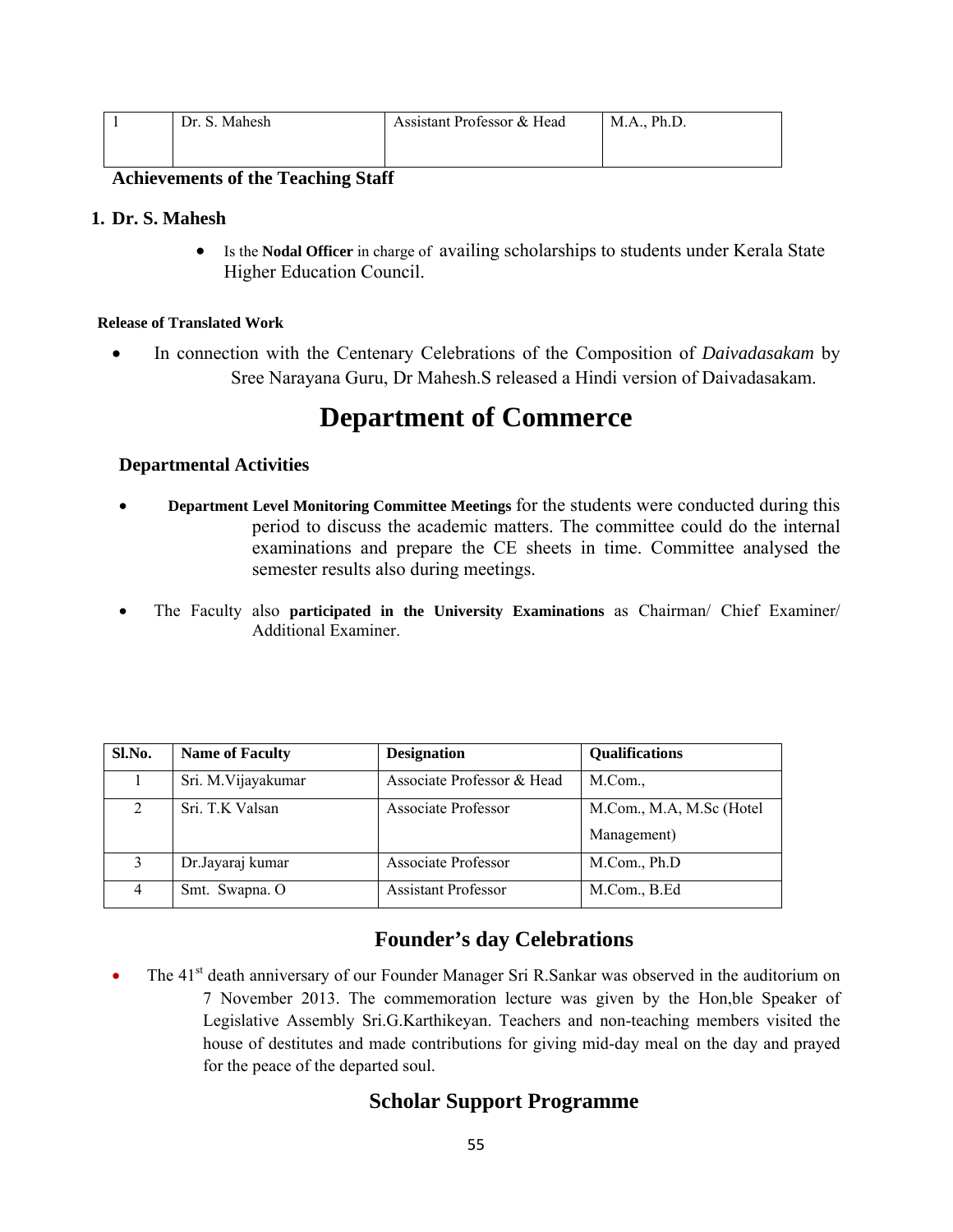| 1 | Dr. S. Mahesh | Assistant Professor & Head | M.A., Ph.D. |
|---|---|---|---|

**Achievements of the Teaching Staff**

1. **Dr. S. Mahesh**

   - Is the **Nodal Officer** in charge of availing scholarships to students under Kerala State Higher Education Council.

**Release of Translated Work**

- In connection with the Centenary Celebrations of the Composition of *Daivadasakam* by Sree Narayana Guru, Dr Mahesh.S released a Hindi version of Daivadasakam.

# Department of Commerce

### Departmental Activities

- **Department Level Monitoring Committee Meetings** for the students were conducted during this period to discuss the academic matters. The committee could do the internal examinations and prepare the CE sheets in time. Committee analysed the semester results also during meetings.

- The Faculty also **participated in the University Examinations** as Chairman/ Chief Examiner/ Additional Examiner.

| Sl.No. | Name of Faculty | Designation | Qualifications |
|---|---|---|---|
| 1 | Sri. M.Vijayakumar | Associate Professor & Head | M.Com., |
| 2 | Sri. T.K Valsan | Associate Professor | M.Com., M.A, M.Sc (Hotel Management) |
| 3 | Dr.Jayaraj kumar | Associate Professor | M.Com., Ph.D |
| 4 | Smt. Swapna. O | Assistant Professor | M.Com., B.Ed |

## Founder's day Celebrations

- The 41st death anniversary of our Founder Manager Sri R.Sankar was observed in the auditorium on 7 November 2013. The commemoration lecture was given by the Hon,ble Speaker of Legislative Assembly Sri.G.Karthikeyan. Teachers and non-teaching members visited the house of destitutes and made contributions for giving mid-day meal on the day and prayed for the peace of the departed soul.

## Scholar Support Programme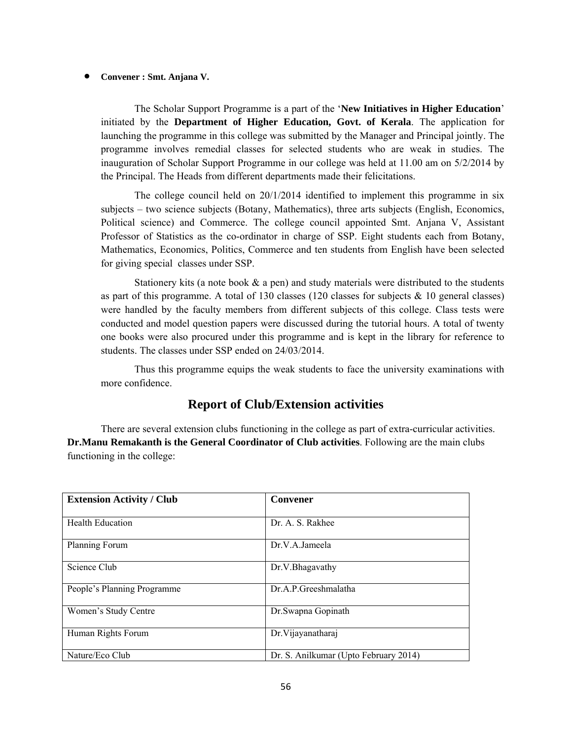- **Convener : Smt. Anjana V.**

The Scholar Support Programme is a part of the '**New Initiatives in Higher Education**' initiated by the **Department of Higher Education, Govt. of Kerala**. The application for launching the programme in this college was submitted by the Manager and Principal jointly. The programme involves remedial classes for selected students who are weak in studies. The inauguration of Scholar Support Programme in our college was held at 11.00 am on 5/2/2014 by the Principal. The Heads from different departments made their felicitations.

The college council held on 20/1/2014 identified to implement this programme in six subjects – two science subjects (Botany, Mathematics), three arts subjects (English, Economics, Political science) and Commerce. The college council appointed Smt. Anjana V, Assistant Professor of Statistics as the co-ordinator in charge of SSP. Eight students each from Botany, Mathematics, Economics, Politics, Commerce and ten students from English have been selected for giving special classes under SSP.

Stationery kits (a note book & a pen) and study materials were distributed to the students as part of this programme. A total of 130 classes (120 classes for subjects & 10 general classes) were handled by the faculty members from different subjects of this college. Class tests were conducted and model question papers were discussed during the tutorial hours. A total of twenty one books were also procured under this programme and is kept in the library for reference to students. The classes under SSP ended on 24/03/2014.

Thus this programme equips the weak students to face the university examinations with more confidence.

## Report of Club/Extension activities

There are several extension clubs functioning in the college as part of extra-curricular activities. **Dr.Manu Remakanth is the General Coordinator of Club activities**. Following are the main clubs functioning in the college:

| Extension Activity / Club | Convener |
|---|---|
| Health Education | Dr. A. S. Rakhee |
| Planning Forum | Dr.V.A.Jameela |
| Science Club | Dr.V.Bhagavathy |
| People's Planning Programme | Dr.A.P.Greeshmalatha |
| Women's Study Centre | Dr.Swapna Gopinath |
| Human Rights Forum | Dr.Vijayanatharaj |
| Nature/Eco Club | Dr. S. Anilkumar (Upto February 2014) |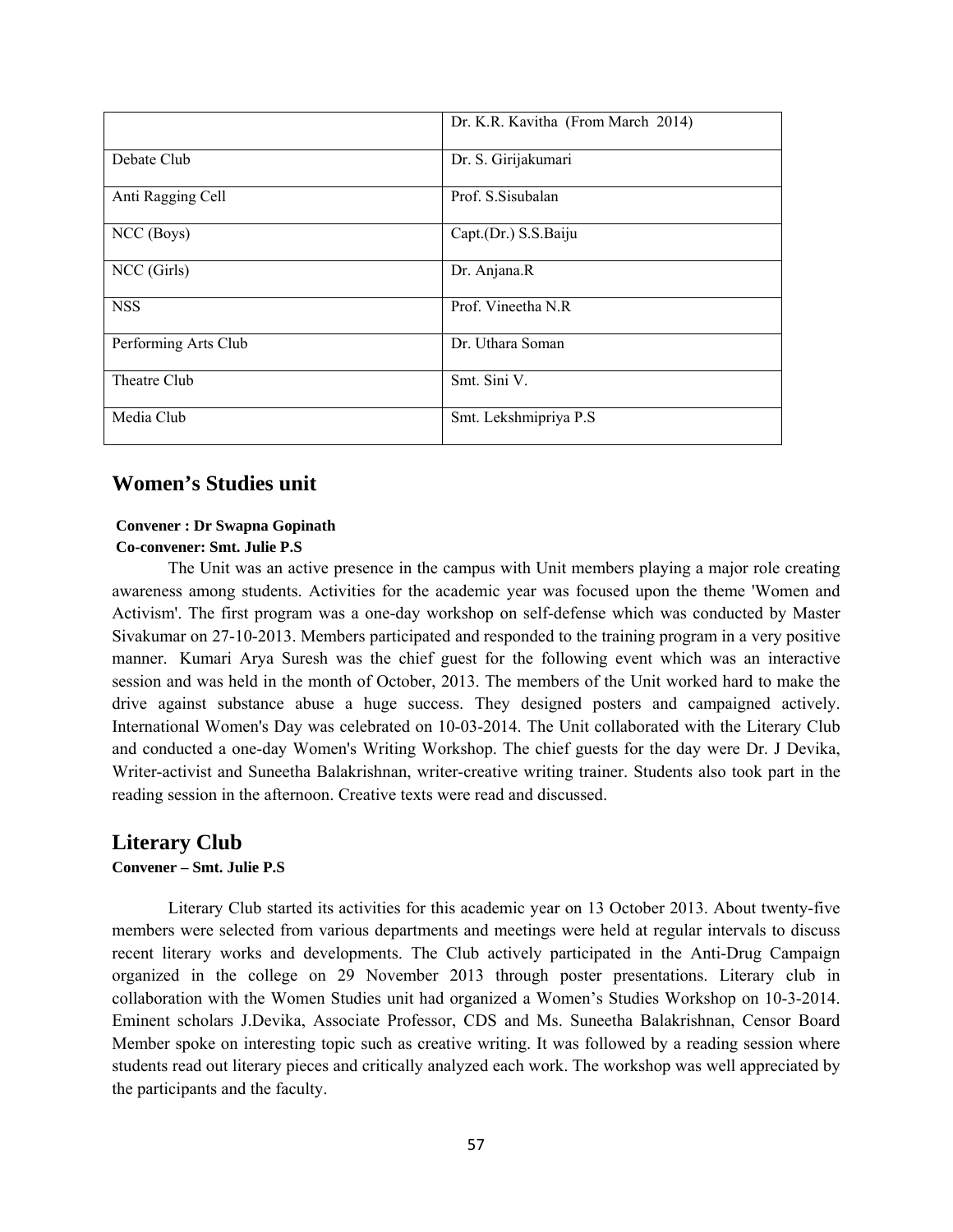| | |
|---|---|
| | Dr. K.R. Kavitha (From March 2014) |
| Debate Club | Dr. S. Girijakumari |
| Anti Ragging Cell | Prof. S.Sisubalan |
| NCC (Boys) | Capt.(Dr.) S.S.Baiju |
| NCC (Girls) | Dr. Anjana.R |
| NSS | Prof. Vineetha N.R |
| Performing Arts Club | Dr. Uthara Soman |
| Theatre Club | Smt. Sini V. |
| Media Club | Smt. Lekshmipriya P.S |

## Women's Studies unit

**Convener : Dr Swapna Gopinath**
**Co-convener: Smt. Julie P.S**

The Unit was an active presence in the campus with Unit members playing a major role creating awareness among students. Activities for the academic year was focused upon the theme 'Women and Activism'. The first program was a one-day workshop on self-defense which was conducted by Master Sivakumar on 27-10-2013. Members participated and responded to the training program in a very positive manner. Kumari Arya Suresh was the chief guest for the following event which was an interactive session and was held in the month of October, 2013. The members of the Unit worked hard to make the drive against substance abuse a huge success. They designed posters and campaigned actively. International Women's Day was celebrated on 10-03-2014. The Unit collaborated with the Literary Club and conducted a one-day Women's Writing Workshop. The chief guests for the day were Dr. J Devika, Writer-activist and Suneetha Balakrishnan, writer-creative writing trainer. Students also took part in the reading session in the afternoon. Creative texts were read and discussed.

## Literary Club

**Convener – Smt. Julie P.S**

Literary Club started its activities for this academic year on 13 October 2013. About twenty-five members were selected from various departments and meetings were held at regular intervals to discuss recent literary works and developments. The Club actively participated in the Anti-Drug Campaign organized in the college on 29 November 2013 through poster presentations. Literary club in collaboration with the Women Studies unit had organized a Women's Studies Workshop on 10-3-2014. Eminent scholars J.Devika, Associate Professor, CDS and Ms. Suneetha Balakrishnan, Censor Board Member spoke on interesting topic such as creative writing. It was followed by a reading session where students read out literary pieces and critically analyzed each work. The workshop was well appreciated by the participants and the faculty.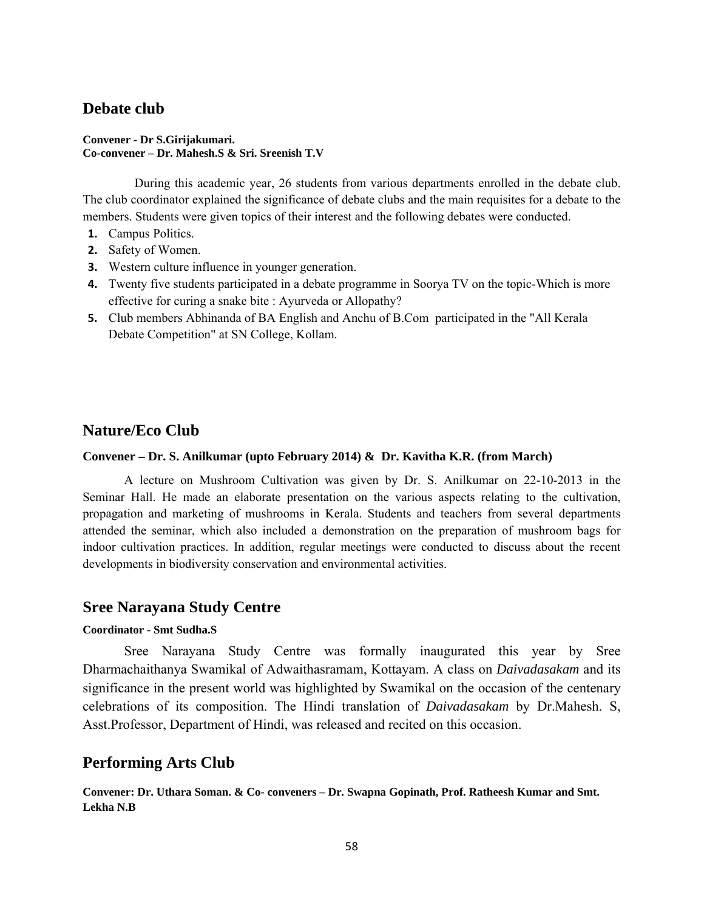## Debate club

**Convener - Dr S.Girijakumari.**
**Co-convener – Dr. Mahesh.S & Sri. Sreenish T.V**

During this academic year, 26 students from various departments enrolled in the debate club. The club coordinator explained the significance of debate clubs and the main requisites for a debate to the members. Students were given topics of their interest and the following debates were conducted.

1. Campus Politics.
2. Safety of Women.
3. Western culture influence in younger generation.
4. Twenty five students participated in a debate programme in Soorya TV on the topic-Which is more effective for curing a snake bite : Ayurveda or Allopathy?
5. Club members Abhinanda of BA English and Anchu of B.Com participated in the "All Kerala Debate Competition" at SN College, Kollam.

## Nature/Eco Club

**Convener – Dr. S. Anilkumar (upto February 2014) & Dr. Kavitha K.R. (from March)**

A lecture on Mushroom Cultivation was given by Dr. S. Anilkumar on 22-10-2013 in the Seminar Hall. He made an elaborate presentation on the various aspects relating to the cultivation, propagation and marketing of mushrooms in Kerala. Students and teachers from several departments attended the seminar, which also included a demonstration on the preparation of mushroom bags for indoor cultivation practices. In addition, regular meetings were conducted to discuss about the recent developments in biodiversity conservation and environmental activities.

## Sree Narayana Study Centre

**Coordinator - Smt Sudha.S**

Sree Narayana Study Centre was formally inaugurated this year by Sree Dharmachaithanya Swamikal of Adwaithasramam, Kottayam. A class on *Daivadasakam* and its significance in the present world was highlighted by Swamikal on the occasion of the centenary celebrations of its composition. The Hindi translation of *Daivadasakam* by Dr.Mahesh. S, Asst.Professor, Department of Hindi, was released and recited on this occasion.

## Performing Arts Club

**Convener: Dr. Uthara Soman. & Co- conveners – Dr. Swapna Gopinath, Prof. Ratheesh Kumar and Smt. Lekha N.B**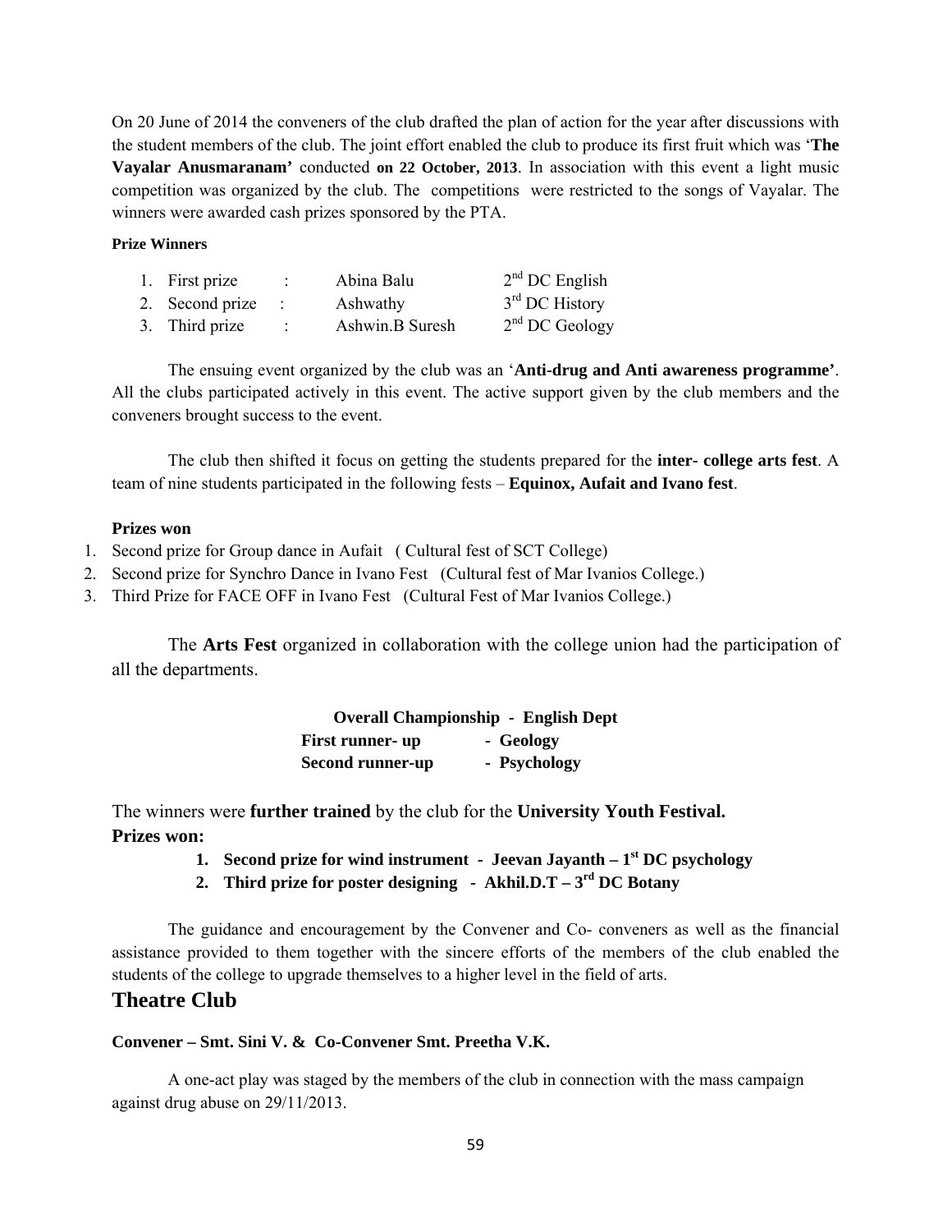On 20 June of 2014 the conveners of the club drafted the plan of action for the year after discussions with the student members of the club. The joint effort enabled the club to produce its first fruit which was '**The Vayalar Anusmaranam'** conducted **on 22 October, 2013**. In association with this event a light music competition was organized by the club. The competitions were restricted to the songs of Vayalar. The winners were awarded cash prizes sponsored by the PTA.

**Prize Winners**

| | | | |
|---|---|---|---|
| 1. First prize | : | Abina Balu | 2nd DC English |
| 2. Second prize | : | Ashwathy | 3rd DC History |
| 3. Third prize | : | Ashwin.B Suresh | 2nd DC Geology |

The ensuing event organized by the club was an '**Anti-drug and Anti awareness programme'**. All the clubs participated actively in this event. The active support given by the club members and the conveners brought success to the event.

The club then shifted it focus on getting the students prepared for the **inter- college arts fest**. A team of nine students participated in the following fests – **Equinox, Aufait and Ivano fest**.

**Prizes won**

1. Second prize for Group dance in Aufait ( Cultural fest of SCT College)
2. Second prize for Synchro Dance in Ivano Fest (Cultural fest of Mar Ivanios College.)
3. Third Prize for FACE OFF in Ivano Fest (Cultural Fest of Mar Ivanios College.)

The **Arts Fest** organized in collaboration with the college union had the participation of all the departments.

**Overall Championship - English Dept**
**First runner- up - Geology**
**Second runner-up - Psychology**

The winners were **further trained** by the club for the **University Youth Festival.**

**Prizes won:**

1. **Second prize for wind instrument - Jeevan Jayanth – 1st DC psychology**
2. **Third prize for poster designing - Akhil.D.T – 3rd DC Botany**

The guidance and encouragement by the Convener and Co- conveners as well as the financial assistance provided to them together with the sincere efforts of the members of the club enabled the students of the college to upgrade themselves to a higher level in the field of arts.

## Theatre Club

**Convener – Smt. Sini V. & Co-Convener Smt. Preetha V.K.**

A one-act play was staged by the members of the club in connection with the mass campaign against drug abuse on 29/11/2013.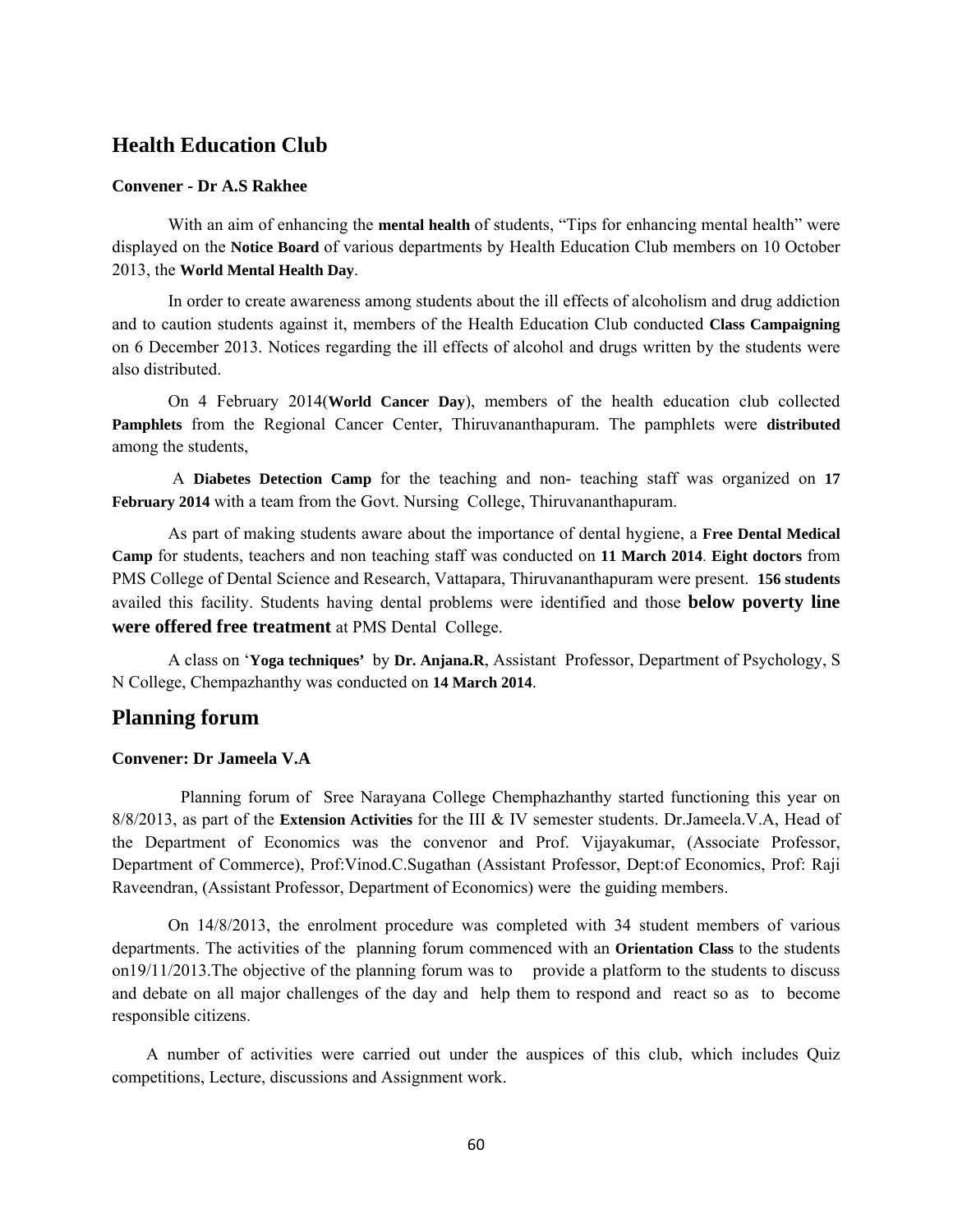## Health Education Club

**Convener - Dr A.S Rakhee**

With an aim of enhancing the **mental health** of students, "Tips for enhancing mental health" were displayed on the **Notice Board** of various departments by Health Education Club members on 10 October 2013, the **World Mental Health Day**.

In order to create awareness among students about the ill effects of alcoholism and drug addiction and to caution students against it, members of the Health Education Club conducted **Class Campaigning** on 6 December 2013. Notices regarding the ill effects of alcohol and drugs written by the students were also distributed.

On 4 February 2014(**World Cancer Day**), members of the health education club collected **Pamphlets** from the Regional Cancer Center, Thiruvananthapuram. The pamphlets were **distributed** among the students,

A **Diabetes Detection Camp** for the teaching and non- teaching staff was organized on **17 February 2014** with a team from the Govt. Nursing College, Thiruvananthapuram.

As part of making students aware about the importance of dental hygiene, a **Free Dental Medical Camp** for students, teachers and non teaching staff was conducted on **11 March 2014**. **Eight doctors** from PMS College of Dental Science and Research, Vattapara, Thiruvananthapuram were present. **156 students** availed this facility. Students having dental problems were identified and those **below poverty line were offered free treatment** at PMS Dental College.

A class on '**Yoga techniques'** by **Dr. Anjana.R**, Assistant Professor, Department of Psychology, S N College, Chempazhanthy was conducted on **14 March 2014**.

## Planning forum

**Convener: Dr Jameela V.A**

Planning forum of Sree Narayana College Chemphazhanthy started functioning this year on 8/8/2013, as part of the **Extension Activities** for the III & IV semester students. Dr.Jameela.V.A, Head of the Department of Economics was the convenor and Prof. Vijayakumar, (Associate Professor, Department of Commerce), Prof:Vinod.C.Sugathan (Assistant Professor, Dept:of Economics, Prof: Raji Raveendran, (Assistant Professor, Department of Economics) were the guiding members.

On 14/8/2013, the enrolment procedure was completed with 34 student members of various departments. The activities of the planning forum commenced with an **Orientation Class** to the students on19/11/2013.The objective of the planning forum was to provide a platform to the students to discuss and debate on all major challenges of the day and help them to respond and react so as to become responsible citizens.

A number of activities were carried out under the auspices of this club, which includes Quiz competitions, Lecture, discussions and Assignment work.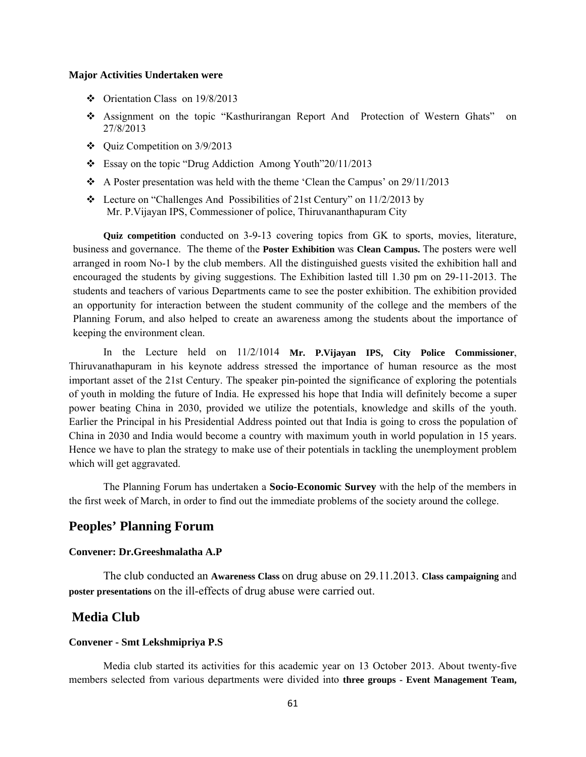**Major Activities Undertaken were**

- Orientation Class on 19/8/2013
- Assignment on the topic "Kasthurirangan Report And Protection of Western Ghats" on 27/8/2013
- Quiz Competition on 3/9/2013
- Essay on the topic "Drug Addiction Among Youth"20/11/2013
- A Poster presentation was held with the theme 'Clean the Campus' on 29/11/2013
- Lecture on "Challenges And Possibilities of 21st Century" on 11/2/2013 by Mr. P.Vijayan IPS, Commissioner of police, Thiruvananthapuram City

**Quiz competition** conducted on 3-9-13 covering topics from GK to sports, movies, literature, business and governance. The theme of the **Poster Exhibition** was **Clean Campus.** The posters were well arranged in room No-1 by the club members. All the distinguished guests visited the exhibition hall and encouraged the students by giving suggestions. The Exhibition lasted till 1.30 pm on 29-11-2013. The students and teachers of various Departments came to see the poster exhibition. The exhibition provided an opportunity for interaction between the student community of the college and the members of the Planning Forum, and also helped to create an awareness among the students about the importance of keeping the environment clean.

In the Lecture held on 11/2/1014 **Mr. P.Vijayan IPS, City Police Commissioner**, Thiruvanathapuram in his keynote address stressed the importance of human resource as the most important asset of the 21st Century. The speaker pin-pointed the significance of exploring the potentials of youth in molding the future of India. He expressed his hope that India will definitely become a super power beating China in 2030, provided we utilize the potentials, knowledge and skills of the youth. Earlier the Principal in his Presidential Address pointed out that India is going to cross the population of China in 2030 and India would become a country with maximum youth in world population in 15 years. Hence we have to plan the strategy to make use of their potentials in tackling the unemployment problem which will get aggravated.

The Planning Forum has undertaken a **Socio-Economic Survey** with the help of the members in the first week of March, in order to find out the immediate problems of the society around the college.

## Peoples' Planning Forum

**Convener: Dr.Greeshmalatha A.P**

The club conducted an **Awareness Class** on drug abuse on 29.11.2013. **Class campaigning** and **poster presentations** on the ill-effects of drug abuse were carried out.

## Media Club

**Convener - Smt Lekshmipriya P.S**

Media club started its activities for this academic year on 13 October 2013. About twenty-five members selected from various departments were divided into **three groups - Event Management Team,**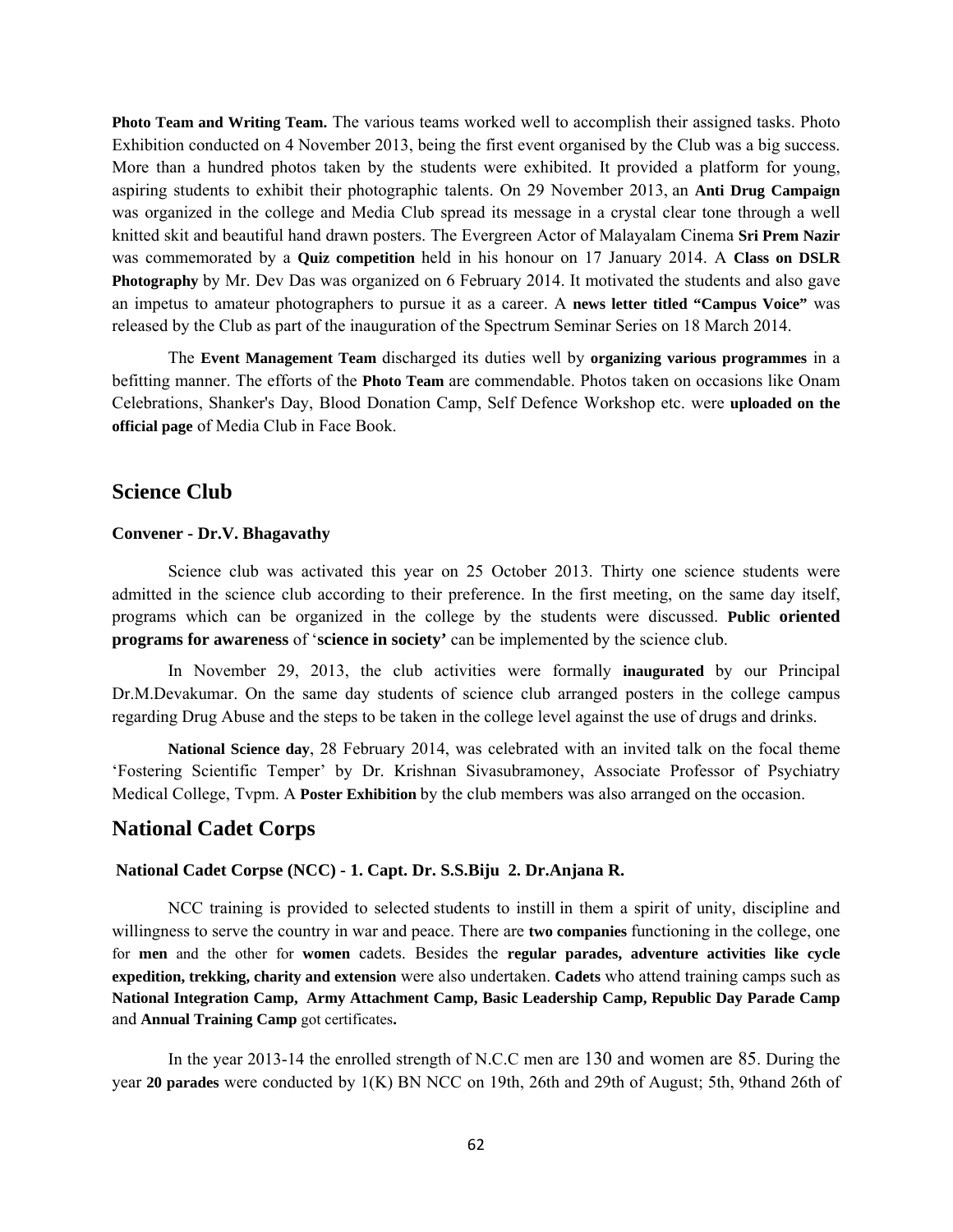**Photo Team and Writing Team.** The various teams worked well to accomplish their assigned tasks. Photo Exhibition conducted on 4 November 2013, being the first event organised by the Club was a big success. More than a hundred photos taken by the students were exhibited. It provided a platform for young, aspiring students to exhibit their photographic talents. On 29 November 2013, an **Anti Drug Campaign** was organized in the college and Media Club spread its message in a crystal clear tone through a well knitted skit and beautiful hand drawn posters. The Evergreen Actor of Malayalam Cinema **Sri Prem Nazir** was commemorated by a **Quiz competition** held in his honour on 17 January 2014. A **Class on DSLR Photography** by Mr. Dev Das was organized on 6 February 2014. It motivated the students and also gave an impetus to amateur photographers to pursue it as a career. A **news letter titled "Campus Voice"** was released by the Club as part of the inauguration of the Spectrum Seminar Series on 18 March 2014.

The **Event Management Team** discharged its duties well by **organizing various programmes** in a befitting manner. The efforts of the **Photo Team** are commendable. Photos taken on occasions like Onam Celebrations, Shanker's Day, Blood Donation Camp, Self Defence Workshop etc. were **uploaded on the official page** of Media Club in Face Book.

## Science Club

**Convener - Dr.V. Bhagavathy**

Science club was activated this year on 25 October 2013. Thirty one science students were admitted in the science club according to their preference. In the first meeting, on the same day itself, programs which can be organized in the college by the students were discussed. **Public oriented programs for awareness** of '**science in society'** can be implemented by the science club.

In November 29, 2013, the club activities were formally **inaugurated** by our Principal Dr.M.Devakumar. On the same day students of science club arranged posters in the college campus regarding Drug Abuse and the steps to be taken in the college level against the use of drugs and drinks.

**National Science day**, 28 February 2014, was celebrated with an invited talk on the focal theme 'Fostering Scientific Temper' by Dr. Krishnan Sivasubramoney, Associate Professor of Psychiatry Medical College, Tvpm. A **Poster Exhibition** by the club members was also arranged on the occasion.

## National Cadet Corps

**National Cadet Corpse (NCC) - 1. Capt. Dr. S.S.Biju 2. Dr.Anjana R.**

NCC training is provided to selected students to instill in them a spirit of unity, discipline and willingness to serve the country in war and peace. There are **two companies** functioning in the college, one for **men** and the other for **women** cadets. Besides the **regular parades, adventure activities like cycle expedition, trekking, charity and extension** were also undertaken. **Cadets** who attend training camps such as **National Integration Camp, Army Attachment Camp, Basic Leadership Camp, Republic Day Parade Camp** and **Annual Training Camp** got certificates**.**

In the year 2013-14 the enrolled strength of N.C.C men are 130 and women are 85. During the year **20 parades** were conducted by 1(K) BN NCC on 19th, 26th and 29th of August; 5th, 9thand 26th of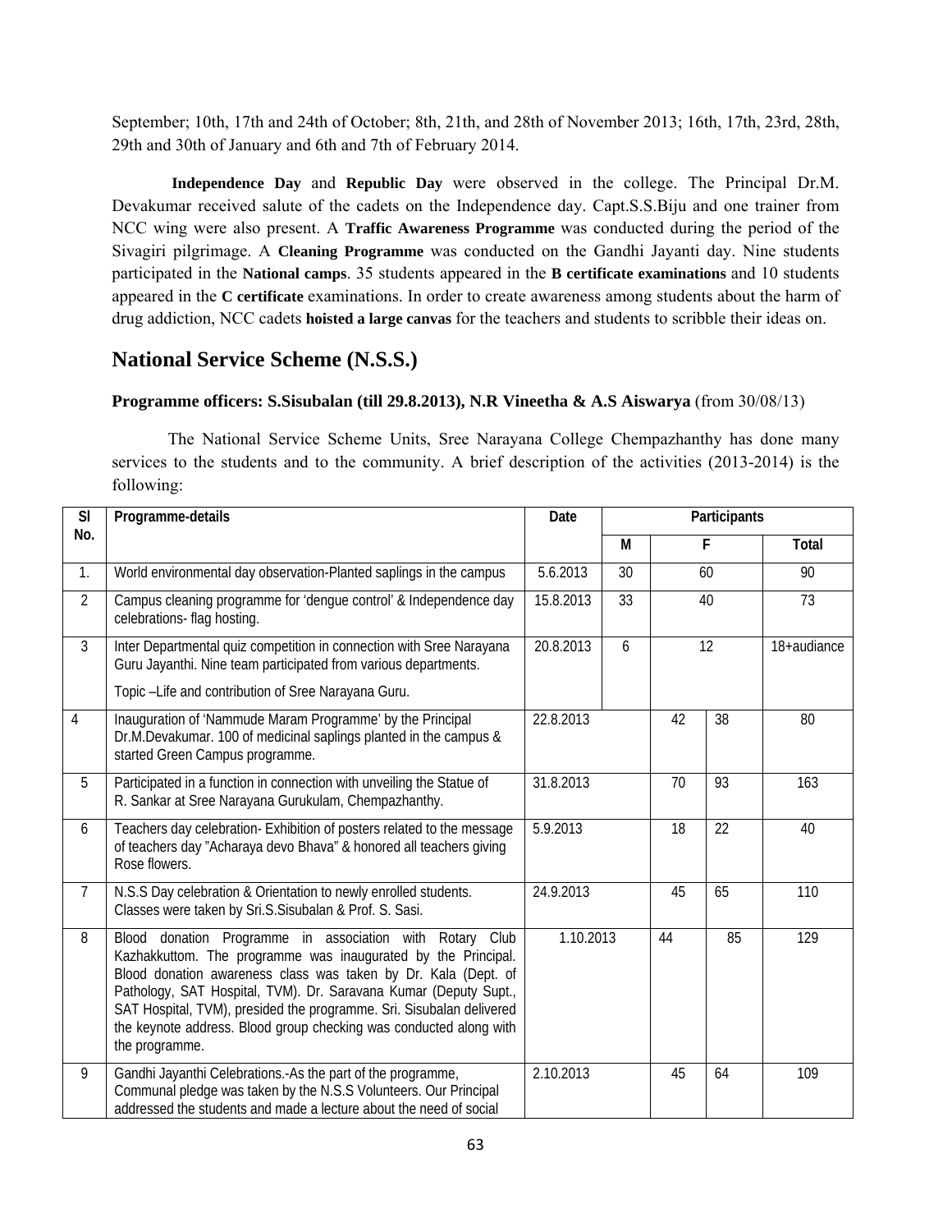September; 10th, 17th and 24th of October; 8th, 21th, and 28th of November 2013; 16th, 17th, 23rd, 28th, 29th and 30th of January and 6th and 7th of February 2014.

**Independence Day** and **Republic Day** were observed in the college. The Principal Dr.M. Devakumar received salute of the cadets on the Independence day. Capt.S.S.Biju and one trainer from NCC wing were also present. A **Traffic Awareness Programme** was conducted during the period of the Sivagiri pilgrimage. A **Cleaning Programme** was conducted on the Gandhi Jayanti day. Nine students participated in the **National camps**. 35 students appeared in the **B certificate examinations** and 10 students appeared in the **C certificate** examinations. In order to create awareness among students about the harm of drug addiction, NCC cadets **hoisted a large canvas** for the teachers and students to scribble their ideas on.

## National Service Scheme (N.S.S.)

**Programme officers: S.Sisubalan (till 29.8.2013), N.R Vineetha & A.S Aiswarya** (from 30/08/13)

The National Service Scheme Units, Sree Narayana College Chempazhanthy has done many services to the students and to the community. A brief description of the activities (2013-2014) is the following:

| Sl No. | Programme-details | Date | Participants | | |
|---|---|---|---|---|---|
| | | | M | F | Total |
| 1. | World environmental day observation-Planted saplings in the campus | 5.6.2013 | 30 | 60 | 90 |
| 2 | Campus cleaning programme for 'dengue control' & Independence day celebrations- flag hosting. | 15.8.2013 | 33 | 40 | 73 |
| 3 | Inter Departmental quiz competition in connection with Sree Narayana Guru Jayanthi. Nine team participated from various departments. Topic –Life and contribution of Sree Narayana Guru. | 20.8.2013 | 6 | 12 | 18+audiance |
| 4 | Inauguration of 'Nammude Maram Programme' by the Principal Dr.M.Devakumar. 100 of medicinal saplings planted in the campus & started Green Campus programme. | 22.8.2013 | 42 | 38 | 80 |
| 5 | Participated in a function in connection with unveiling the Statue of R. Sankar at Sree Narayana Gurukulam, Chempazhanthy. | 31.8.2013 | 70 | 93 | 163 |
| 6 | Teachers day celebration- Exhibition of posters related to the message of teachers day "Acharaya devo Bhava" & honored all teachers giving Rose flowers. | 5.9.2013 | 18 | 22 | 40 |
| 7 | N.S.S Day celebration & Orientation to newly enrolled students. Classes were taken by Sri.S.Sisubalan & Prof. S. Sasi. | 24.9.2013 | 45 | 65 | 110 |
| 8 | Blood donation Programme in association with Rotary Club Kazhakkuttom. The programme was inaugurated by the Principal. Blood donation awareness class was taken by Dr. Kala (Dept. of Pathology, SAT Hospital, TVM). Dr. Saravana Kumar (Deputy Supt., SAT Hospital, TVM), presided the programme. Sri. Sisubalan delivered the keynote address. Blood group checking was conducted along with the programme. | 1.10.2013 | 44 | 85 | 129 |
| 9 | Gandhi Jayanthi Celebrations.-As the part of the programme, Communal pledge was taken by the N.S.S Volunteers. Our Principal addressed the students and made a lecture about the need of social | 2.10.2013 | 45 | 64 | 109 |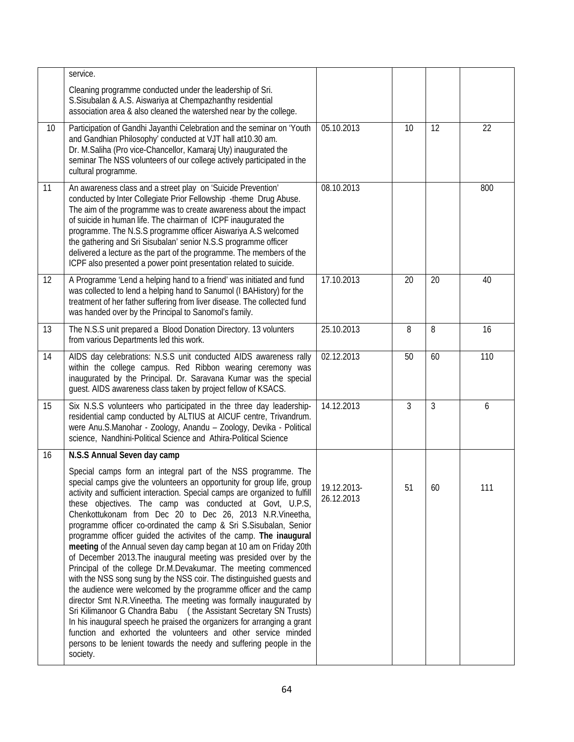| | | | | | |
|---|---|---|---|---|---|
| | service.<br><br>Cleaning programme conducted under the leadership of Sri. S.Sisubalan & A.S. Aiswariya at Chempazhanthy residential association area & also cleaned the watershed near by the college. | | | | |
| 10 | Participation of Gandhi Jayanthi Celebration and the seminar on 'Youth and Gandhian Philosophy' conducted at VJT hall at10.30 am. Dr. M.Saliha (Pro vice-Chancellor, Kamaraj Uty) inaugurated the seminar The NSS volunteers of our college actively participated in the cultural programme. | 05.10.2013 | 10 | 12 | 22 |
| 11 | An awareness class and a street play on 'Suicide Prevention' conducted by Inter Collegiate Prior Fellowship -theme Drug Abuse. The aim of the programme was to create awareness about the impact of suicide in human life. The chairman of ICPF inaugurated the programme. The N.S.S programme officer Aiswariya A.S welcomed the gathering and Sri Sisubalan' senior N.S.S programme officer delivered a lecture as the part of the programme. The members of the ICPF also presented a power point presentation related to suicide. | 08.10.2013 | | | 800 |
| 12 | A Programme 'Lend a helping hand to a friend' was initiated and fund was collected to lend a helping hand to Sanumol (I BAHistory) for the treatment of her father suffering from liver disease. The collected fund was handed over by the Principal to Sanomol's family. | 17.10.2013 | 20 | 20 | 40 |
| 13 | The N.S.S unit prepared a Blood Donation Directory. 13 volunters from various Departments led this work. | 25.10.2013 | 8 | 8 | 16 |
| 14 | AIDS day celebrations: N.S.S unit conducted AIDS awareness rally within the college campus. Red Ribbon wearing ceremony was inaugurated by the Principal. Dr. Saravana Kumar was the special guest. AIDS awareness class taken by project fellow of KSACS. | 02.12.2013 | 50 | 60 | 110 |
| 15 | Six N.S.S volunteers who participated in the three day leadership-residential camp conducted by ALTIUS at AICUF centre, Trivandrum. were Anu.S.Manohar - Zoology, Anandu – Zoology, Devika - Political science, Nandhini-Political Science and Athira-Political Science | 14.12.2013 | 3 | 3 | 6 |
| 16 | **N.S.S Annual Seven day camp**<br><br>Special camps form an integral part of the NSS programme. The special camps give the volunteers an opportunity for group life, group activity and sufficient interaction. Special camps are organized to fulfill these objectives. The camp was conducted at Govt, U.P.S, Chenkottukonam from Dec 20 to Dec 26, 2013 N.R.Vineetha, programme officer co-ordinated the camp & Sri S.Sisubalan, Senior programme officer guided the activites of the camp. **The inaugural meeting** of the Annual seven day camp began at 10 am on Friday 20th of December 2013.The inaugural meeting was presided over by the Principal of the college Dr.M.Devakumar. The meeting commenced with the NSS song sung by the NSS coir. The distinguished guests and the audience were welcomed by the programme officer and the camp director Smt N.R.Vineetha. The meeting was formally inaugurated by Sri Kilimanoor G Chandra Babu ( the Assistant Secretary SN Trusts) In his inaugural speech he praised the organizers for arranging a grant function and exhorted the volunteers and other service minded persons to be lenient towards the needy and suffering people in the society. | 19.12.2013-26.12.2013 | 51 | 60 | 111 |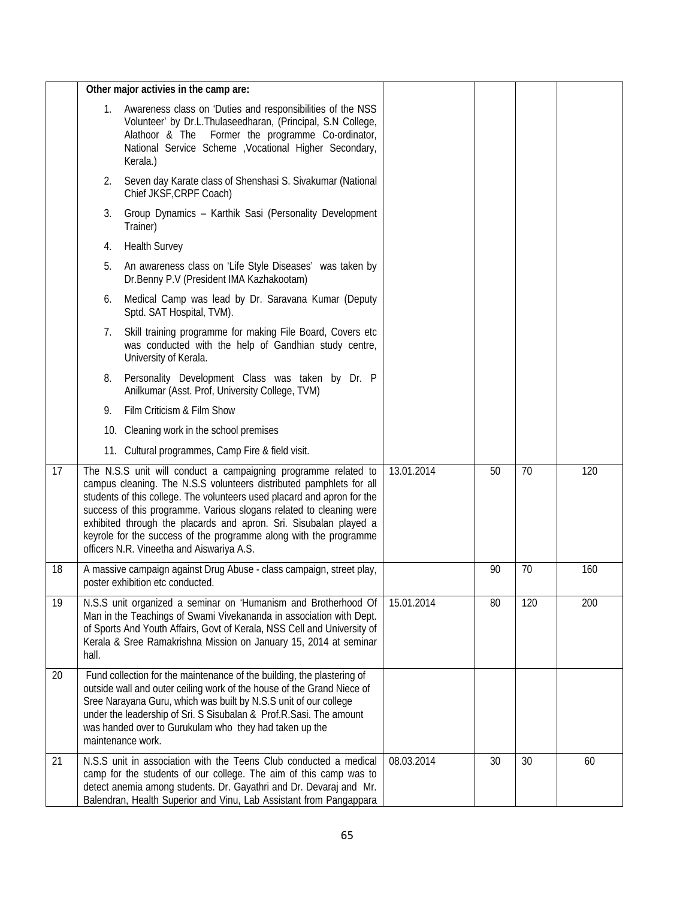| | | | | | |
|---|---|---|---|---|---|
| | **Other major activies in the camp are:**<br>1. Awareness class on 'Duties and responsibilities of the NSS Volunteer' by Dr.L.Thulaseedharan, (Principal, S.N College, Alathoor & The Former the programme Co-ordinator, National Service Scheme ,Vocational Higher Secondary, Kerala.)<br>2. Seven day Karate class of Shenshasi S. Sivakumar (National Chief JKSF,CRPF Coach)<br>3. Group Dynamics – Karthik Sasi (Personality Development Trainer)<br>4. Health Survey<br>5. An awareness class on 'Life Style Diseases' was taken by Dr.Benny P.V (President IMA Kazhakootam)<br>6. Medical Camp was lead by Dr. Saravana Kumar (Deputy Sptd. SAT Hospital, TVM).<br>7. Skill training programme for making File Board, Covers etc was conducted with the help of Gandhian study centre, University of Kerala.<br>8. Personality Development Class was taken by Dr. P Anilkumar (Asst. Prof, University College, TVM)<br>9. Film Criticism & Film Show<br>10. Cleaning work in the school premises<br>11. Cultural programmes, Camp Fire & field visit. | | | | |
| 17 | The N.S.S unit will conduct a campaigning programme related to campus cleaning. The N.S.S volunteers distributed pamphlets for all students of this college. The volunteers used placard and apron for the success of this programme. Various slogans related to cleaning were exhibited through the placards and apron. Sri. Sisubalan played a keyrole for the success of the programme along with the programme officers N.R. Vineetha and Aiswariya A.S. | 13.01.2014 | 50 | 70 | 120 |
| 18 | A massive campaign against Drug Abuse - class campaign, street play, poster exhibition etc conducted. | | 90 | 70 | 160 |
| 19 | N.S.S unit organized a seminar on 'Humanism and Brotherhood Of Man in the Teachings of Swami Vivekananda in association with Dept. of Sports And Youth Affairs, Govt of Kerala, NSS Cell and University of Kerala & Sree Ramakrishna Mission on January 15, 2014 at seminar hall. | 15.01.2014 | 80 | 120 | 200 |
| 20 | Fund collection for the maintenance of the building, the plastering of outside wall and outer ceiling work of the house of the Grand Niece of Sree Narayana Guru, which was built by N.S.S unit of our college under the leadership of Sri. S Sisubalan & Prof.R.Sasi. The amount was handed over to Gurukulam who they had taken up the maintenance work. | | | | |
| 21 | N.S.S unit in association with the Teens Club conducted a medical camp for the students of our college. The aim of this camp was to detect anemia among students. Dr. Gayathri and Dr. Devaraj and Mr. Balendran, Health Superior and Vinu, Lab Assistant from Pangappara | 08.03.2014 | 30 | 30 | 60 |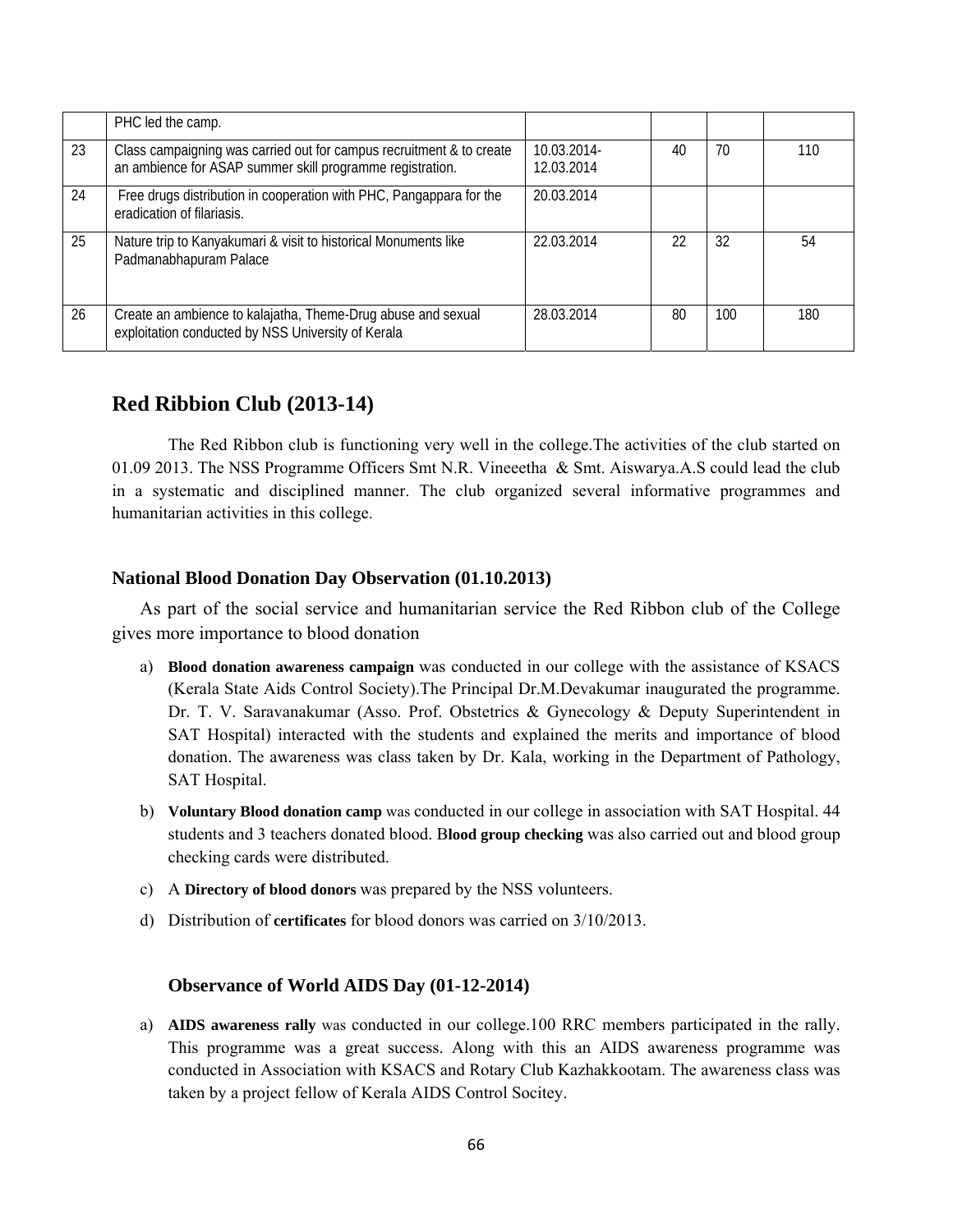|  | PHC led the camp. |  |  |  |  |
|---|---|---|---|---|---|
| 23 | Class campaigning was carried out for campus recruitment & to create an ambience for ASAP summer skill programme registration. | 10.03.2014-12.03.2014 | 40 | 70 | 110 |
| 24 | Free drugs distribution in cooperation with PHC, Pangappara for the eradication of filariasis. | 20.03.2014 |  |  |  |
| 25 | Nature trip to Kanyakumari & visit to historical Monuments like Padmanabhapuram Palace | 22.03.2014 | 22 | 32 | 54 |
| 26 | Create an ambience to kalajatha, Theme-Drug abuse and sexual exploitation conducted by NSS University of Kerala | 28.03.2014 | 80 | 100 | 180 |

## Red Ribbion Club (2013-14)

The Red Ribbon club is functioning very well in the college.The activities of the club started on 01.09 2013. The NSS Programme Officers Smt N.R. Vineeetha & Smt. Aiswarya.A.S could lead the club in a systematic and disciplined manner. The club organized several informative programmes and humanitarian activities in this college.

### National Blood Donation Day Observation (01.10.2013)

As part of the social service and humanitarian service the Red Ribbon club of the College gives more importance to blood donation

a) **Blood donation awareness campaign** was conducted in our college with the assistance of KSACS (Kerala State Aids Control Society).The Principal Dr.M.Devakumar inaugurated the programme. Dr. T. V. Saravanakumar (Asso. Prof. Obstetrics & Gynecology & Deputy Superintendent in SAT Hospital) interacted with the students and explained the merits and importance of blood donation. The awareness was class taken by Dr. Kala, working in the Department of Pathology, SAT Hospital.

b) **Voluntary Blood donation camp** was conducted in our college in association with SAT Hospital. 44 students and 3 teachers donated blood. B**lood group checking** was also carried out and blood group checking cards were distributed.

c) A **Directory of blood donors** was prepared by the NSS volunteers.

d) Distribution of **certificates** for blood donors was carried on 3/10/2013.

### Observance of World AIDS Day (01-12-2014)

a) **AIDS awareness rally** was conducted in our college.100 RRC members participated in the rally. This programme was a great success. Along with this an AIDS awareness programme was conducted in Association with KSACS and Rotary Club Kazhakkootam. The awareness class was taken by a project fellow of Kerala AIDS Control Socitey.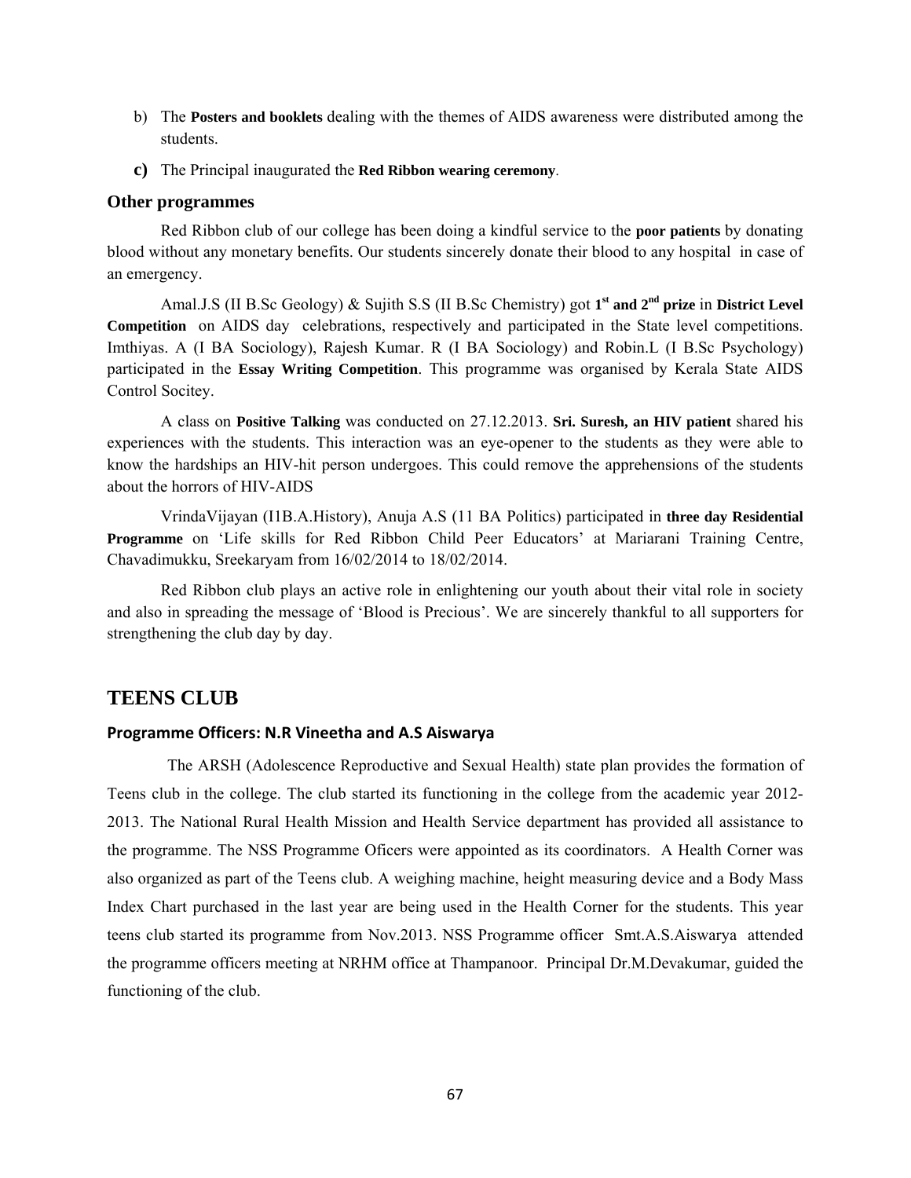b) The **Posters and booklets** dealing with the themes of AIDS awareness were distributed among the students.

c) The Principal inaugurated the **Red Ribbon wearing ceremony**.

### Other programmes

Red Ribbon club of our college has been doing a kindful service to the **poor patients** by donating blood without any monetary benefits. Our students sincerely donate their blood to any hospital in case of an emergency.

Amal.J.S (II B.Sc Geology) & Sujith S.S (II B.Sc Chemistry) got **1st and 2nd prize** in **District Level Competition** on AIDS day celebrations, respectively and participated in the State level competitions. Imthiyas. A (I BA Sociology), Rajesh Kumar. R (I BA Sociology) and Robin.L (I B.Sc Psychology) participated in the **Essay Writing Competition**. This programme was organised by Kerala State AIDS Control Socitey.

A class on **Positive Talking** was conducted on 27.12.2013. **Sri. Suresh, an HIV patient** shared his experiences with the students. This interaction was an eye-opener to the students as they were able to know the hardships an HIV-hit person undergoes. This could remove the apprehensions of the students about the horrors of HIV-AIDS

VrindaVijayan (I1B.A.History), Anuja A.S (11 BA Politics) participated in **three day Residential Programme** on 'Life skills for Red Ribbon Child Peer Educators' at Mariarani Training Centre, Chavadimukku, Sreekaryam from 16/02/2014 to 18/02/2014.

Red Ribbon club plays an active role in enlightening our youth about their vital role in society and also in spreading the message of 'Blood is Precious'. We are sincerely thankful to all supporters for strengthening the club day by day.

## TEENS CLUB

**Programme Officers: N.R Vineetha and A.S Aiswarya**

The ARSH (Adolescence Reproductive and Sexual Health) state plan provides the formation of Teens club in the college. The club started its functioning in the college from the academic year 2012-2013. The National Rural Health Mission and Health Service department has provided all assistance to the programme. The NSS Programme Oficers were appointed as its coordinators. A Health Corner was also organized as part of the Teens club. A weighing machine, height measuring device and a Body Mass Index Chart purchased in the last year are being used in the Health Corner for the students. This year teens club started its programme from Nov.2013. NSS Programme officer Smt.A.S.Aiswarya attended the programme officers meeting at NRHM office at Thampanoor. Principal Dr.M.Devakumar, guided the functioning of the club.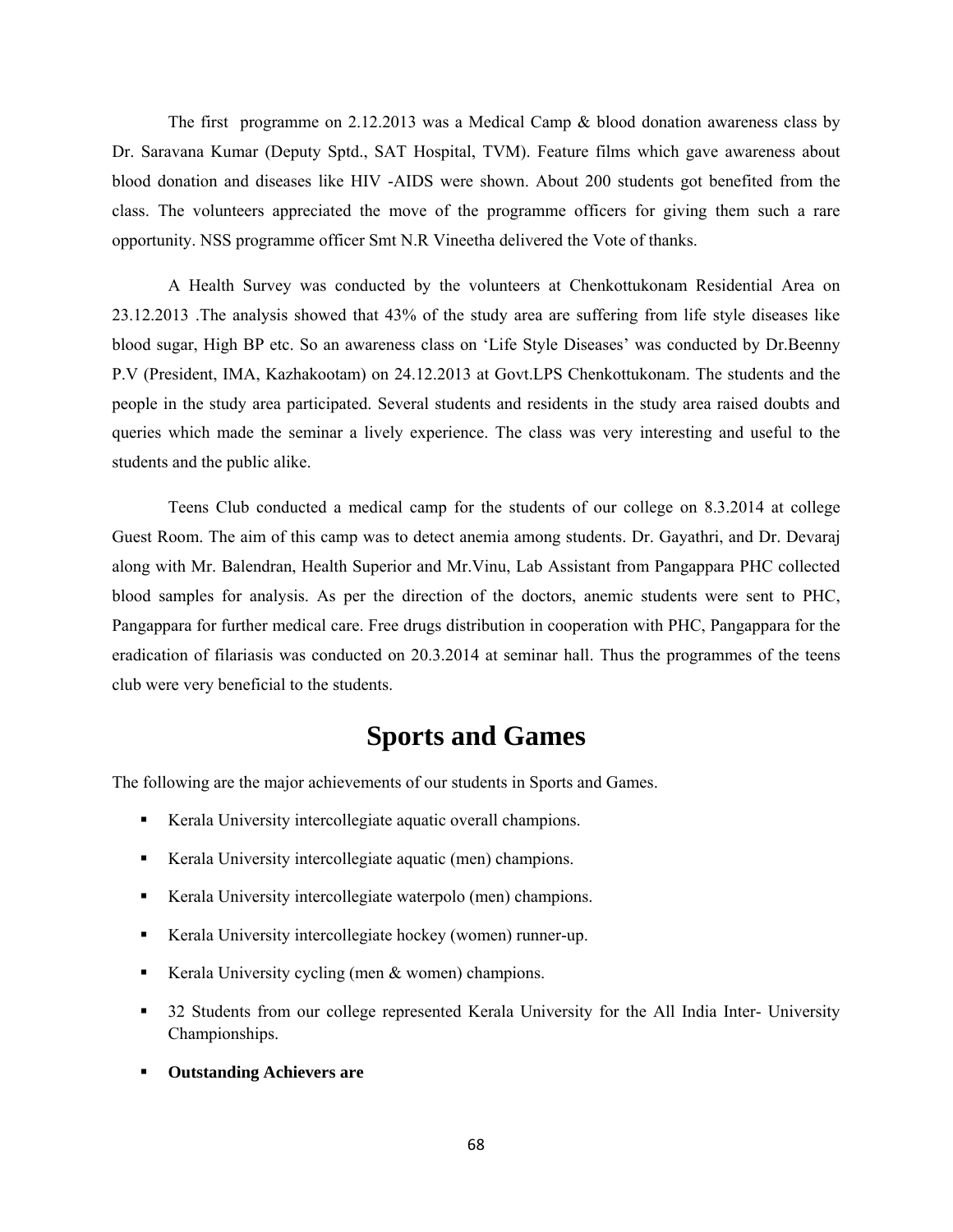The first programme on 2.12.2013 was a Medical Camp & blood donation awareness class by Dr. Saravana Kumar (Deputy Sptd., SAT Hospital, TVM). Feature films which gave awareness about blood donation and diseases like HIV -AIDS were shown. About 200 students got benefited from the class. The volunteers appreciated the move of the programme officers for giving them such a rare opportunity. NSS programme officer Smt N.R Vineetha delivered the Vote of thanks.

A Health Survey was conducted by the volunteers at Chenkottukonam Residential Area on 23.12.2013 .The analysis showed that 43% of the study area are suffering from life style diseases like blood sugar, High BP etc. So an awareness class on 'Life Style Diseases' was conducted by Dr.Beenny P.V (President, IMA, Kazhakootam) on 24.12.2013 at Govt.LPS Chenkottukonam. The students and the people in the study area participated. Several students and residents in the study area raised doubts and queries which made the seminar a lively experience. The class was very interesting and useful to the students and the public alike.

Teens Club conducted a medical camp for the students of our college on 8.3.2014 at college Guest Room. The aim of this camp was to detect anemia among students. Dr. Gayathri, and Dr. Devaraj along with Mr. Balendran, Health Superior and Mr.Vinu, Lab Assistant from Pangappara PHC collected blood samples for analysis. As per the direction of the doctors, anemic students were sent to PHC, Pangappara for further medical care. Free drugs distribution in cooperation with PHC, Pangappara for the eradication of filariasis was conducted on 20.3.2014 at seminar hall. Thus the programmes of the teens club were very beneficial to the students.

# Sports and Games

The following are the major achievements of our students in Sports and Games.

- Kerala University intercollegiate aquatic overall champions.
- Kerala University intercollegiate aquatic (men) champions.
- Kerala University intercollegiate waterpolo (men) champions.
- Kerala University intercollegiate hockey (women) runner-up.
- Kerala University cycling (men & women) champions.
- 32 Students from our college represented Kerala University for the All India Inter- University Championships.
- **Outstanding Achievers are**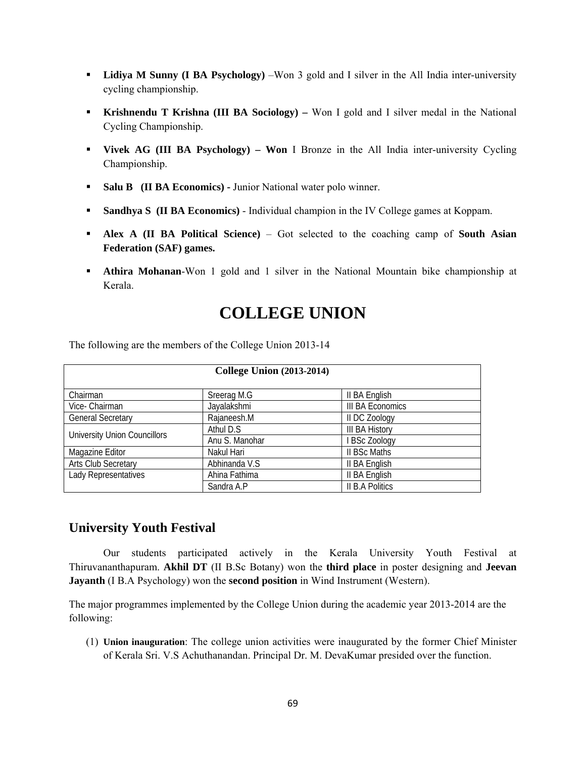- **Lidiya M Sunny (I BA Psychology)** –Won 3 gold and I silver in the All India inter-university cycling championship.
- **Krishnendu T Krishna (III BA Sociology) –** Won I gold and I silver medal in the National Cycling Championship.
- **Vivek AG (III BA Psychology) – Won** I Bronze in the All India inter-university Cycling Championship.
- **Salu B (II BA Economics) -** Junior National water polo winner.
- **Sandhya S (II BA Economics)** - Individual champion in the IV College games at Koppam.
- **Alex A (II BA Political Science)** – Got selected to the coaching camp of **South Asian Federation (SAF) games.**
- **Athira Mohanan**-Won 1 gold and 1 silver in the National Mountain bike championship at Kerala.

# COLLEGE UNION

The following are the members of the College Union 2013-14

| **College Union** (2013-2014) | | |
|---|---|---|
| Chairman | Sreerag M.G | II BA English |
| Vice- Chairman | Jayalakshmi | III BA Economics |
| General Secretary | Rajaneesh.M | II DC Zoology |
| University Union Councillors | Athul D.S | III BA History |
| | Anu S. Manohar | I BSc Zoology |
| Magazine Editor | Nakul Hari | II BSc Maths |
| Arts Club Secretary | Abhinanda V.S | II BA English |
| Lady Representatives | Ahina Fathima | II BA English |
| | Sandra A.P | II B.A Politics |

## University Youth Festival

Our students participated actively in the Kerala University Youth Festival at Thiruvananthapuram. **Akhil DT** (II B.Sc Botany) won the **third place** in poster designing and **Jeevan Jayanth** (I B.A Psychology) won the **second position** in Wind Instrument (Western).

The major programmes implemented by the College Union during the academic year 2013-2014 are the following:

(1) **Union inauguration**: The college union activities were inaugurated by the former Chief Minister of Kerala Sri. V.S Achuthanandan. Principal Dr. M. DevaKumar presided over the function.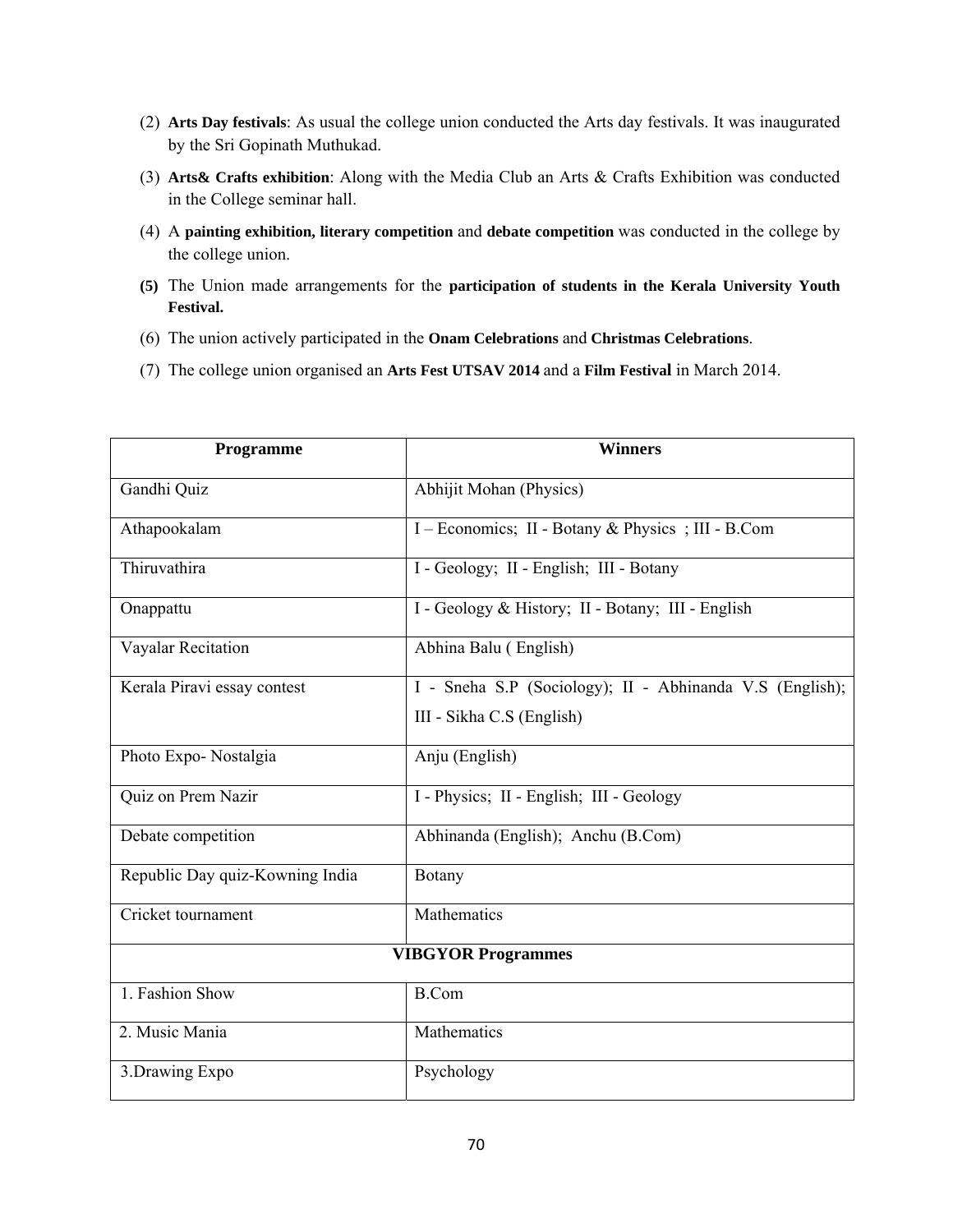(2) **Arts Day festivals**: As usual the college union conducted the Arts day festivals. It was inaugurated by the Sri Gopinath Muthukad.

(3) **Arts& Crafts exhibition**: Along with the Media Club an Arts & Crafts Exhibition was conducted in the College seminar hall.

(4) A **painting exhibition, literary competition** and **debate competition** was conducted in the college by the college union.

**(5)** The Union made arrangements for the **participation of students in the Kerala University Youth Festival.**

(6) The union actively participated in the **Onam Celebrations** and **Christmas Celebrations**.

(7) The college union organised an **Arts Fest UTSAV 2014** and a **Film Festival** in March 2014.

| Programme | Winners |
|---|---|
| Gandhi Quiz | Abhijit Mohan (Physics) |
| Athapookalam | I – Economics; II - Botany & Physics ; III - B.Com |
| Thiruvathira | I - Geology; II - English; III - Botany |
| Onappattu | I - Geology & History; II - Botany; III - English |
| Vayalar Recitation | Abhina Balu ( English) |
| Kerala Piravi essay contest | I - Sneha S.P (Sociology); II - Abhinanda V.S (English); III - Sikha C.S (English) |
| Photo Expo- Nostalgia | Anju (English) |
| Quiz on Prem Nazir | I - Physics; II - English; III - Geology |
| Debate competition | Abhinanda (English); Anchu (B.Com) |
| Republic Day quiz-Kowning India | Botany |
| Cricket tournament | Mathematics |
| **VIBGYOR Programmes** | |
| 1. Fashion Show | B.Com |
| 2. Music Mania | Mathematics |
| 3.Drawing Expo | Psychology |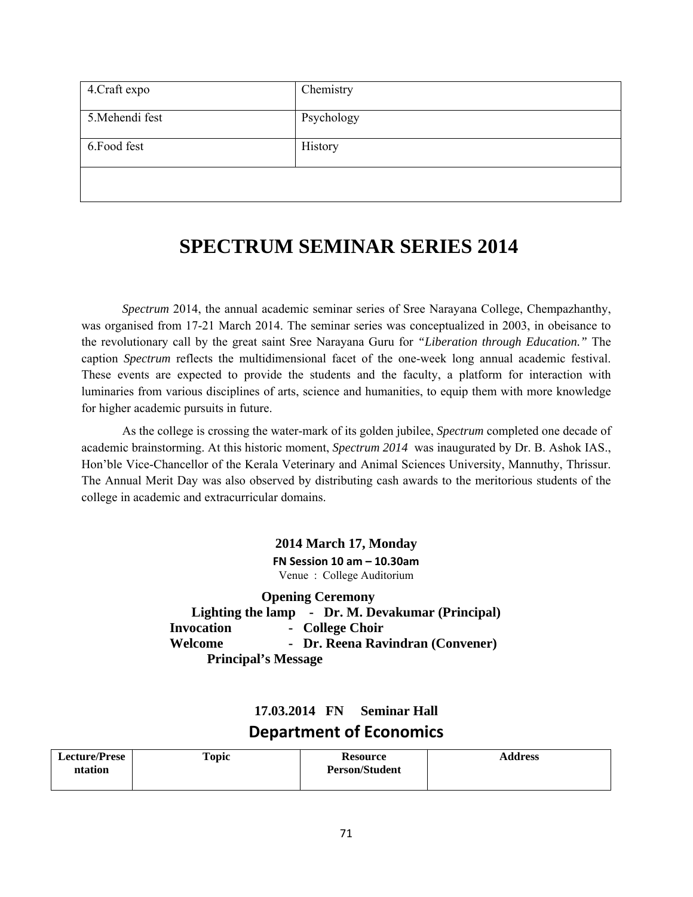| 4.Craft expo | Chemistry |
|---|---|
| 5.Mehendi fest | Psychology |
| 6.Food fest | History |
| | |

# SPECTRUM SEMINAR SERIES 2014

*Spectrum* 2014, the annual academic seminar series of Sree Narayana College, Chempazhanthy, was organised from 17-21 March 2014. The seminar series was conceptualized in 2003, in obeisance to the revolutionary call by the great saint Sree Narayana Guru for *"Liberation through Education."* The caption *Spectrum* reflects the multidimensional facet of the one-week long annual academic festival. These events are expected to provide the students and the faculty, a platform for interaction with luminaries from various disciplines of arts, science and humanities, to equip them with more knowledge for higher academic pursuits in future.

As the college is crossing the water-mark of its golden jubilee, *Spectrum* completed one decade of academic brainstorming. At this historic moment, *Spectrum 2014* was inaugurated by Dr. B. Ashok IAS., Hon'ble Vice-Chancellor of the Kerala Veterinary and Animal Sciences University, Mannuthy, Thrissur. The Annual Merit Day was also observed by distributing cash awards to the meritorious students of the college in academic and extracurricular domains.

**2014 March 17, Monday**

**FN Session 10 am – 10.30am**

Venue : College Auditorium

**Opening Ceremony**

**Lighting the lamp - Dr. M. Devakumar (Principal)**

**Invocation - College Choir**

**Welcome - Dr. Reena Ravindran (Convener)**

**Principal's Message**

**17.03.2014 FN Seminar Hall**

## Department of Economics

| Lecture/Presentation | Topic | Resource Person/Student | Address |
|---|---|---|---|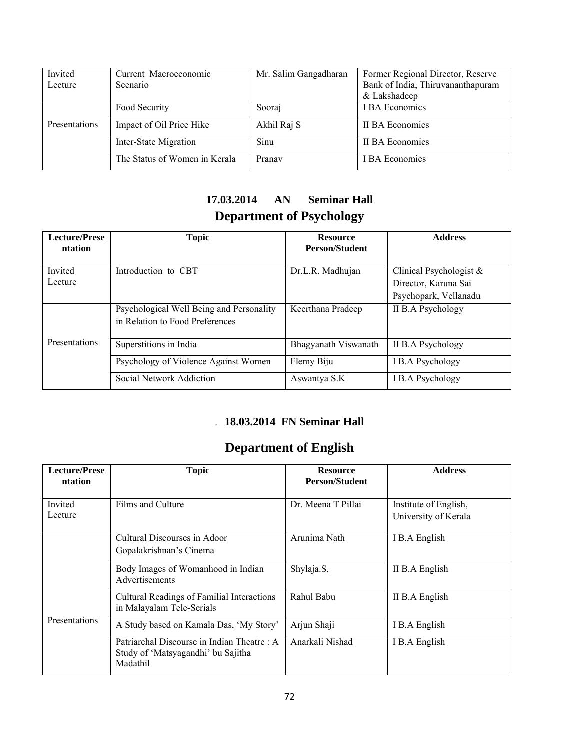| Invited Lecture | Current Macroeconomic Scenario | Mr. Salim Gangadharan | Former Regional Director, Reserve Bank of India, Thiruvananthapuram & Lakshadeep |
|---|---|---|---|
| Presentations | Food Security | Sooraj | I BA Economics |
| | Impact of Oil Price Hike | Akhil Raj S | II BA Economics |
| | Inter-State Migration | Sinu | II BA Economics |
| | The Status of Women in Kerala | Pranav | I BA Economics |

**17.03.2014 AN Seminar Hall**

## Department of Psychology

| Lecture/Presentation | Topic | Resource Person/Student | Address |
|---|---|---|---|
| Invited Lecture | Introduction to CBT | Dr.L.R. Madhujan | Clinical Psychologist & Director, Karuna Sai Psychopark, Vellanadu |
| Presentations | Psychological Well Being and Personality in Relation to Food Preferences | Keerthana Pradeep | II B.A Psychology |
| | Superstitions in India | Bhagyanath Viswanath | II B.A Psychology |
| | Psychology of Violence Against Women | Flemy Biju | I B.A Psychology |
| | Social Network Addiction | Aswantya S.K | I B.A Psychology |

. **18.03.2014 FN Seminar Hall**

## Department of English

| Lecture/Presentation | Topic | Resource Person/Student | Address |
|---|---|---|---|
| Invited Lecture | Films and Culture | Dr. Meena T Pillai | Institute of English, University of Kerala |
| Presentations | Cultural Discourses in Adoor Gopalakrishnan's Cinema | Arunima Nath | I B.A English |
| | Body Images of Womanhood in Indian Advertisements | Shylaja.S, | II B.A English |
| | Cultural Readings of Familial Interactions in Malayalam Tele-Serials | Rahul Babu | II B.A English |
| | A Study based on Kamala Das, 'My Story' | Arjun Shaji | I B.A English |
| | Patriarchal Discourse in Indian Theatre : A Study of 'Matsyagandhi' bu Sajitha Madathil | Anarkali Nishad | I B.A English |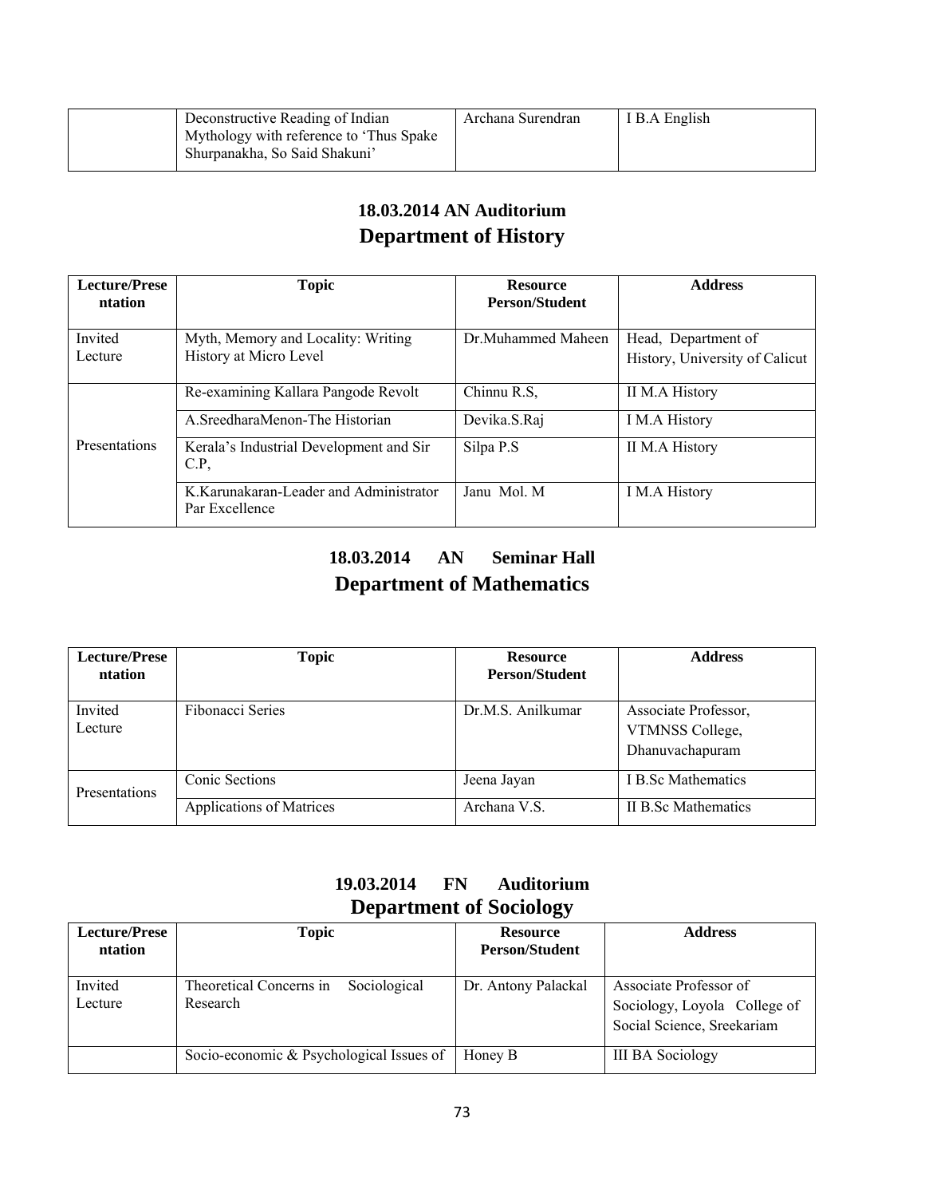| | Deconstructive Reading of Indian Mythology with reference to 'Thus Spake Shurpanakha, So Said Shakuni' | Archana Surendran | I B.A English |
|---|---|---|---|

## 18.03.2014 AN Auditorium
## Department of History

| Lecture/Presentation | Topic | Resource Person/Student | Address |
|---|---|---|---|
| Invited Lecture | Myth, Memory and Locality: Writing History at Micro Level | Dr.Muhammed Maheen | Head, Department of History, University of Calicut |
| Presentations | Re-examining Kallara Pangode Revolt | Chinnu R.S, | II M.A History |
| | A.SreedharaMenon-The Historian | Devika.S.Raj | I M.A History |
| | Kerala's Industrial Development and Sir C.P, | Silpa P.S | II M.A History |
| | K.Karunakaran-Leader and Administrator Par Excellence | Janu Mol. M | I M.A History |

## 18.03.2014 AN Seminar Hall
## Department of Mathematics

| Lecture/Presentation | Topic | Resource Person/Student | Address |
|---|---|---|---|
| Invited Lecture | Fibonacci Series | Dr.M.S. Anilkumar | Associate Professor, VTMNSS College, Dhanuvachapuram |
| Presentations | Conic Sections | Jeena Jayan | I B.Sc Mathematics |
| | Applications of Matrices | Archana V.S. | II B.Sc Mathematics |

## 19.03.2014 FN Auditorium
## Department of Sociology

| Lecture/Presentation | Topic | Resource Person/Student | Address |
|---|---|---|---|
| Invited Lecture | Theoretical Concerns in Sociological Research | Dr. Antony Palackal | Associate Professor of Sociology, Loyola College of Social Science, Sreekariam |
| | Socio-economic & Psychological Issues of | Honey B | III BA Sociology |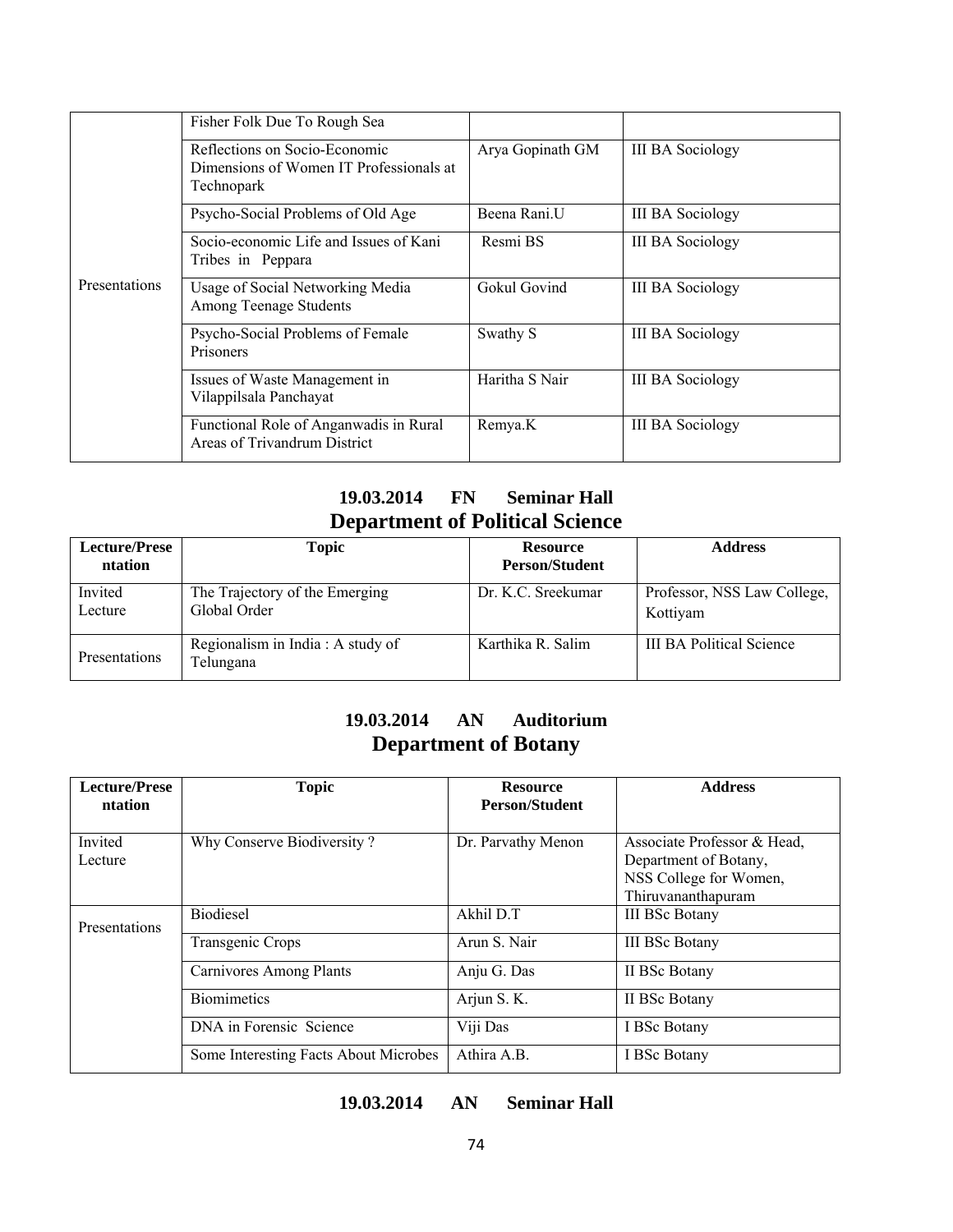| | | | |
|---|---|---|---|
| Presentations | Fisher Folk Due To Rough Sea | | |
| | Reflections on Socio-Economic Dimensions of Women IT Professionals at Technopark | Arya Gopinath GM | III BA Sociology |
| | Psycho-Social Problems of Old Age | Beena Rani.U | III BA Sociology |
| | Socio-economic Life and Issues of Kani Tribes in Peppara | Resmi BS | III BA Sociology |
| | Usage of Social Networking Media Among Teenage Students | Gokul Govind | III BA Sociology |
| | Psycho-Social Problems of Female Prisoners | Swathy S | III BA Sociology |
| | Issues of Waste Management in Vilappilsala Panchayat | Haritha S Nair | III BA Sociology |
| | Functional Role of Anganwadis in Rural Areas of Trivandrum District | Remya.K | III BA Sociology |

### 19.03.2014 FN Seminar Hall

## Department of Political Science

| Lecture/Presentation | Topic | Resource Person/Student | Address |
|---|---|---|---|
| Invited Lecture | The Trajectory of the Emerging Global Order | Dr. K.C. Sreekumar | Professor, NSS Law College, Kottiyam |
| Presentations | Regionalism in India : A study of Telungana | Karthika R. Salim | III BA Political Science |

### 19.03.2014 AN Auditorium

## Department of Botany

| Lecture/Presentation | Topic | Resource Person/Student | Address |
|---|---|---|---|
| Invited Lecture | Why Conserve Biodiversity ? | Dr. Parvathy Menon | Associate Professor & Head, Department of Botany, NSS College for Women, Thiruvananthapuram |
| Presentations | Biodiesel | Akhil D.T | III BSc Botany |
| | Transgenic Crops | Arun S. Nair | III BSc Botany |
| | Carnivores Among Plants | Anju G. Das | II BSc Botany |
| | Biomimetics | Arjun S. K. | II BSc Botany |
| | DNA in Forensic Science | Viji Das | I BSc Botany |
| | Some Interesting Facts About Microbes | Athira A.B. | I BSc Botany |

### 19.03.2014 AN Seminar Hall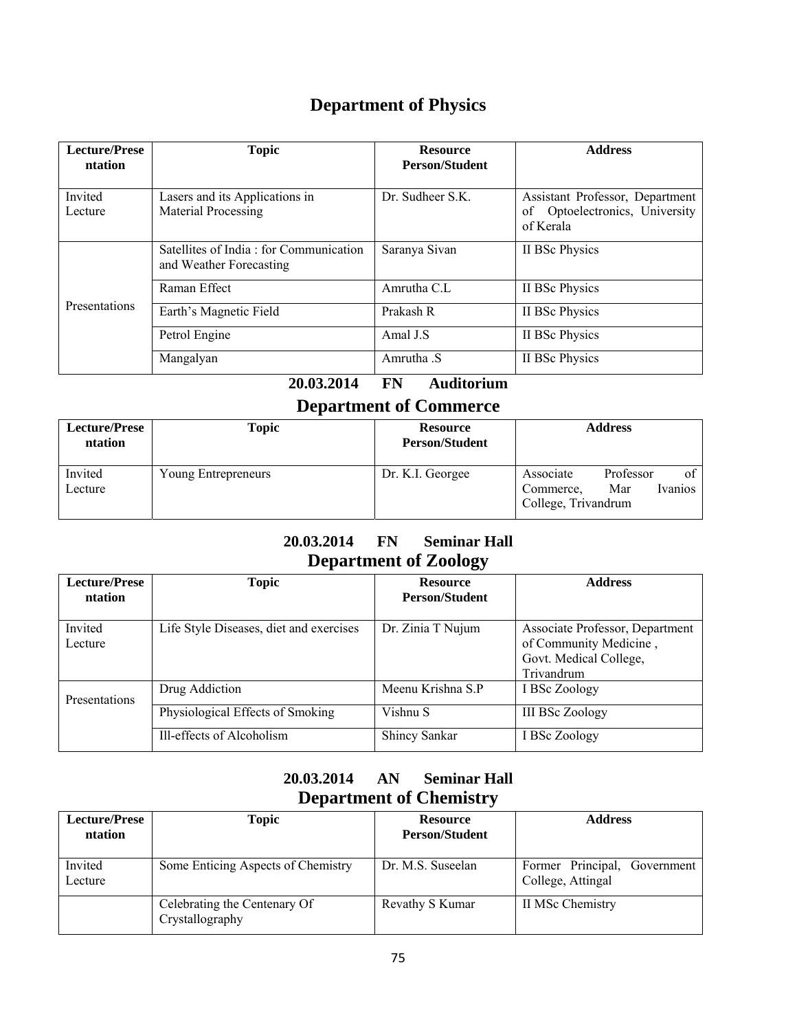## Department of Physics

| Lecture/Presentation | Topic | Resource Person/Student | Address |
|---|---|---|---|
| Invited Lecture | Lasers and its Applications in Material Processing | Dr. Sudheer S.K. | Assistant Professor, Department of Optoelectronics, University of Kerala |
| Presentations | Satellites of India : for Communication and Weather Forecasting | Saranya Sivan | II BSc Physics |
| | Raman Effect | Amrutha C.L | II BSc Physics |
| | Earth's Magnetic Field | Prakash R | II BSc Physics |
| | Petrol Engine | Amal J.S | II BSc Physics |
| | Mangalyan | Amrutha .S | II BSc Physics |

**20.03.2014 FN Auditorium**

## Department of Commerce

| Lecture/Presentation | Topic | Resource Person/Student | Address |
|---|---|---|---|
| Invited Lecture | Young Entrepreneurs | Dr. K.I. Georgee | Associate Professor of Commerce, Mar Ivanios College, Trivandrum |

**20.03.2014 FN Seminar Hall**

## Department of Zoology

| Lecture/Presentation | Topic | Resource Person/Student | Address |
|---|---|---|---|
| Invited Lecture | Life Style Diseases, diet and exercises | Dr. Zinia T Nujum | Associate Professor, Department of Community Medicine , Govt. Medical College, Trivandrum |
| Presentations | Drug Addiction | Meenu Krishna S.P | I BSc Zoology |
| | Physiological Effects of Smoking | Vishnu S | III BSc Zoology |
| | Ill-effects of Alcoholism | Shincy Sankar | I BSc Zoology |

**20.03.2014 AN Seminar Hall**

## Department of Chemistry

| Lecture/Presentation | Topic | Resource Person/Student | Address |
|---|---|---|---|
| Invited Lecture | Some Enticing Aspects of Chemistry | Dr. M.S. Suseelan | Former Principal, Government College, Attingal |
| | Celebrating the Centenary Of Crystallography | Revathy S Kumar | II MSc Chemistry |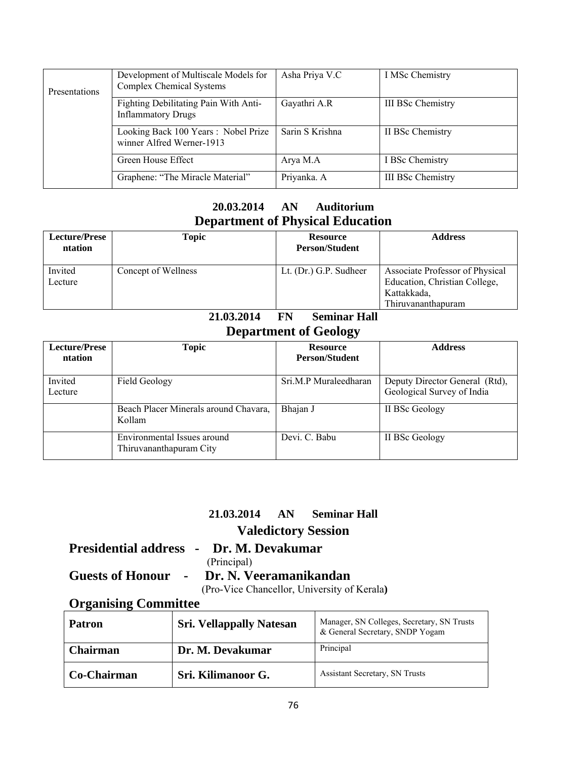| | | | |
|---|---|---|---|
| Presentations | Development of Multiscale Models for Complex Chemical Systems | Asha Priya V.C | I MSc Chemistry |
| | Fighting Debilitating Pain With Anti-Inflammatory Drugs | Gayathri A.R | III BSc Chemistry |
| | Looking Back 100 Years : Nobel Prize winner Alfred Werner-1913 | Sarin S Krishna | II BSc Chemistry |
| | Green House Effect | Arya M.A | I BSc Chemistry |
| | Graphene: "The Miracle Material" | Priyanka. A | III BSc Chemistry |

**20.03.2014 AN Auditorium**

## Department of Physical Education

| Lecture/Presentation | Topic | Resource Person/Student | Address |
|---|---|---|---|
| Invited Lecture | Concept of Wellness | Lt. (Dr.) G.P. Sudheer | Associate Professor of Physical Education, Christian College, Kattakkada, Thiruvananthapuram |

**21.03.2014 FN Seminar Hall**

## Department of Geology

| Lecture/Presentation | Topic | Resource Person/Student | Address |
|---|---|---|---|
| Invited Lecture | Field Geology | Sri.M.P Muraleedharan | Deputy Director General (Rtd), Geological Survey of India |
| | Beach Placer Minerals around Chavara, Kollam | Bhajan J | II BSc Geology |
| | Environmental Issues around Thiruvananthapuram City | Devi. C. Babu | II BSc Geology |

**21.03.2014 AN Seminar Hall**

## Valedictory Session

**Presidential address - Dr. M. Devakumar**
(Principal)

**Guests of Honour - Dr. N. Veeramanikandan**
(Pro-Vice Chancellor, University of Kerala**)**

## Organising Committee

| | | |
|---|---|---|
| **Patron** | **Sri. Vellappally Natesan** | Manager, SN Colleges, Secretary, SN Trusts & General Secretary, SNDP Yogam |
| **Chairman** | **Dr. M. Devakumar** | Principal |
| **Co-Chairman** | **Sri. Kilimanoor G.** | Assistant Secretary, SN Trusts |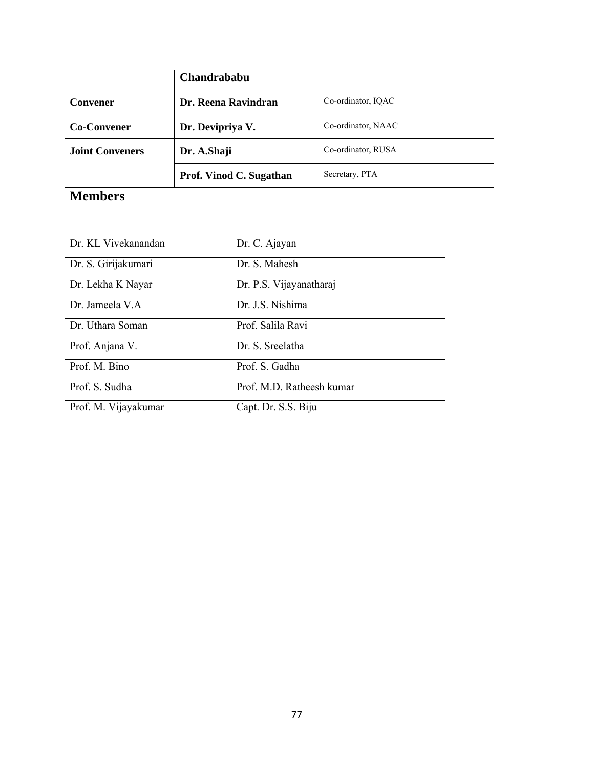| | Chandrababu | |
|---|---|---|
| **Convener** | **Dr. Reena Ravindran** | Co-ordinator, IQAC |
| **Co-Convener** | **Dr. Devipriya V.** | Co-ordinator, NAAC |
| **Joint Conveners** | **Dr. A.Shaji** | Co-ordinator, RUSA |
| | **Prof. Vinod C. Sugathan** | Secretary, PTA |

## Members

| | |
|---|---|
| Dr. KL Vivekanandan | Dr. C. Ajayan |
| Dr. S. Girijakumari | Dr. S. Mahesh |
| Dr. Lekha K Nayar | Dr. P.S. Vijayanatharaj |
| Dr. Jameela V.A | Dr. J.S. Nishima |
| Dr. Uthara Soman | Prof. Salila Ravi |
| Prof. Anjana V. | Dr. S. Sreelatha |
| Prof. M. Bino | Prof. S. Gadha |
| Prof. S. Sudha | Prof. M.D. Ratheesh kumar |
| Prof. M. Vijayakumar | Capt. Dr. S.S. Biju |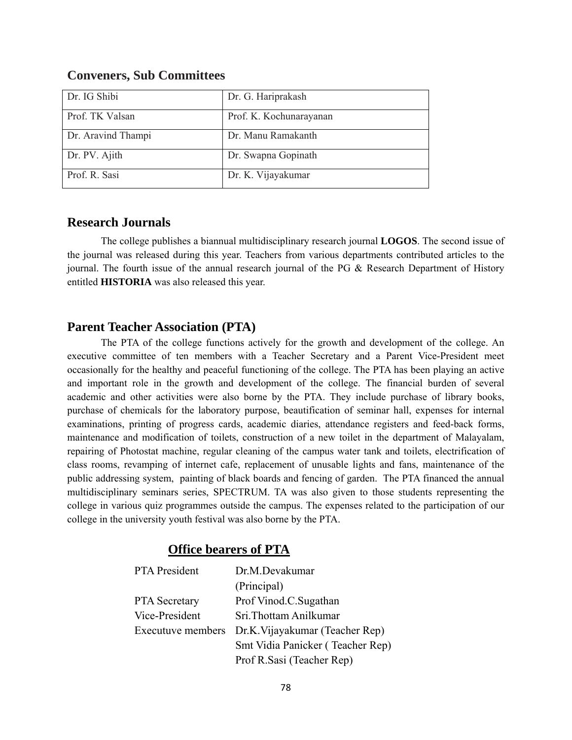## Conveners, Sub Committees

| | |
|---|---|
| Dr. IG Shibi | Dr. G. Hariprakash |
| Prof. TK Valsan | Prof. K. Kochunarayanan |
| Dr. Aravind Thampi | Dr. Manu Ramakanth |
| Dr. PV. Ajith | Dr. Swapna Gopinath |
| Prof. R. Sasi | Dr. K. Vijayakumar |

## Research Journals

The college publishes a biannual multidisciplinary research journal **LOGOS**. The second issue of the journal was released during this year. Teachers from various departments contributed articles to the journal. The fourth issue of the annual research journal of the PG & Research Department of History entitled **HISTORIA** was also released this year.

## Parent Teacher Association (PTA)

The PTA of the college functions actively for the growth and development of the college. An executive committee of ten members with a Teacher Secretary and a Parent Vice-President meet occasionally for the healthy and peaceful functioning of the college. The PTA has been playing an active and important role in the growth and development of the college. The financial burden of several academic and other activities were also borne by the PTA. They include purchase of library books, purchase of chemicals for the laboratory purpose, beautification of seminar hall, expenses for internal examinations, printing of progress cards, academic diaries, attendance registers and feed-back forms, maintenance and modification of toilets, construction of a new toilet in the department of Malayalam, repairing of Photostat machine, regular cleaning of the campus water tank and toilets, electrification of class rooms, revamping of internet cafe, replacement of unusable lights and fans, maintenance of the public addressing system, painting of black boards and fencing of garden. The PTA financed the annual multidisciplinary seminars series, SPECTRUM. TA was also given to those students representing the college in various quiz programmes outside the campus. The expenses related to the participation of our college in the university youth festival was also borne by the PTA.

### Office bearers of PTA

| | |
|---|---|
| PTA President | Dr.M.Devakumar (Principal) |
| PTA Secretary | Prof Vinod.C.Sugathan |
| Vice-President | Sri.Thottam Anilkumar |
| Executuve members | Dr.K.Vijayakumar (Teacher Rep) |
| | Smt Vidia Panicker ( Teacher Rep) |
| | Prof R.Sasi (Teacher Rep) |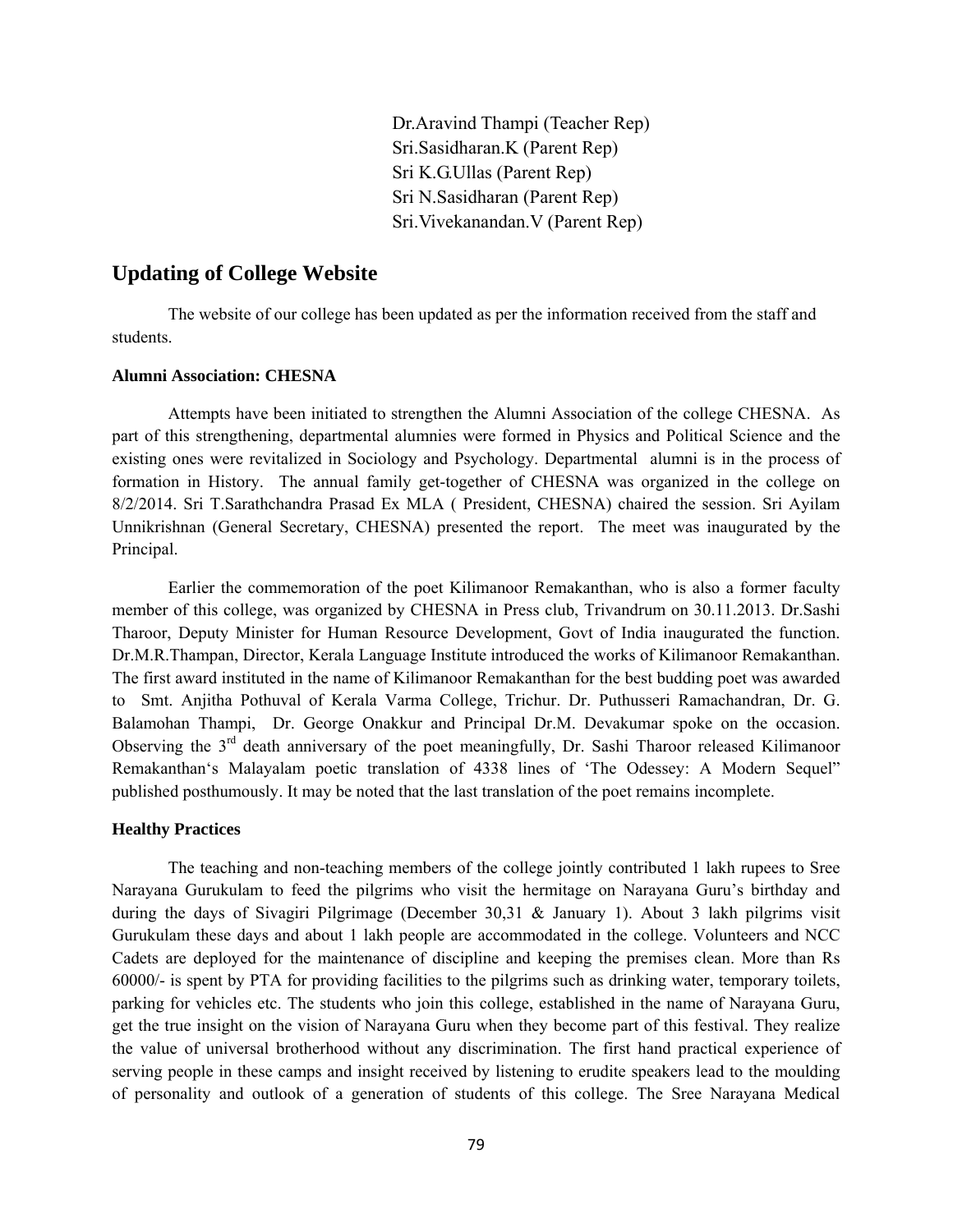Dr.Aravind Thampi (Teacher Rep)
Sri.Sasidharan.K (Parent Rep)
Sri K.G.Ullas (Parent Rep)
Sri N.Sasidharan (Parent Rep)
Sri.Vivekanandan.V (Parent Rep)

## Updating of College Website

The website of our college has been updated as per the information received from the staff and students.

**Alumni Association: CHESNA**

Attempts have been initiated to strengthen the Alumni Association of the college CHESNA. As part of this strengthening, departmental alumnies were formed in Physics and Political Science and the existing ones were revitalized in Sociology and Psychology. Departmental alumni is in the process of formation in History. The annual family get-together of CHESNA was organized in the college on 8/2/2014. Sri T.Sarathchandra Prasad Ex MLA ( President, CHESNA) chaired the session. Sri Ayilam Unnikrishnan (General Secretary, CHESNA) presented the report. The meet was inaugurated by the Principal.

Earlier the commemoration of the poet Kilimanoor Remakanthan, who is also a former faculty member of this college, was organized by CHESNA in Press club, Trivandrum on 30.11.2013. Dr.Sashi Tharoor, Deputy Minister for Human Resource Development, Govt of India inaugurated the function. Dr.M.R.Thampan, Director, Kerala Language Institute introduced the works of Kilimanoor Remakanthan. The first award instituted in the name of Kilimanoor Remakanthan for the best budding poet was awarded to Smt. Anjitha Pothuval of Kerala Varma College, Trichur. Dr. Puthusseri Ramachandran, Dr. G. Balamohan Thampi, Dr. George Onakkur and Principal Dr.M. Devakumar spoke on the occasion. Observing the 3rd death anniversary of the poet meaningfully, Dr. Sashi Tharoor released Kilimanoor Remakanthan's Malayalam poetic translation of 4338 lines of 'The Odessey: A Modern Sequel" published posthumously. It may be noted that the last translation of the poet remains incomplete.

**Healthy Practices**

The teaching and non-teaching members of the college jointly contributed 1 lakh rupees to Sree Narayana Gurukulam to feed the pilgrims who visit the hermitage on Narayana Guru's birthday and during the days of Sivagiri Pilgrimage (December 30,31 & January 1). About 3 lakh pilgrims visit Gurukulam these days and about 1 lakh people are accommodated in the college. Volunteers and NCC Cadets are deployed for the maintenance of discipline and keeping the premises clean. More than Rs 60000/- is spent by PTA for providing facilities to the pilgrims such as drinking water, temporary toilets, parking for vehicles etc. The students who join this college, established in the name of Narayana Guru, get the true insight on the vision of Narayana Guru when they become part of this festival. They realize the value of universal brotherhood without any discrimination. The first hand practical experience of serving people in these camps and insight received by listening to erudite speakers lead to the moulding of personality and outlook of a generation of students of this college. The Sree Narayana Medical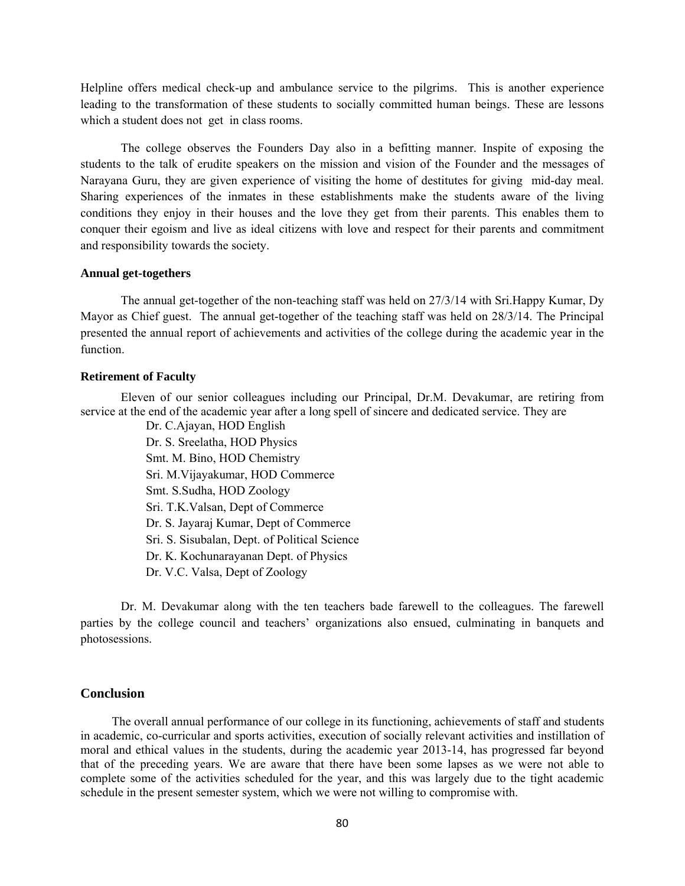Helpline offers medical check-up and ambulance service to the pilgrims. This is another experience leading to the transformation of these students to socially committed human beings. These are lessons which a student does not get in class rooms.

The college observes the Founders Day also in a befitting manner. Inspite of exposing the students to the talk of erudite speakers on the mission and vision of the Founder and the messages of Narayana Guru, they are given experience of visiting the home of destitutes for giving mid-day meal. Sharing experiences of the inmates in these establishments make the students aware of the living conditions they enjoy in their houses and the love they get from their parents. This enables them to conquer their egoism and live as ideal citizens with love and respect for their parents and commitment and responsibility towards the society.

**Annual get-togethers**

The annual get-together of the non-teaching staff was held on 27/3/14 with Sri.Happy Kumar, Dy Mayor as Chief guest. The annual get-together of the teaching staff was held on 28/3/14. The Principal presented the annual report of achievements and activities of the college during the academic year in the function.

**Retirement of Faculty**

Eleven of our senior colleagues including our Principal, Dr.M. Devakumar, are retiring from service at the end of the academic year after a long spell of sincere and dedicated service. They are

Dr. C.Ajayan, HOD English
Dr. S. Sreelatha, HOD Physics
Smt. M. Bino, HOD Chemistry
Sri. M.Vijayakumar, HOD Commerce
Smt. S.Sudha, HOD Zoology
Sri. T.K.Valsan, Dept of Commerce
Dr. S. Jayaraj Kumar, Dept of Commerce
Sri. S. Sisubalan, Dept. of Political Science
Dr. K. Kochunarayanan Dept. of Physics
Dr. V.C. Valsa, Dept of Zoology

Dr. M. Devakumar along with the ten teachers bade farewell to the colleagues. The farewell parties by the college council and teachers' organizations also ensued, culminating in banquets and photosessions.

## Conclusion

The overall annual performance of our college in its functioning, achievements of staff and students in academic, co-curricular and sports activities, execution of socially relevant activities and instillation of moral and ethical values in the students, during the academic year 2013-14, has progressed far beyond that of the preceding years. We are aware that there have been some lapses as we were not able to complete some of the activities scheduled for the year, and this was largely due to the tight academic schedule in the present semester system, which we were not willing to compromise with.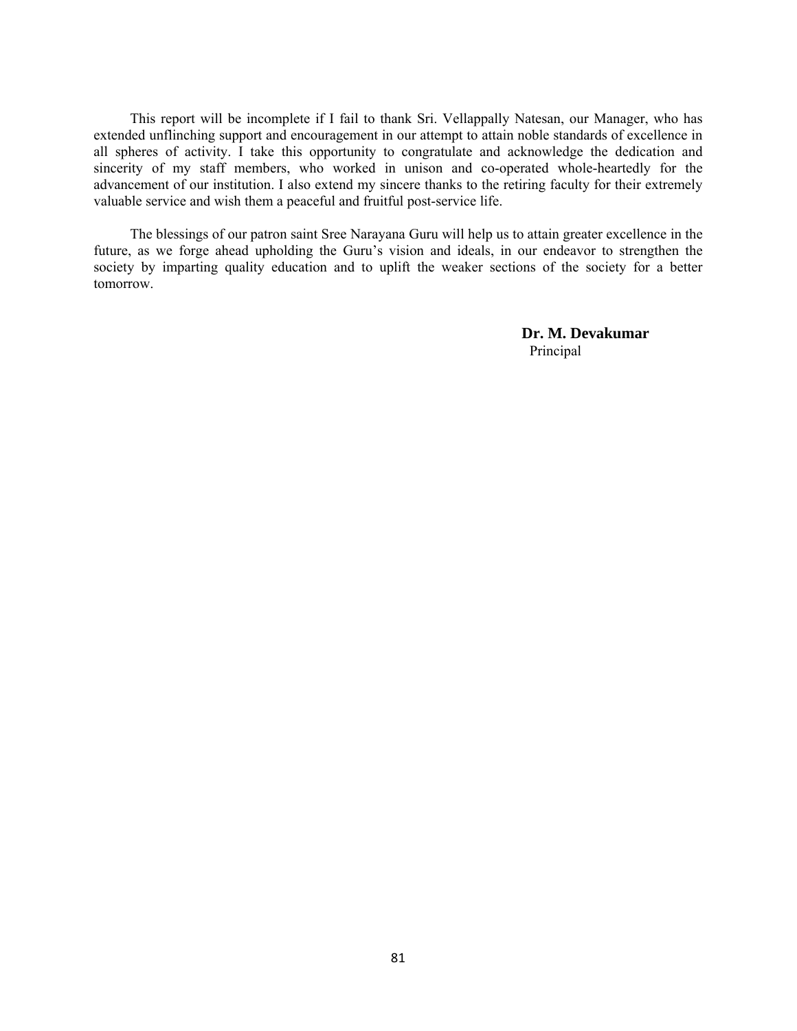This report will be incomplete if I fail to thank Sri. Vellappally Natesan, our Manager, who has extended unflinching support and encouragement in our attempt to attain noble standards of excellence in all spheres of activity. I take this opportunity to congratulate and acknowledge the dedication and sincerity of my staff members, who worked in unison and co-operated whole-heartedly for the advancement of our institution. I also extend my sincere thanks to the retiring faculty for their extremely valuable service and wish them a peaceful and fruitful post-service life.

The blessings of our patron saint Sree Narayana Guru will help us to attain greater excellence in the future, as we forge ahead upholding the Guru's vision and ideals, in our endeavor to strengthen the society by imparting quality education and to uplift the weaker sections of the society for a better tomorrow.

**Dr. M. Devakumar**
Principal